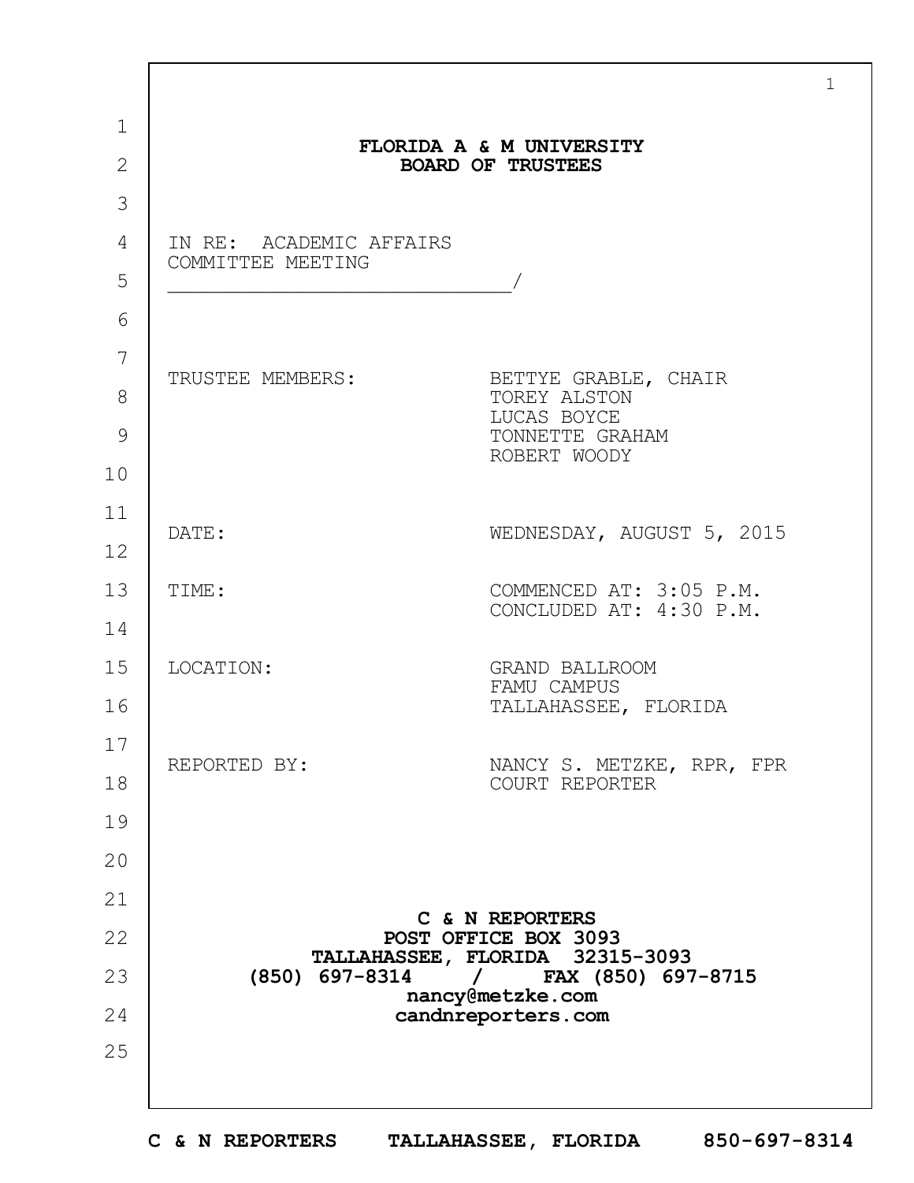# FLORIDA A & M UNIVERSITY
## BOARD OF TRUSTEES

IN RE: ACADEMIC AFFAIRS
COMMITTEE MEETING
______________________________/

| | |
|---|---|
| TRUSTEE MEMBERS: | BETTYE GRABLE, CHAIR<br>TOREY ALSTON<br>LUCAS BOYCE<br>TONNETTE GRAHAM<br>ROBERT WOODY |
| DATE: | WEDNESDAY, AUGUST 5, 2015 |
| TIME: | COMMENCED AT: 3:05 P.M.<br>CONCLUDED AT: 4:30 P.M. |
| LOCATION: | GRAND BALLROOM<br>FAMU CAMPUS<br>TALLAHASSEE, FLORIDA |
| REPORTED BY: | NANCY S. METZKE, RPR, FPR<br>COURT REPORTER |

**C & N REPORTERS**
**POST OFFICE BOX 3093**
**TALLAHASSEE, FLORIDA 32315-3093**
**(850) 697-8314 / FAX (850) 697-8715**
**nancy@metzke.com**
**candnreporters.com**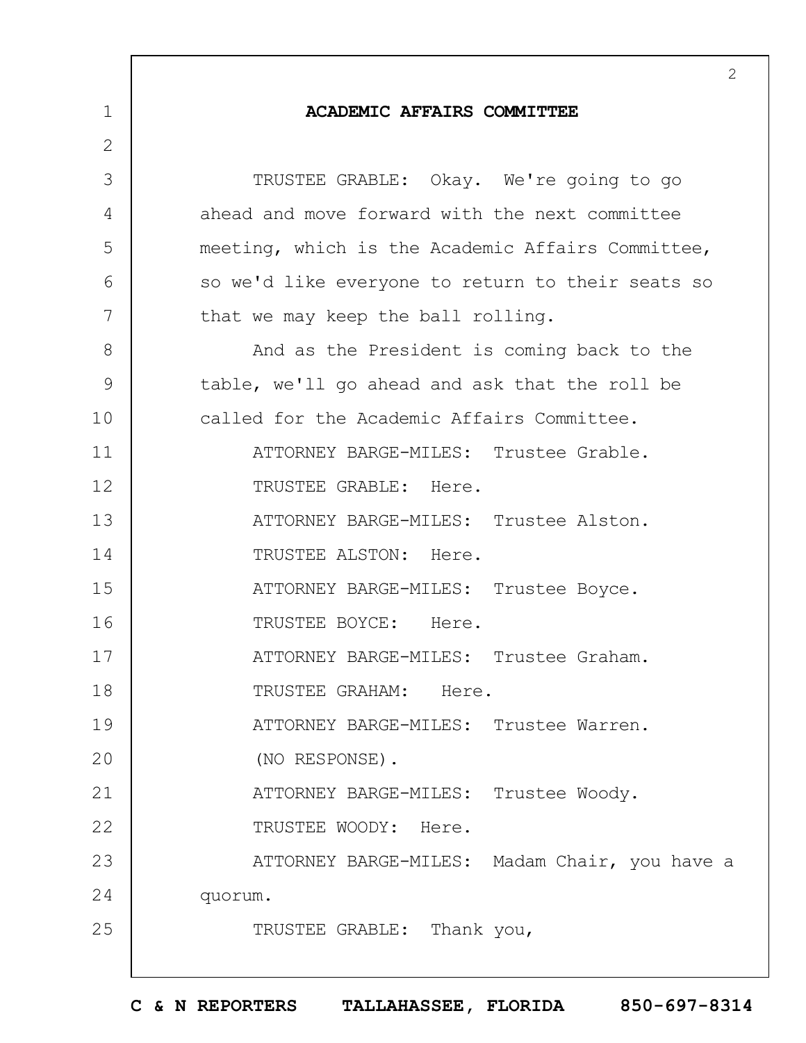## ACADEMIC AFFAIRS COMMITTEE

TRUSTEE GRABLE: Okay. We're going to go ahead and move forward with the next committee meeting, which is the Academic Affairs Committee, so we'd like everyone to return to their seats so that we may keep the ball rolling.

And as the President is coming back to the table, we'll go ahead and ask that the roll be called for the Academic Affairs Committee.

ATTORNEY BARGE-MILES: Trustee Grable.

TRUSTEE GRABLE: Here.

ATTORNEY BARGE-MILES: Trustee Alston.

TRUSTEE ALSTON: Here.

ATTORNEY BARGE-MILES: Trustee Boyce.

TRUSTEE BOYCE: Here.

ATTORNEY BARGE-MILES: Trustee Graham.

TRUSTEE GRAHAM: Here.

ATTORNEY BARGE-MILES: Trustee Warren.

(NO RESPONSE).

ATTORNEY BARGE-MILES: Trustee Woody.

TRUSTEE WOODY: Here.

ATTORNEY BARGE-MILES: Madam Chair, you have a quorum.

TRUSTEE GRABLE: Thank you,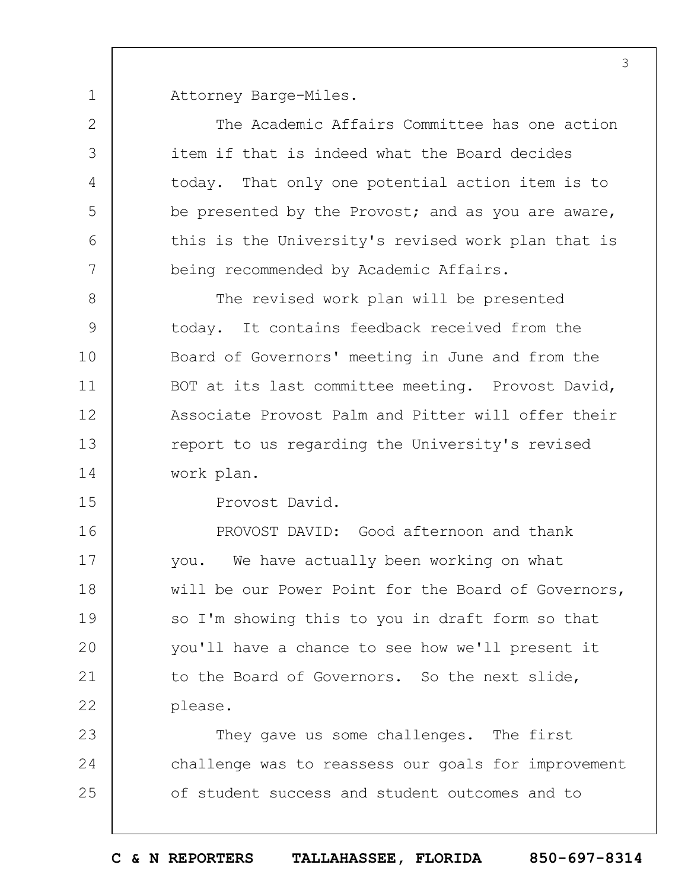Attorney Barge-Miles.

The Academic Affairs Committee has one action item if that is indeed what the Board decides today. That only one potential action item is to be presented by the Provost; and as you are aware, this is the University's revised work plan that is being recommended by Academic Affairs.

The revised work plan will be presented today. It contains feedback received from the Board of Governors' meeting in June and from the BOT at its last committee meeting. Provost David, Associate Provost Palm and Pitter will offer their report to us regarding the University's revised work plan.

Provost David.

PROVOST DAVID: Good afternoon and thank you. We have actually been working on what will be our Power Point for the Board of Governors, so I'm showing this to you in draft form so that you'll have a chance to see how we'll present it to the Board of Governors. So the next slide, please.

They gave us some challenges. The first challenge was to reassess our goals for improvement of student success and student outcomes and to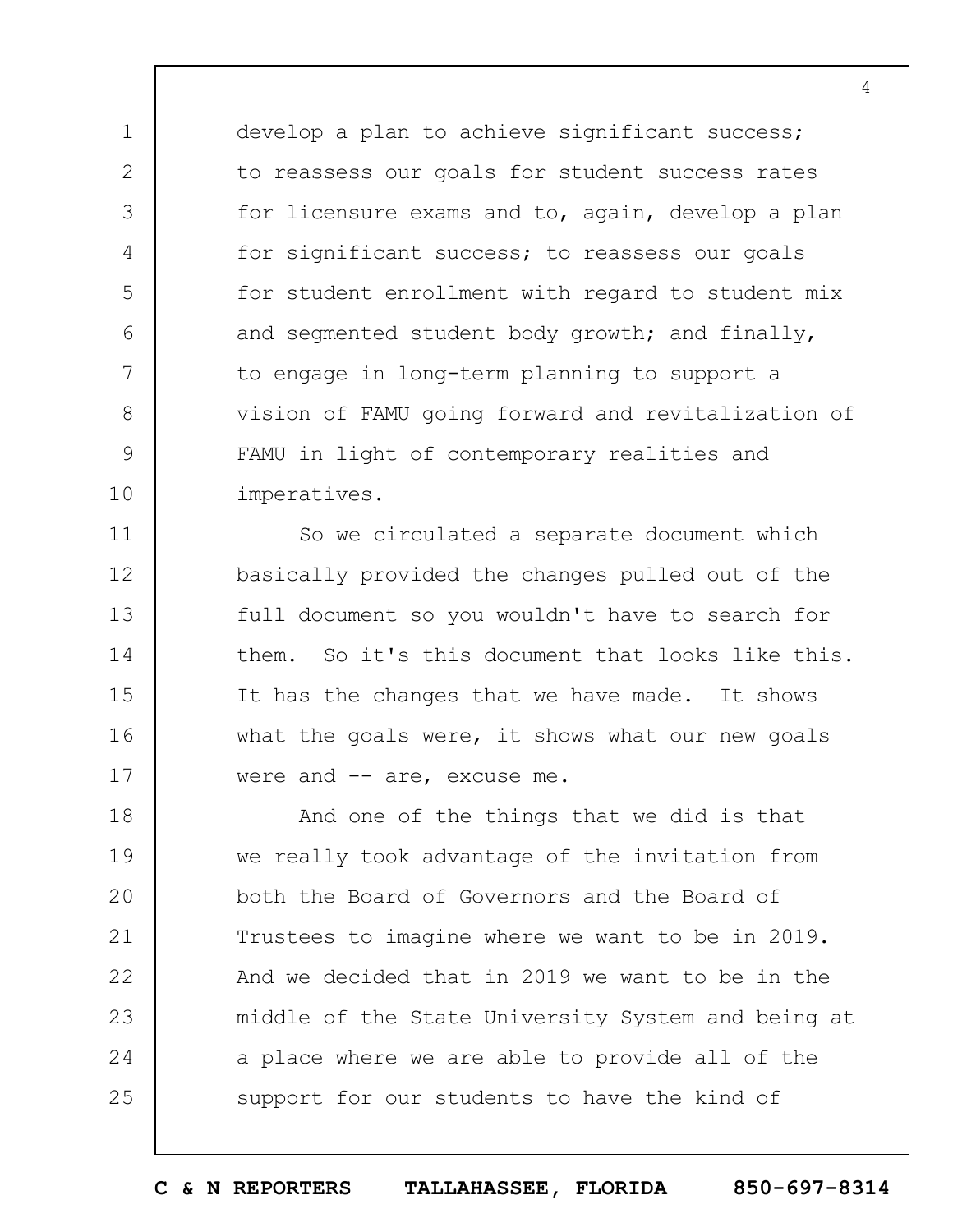develop a plan to achieve significant success; to reassess our goals for student success rates for licensure exams and to, again, develop a plan for significant success; to reassess our goals for student enrollment with regard to student mix and segmented student body growth; and finally, to engage in long-term planning to support a vision of FAMU going forward and revitalization of FAMU in light of contemporary realities and imperatives.

So we circulated a separate document which basically provided the changes pulled out of the full document so you wouldn't have to search for them. So it's this document that looks like this. It has the changes that we have made. It shows what the goals were, it shows what our new goals were and -- are, excuse me.

And one of the things that we did is that we really took advantage of the invitation from both the Board of Governors and the Board of Trustees to imagine where we want to be in 2019. And we decided that in 2019 we want to be in the middle of the State University System and being at a place where we are able to provide all of the support for our students to have the kind of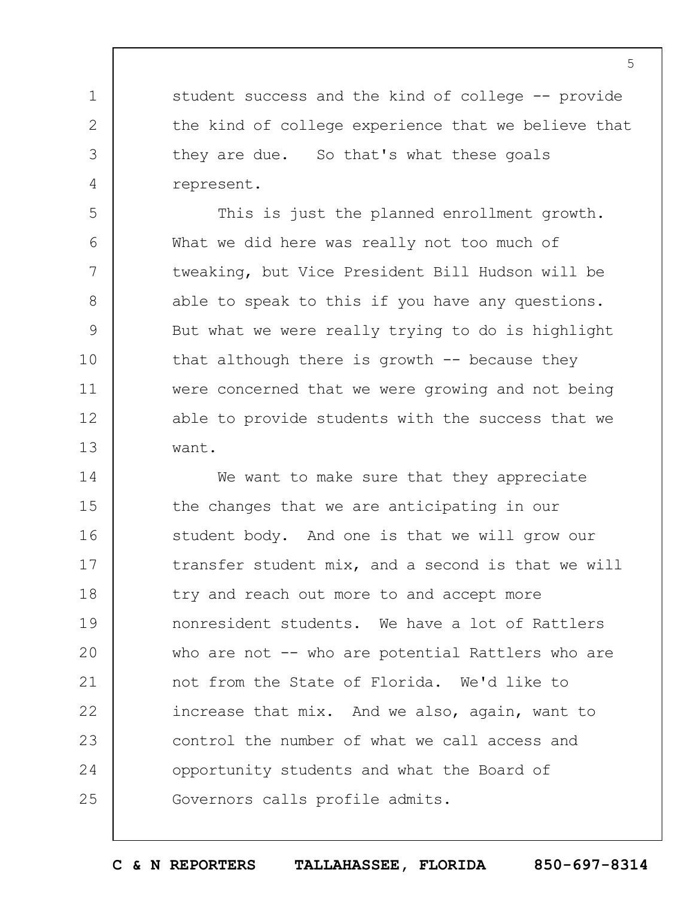student success and the kind of college -- provide the kind of college experience that we believe that they are due. So that's what these goals represent.

This is just the planned enrollment growth. What we did here was really not too much of tweaking, but Vice President Bill Hudson will be able to speak to this if you have any questions. But what we were really trying to do is highlight that although there is growth -- because they were concerned that we were growing and not being able to provide students with the success that we want.

We want to make sure that they appreciate the changes that we are anticipating in our student body. And one is that we will grow our transfer student mix, and a second is that we will try and reach out more to and accept more nonresident students. We have a lot of Rattlers who are not -- who are potential Rattlers who are not from the State of Florida. We'd like to increase that mix. And we also, again, want to control the number of what we call access and opportunity students and what the Board of Governors calls profile admits.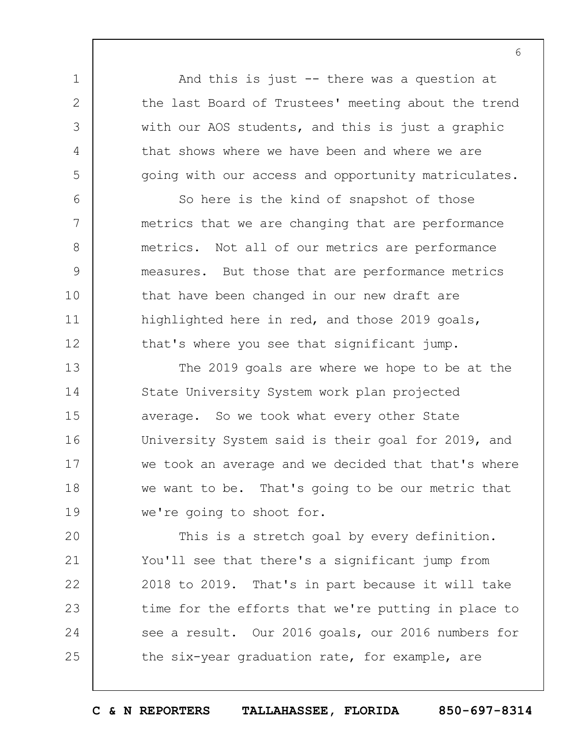And this is just -- there was a question at the last Board of Trustees' meeting about the trend with our AOS students, and this is just a graphic that shows where we have been and where we are going with our access and opportunity matriculates.

So here is the kind of snapshot of those metrics that we are changing that are performance metrics. Not all of our metrics are performance measures. But those that are performance metrics that have been changed in our new draft are highlighted here in red, and those 2019 goals, that's where you see that significant jump.

The 2019 goals are where we hope to be at the State University System work plan projected average. So we took what every other State University System said is their goal for 2019, and we took an average and we decided that that's where we want to be. That's going to be our metric that we're going to shoot for.

This is a stretch goal by every definition. You'll see that there's a significant jump from 2018 to 2019. That's in part because it will take time for the efforts that we're putting in place to see a result. Our 2016 goals, our 2016 numbers for the six-year graduation rate, for example, are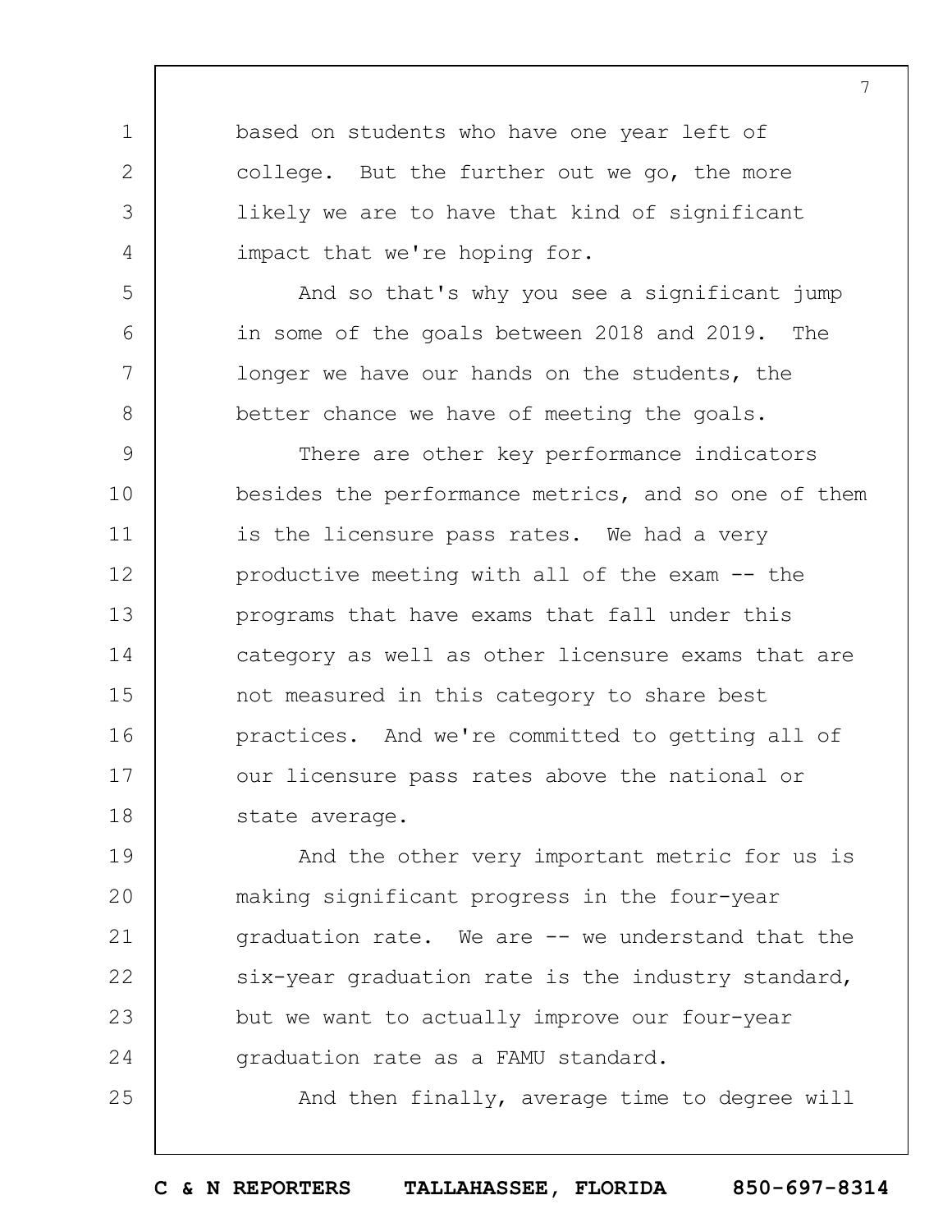based on students who have one year left of college. But the further out we go, the more likely we are to have that kind of significant impact that we're hoping for.

And so that's why you see a significant jump in some of the goals between 2018 and 2019. The longer we have our hands on the students, the better chance we have of meeting the goals.

There are other key performance indicators besides the performance metrics, and so one of them is the licensure pass rates. We had a very productive meeting with all of the exam -- the programs that have exams that fall under this category as well as other licensure exams that are not measured in this category to share best practices. And we're committed to getting all of our licensure pass rates above the national or state average.

And the other very important metric for us is making significant progress in the four-year graduation rate. We are -- we understand that the six-year graduation rate is the industry standard, but we want to actually improve our four-year graduation rate as a FAMU standard.

And then finally, average time to degree will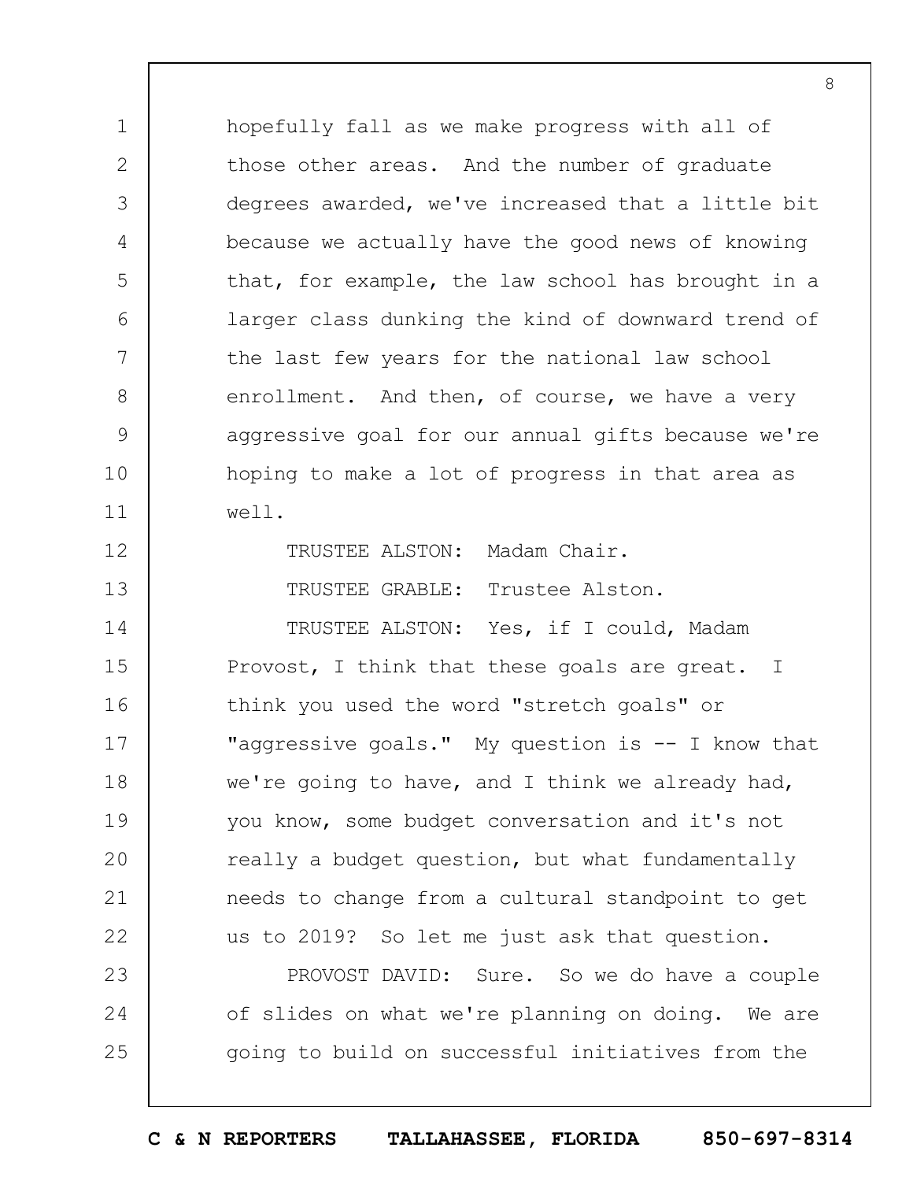hopefully fall as we make progress with all of those other areas. And the number of graduate degrees awarded, we've increased that a little bit because we actually have the good news of knowing that, for example, the law school has brought in a larger class dunking the kind of downward trend of the last few years for the national law school enrollment. And then, of course, we have a very aggressive goal for our annual gifts because we're hoping to make a lot of progress in that area as well.

TRUSTEE ALSTON: Madam Chair.

TRUSTEE GRABLE: Trustee Alston.

TRUSTEE ALSTON: Yes, if I could, Madam Provost, I think that these goals are great. I think you used the word "stretch goals" or "aggressive goals." My question is -- I know that we're going to have, and I think we already had, you know, some budget conversation and it's not really a budget question, but what fundamentally needs to change from a cultural standpoint to get us to 2019? So let me just ask that question.

PROVOST DAVID: Sure. So we do have a couple of slides on what we're planning on doing. We are going to build on successful initiatives from the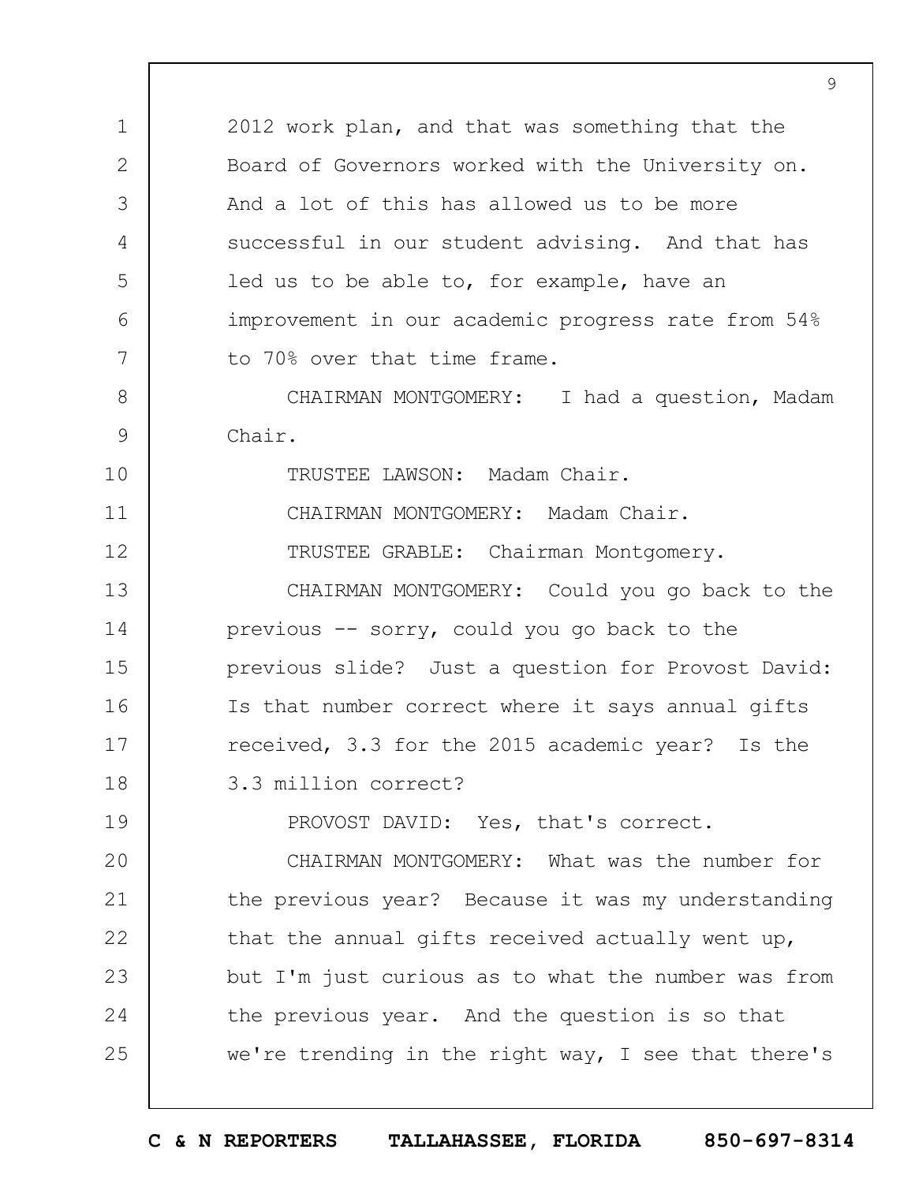2012 work plan, and that was something that the Board of Governors worked with the University on. And a lot of this has allowed us to be more successful in our student advising. And that has led us to be able to, for example, have an improvement in our academic progress rate from 54% to 70% over that time frame.

CHAIRMAN MONTGOMERY: I had a question, Madam Chair.

TRUSTEE LAWSON: Madam Chair.

CHAIRMAN MONTGOMERY: Madam Chair.

TRUSTEE GRABLE: Chairman Montgomery.

CHAIRMAN MONTGOMERY: Could you go back to the previous -- sorry, could you go back to the previous slide? Just a question for Provost David: Is that number correct where it says annual gifts received, 3.3 for the 2015 academic year? Is the 3.3 million correct?

PROVOST DAVID: Yes, that's correct.

CHAIRMAN MONTGOMERY: What was the number for the previous year? Because it was my understanding that the annual gifts received actually went up, but I'm just curious as to what the number was from the previous year. And the question is so that we're trending in the right way, I see that there's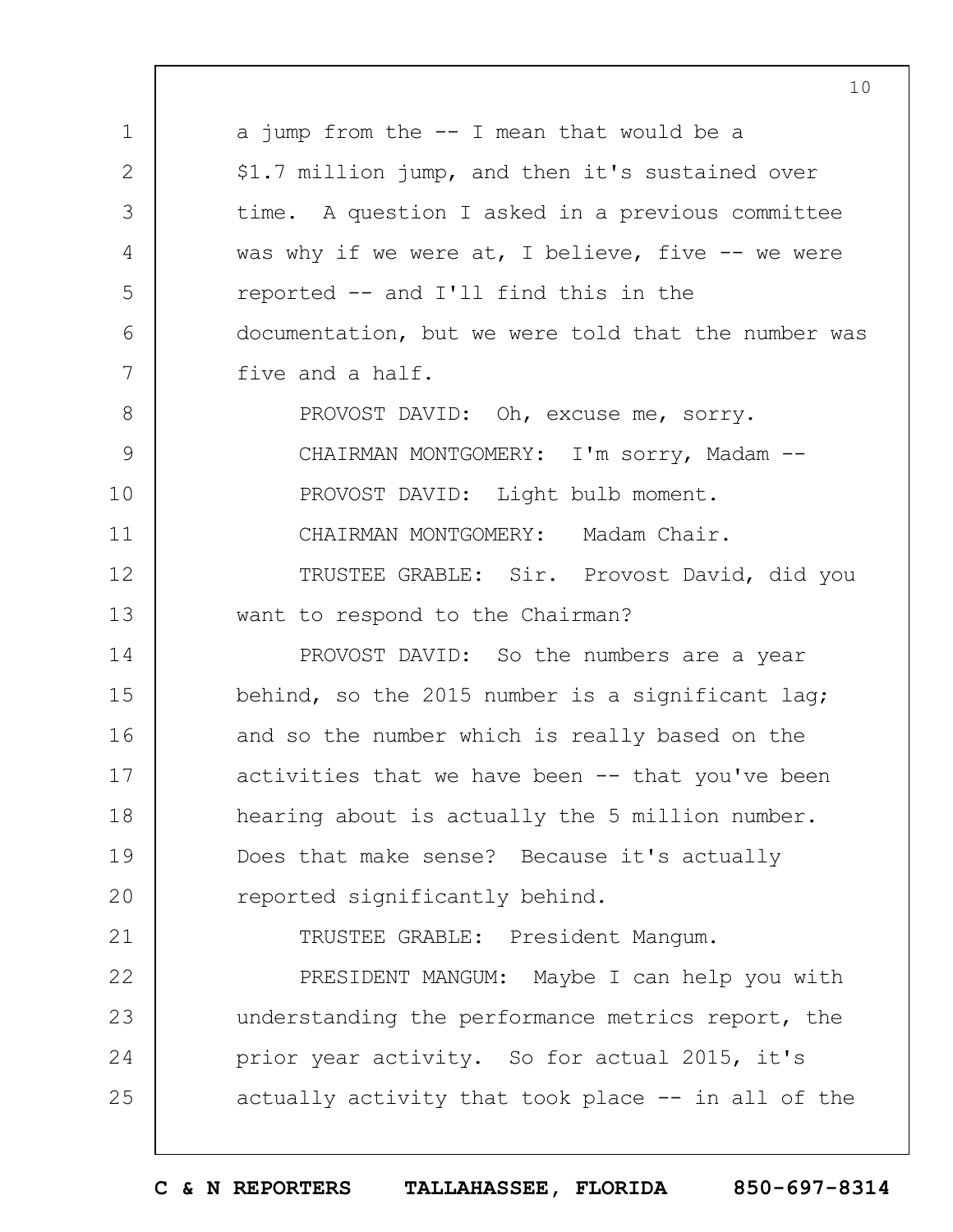a jump from the -- I mean that would be a $1.7 million jump, and then it's sustained over time. A question I asked in a previous committee was why if we were at, I believe, five -- we were reported -- and I'll find this in the documentation, but we were told that the number was five and a half.

PROVOST DAVID: Oh, excuse me, sorry.

CHAIRMAN MONTGOMERY: I'm sorry, Madam --

PROVOST DAVID: Light bulb moment.

CHAIRMAN MONTGOMERY: Madam Chair.

TRUSTEE GRABLE: Sir. Provost David, did you want to respond to the Chairman?

PROVOST DAVID: So the numbers are a year behind, so the 2015 number is a significant lag; and so the number which is really based on the activities that we have been -- that you've been hearing about is actually the 5 million number. Does that make sense? Because it's actually reported significantly behind.

TRUSTEE GRABLE: President Mangum.

PRESIDENT MANGUM: Maybe I can help you with understanding the performance metrics report, the prior year activity. So for actual 2015, it's actually activity that took place -- in all of the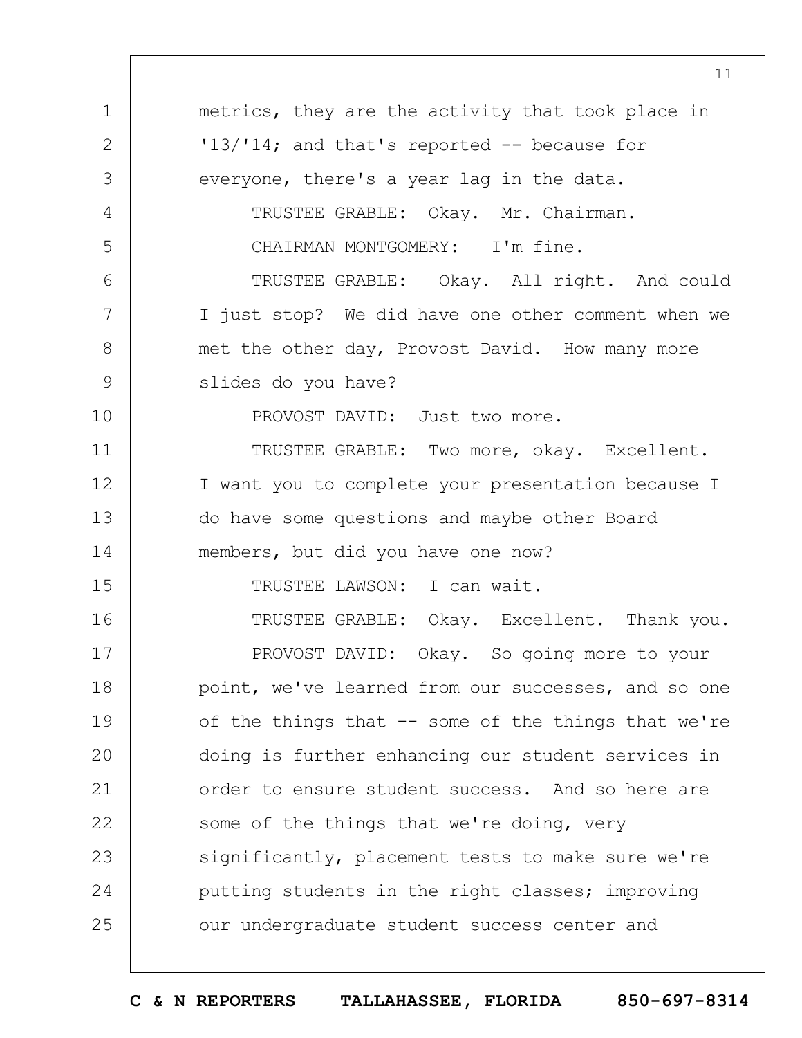metrics, they are the activity that took place in '13/'14; and that's reported -- because for everyone, there's a year lag in the data.

TRUSTEE GRABLE: Okay. Mr. Chairman.

CHAIRMAN MONTGOMERY: I'm fine.

TRUSTEE GRABLE: Okay. All right. And could I just stop? We did have one other comment when we met the other day, Provost David. How many more slides do you have?

PROVOST DAVID: Just two more.

TRUSTEE GRABLE: Two more, okay. Excellent. I want you to complete your presentation because I do have some questions and maybe other Board members, but did you have one now?

TRUSTEE LAWSON: I can wait.

TRUSTEE GRABLE: Okay. Excellent. Thank you.

PROVOST DAVID: Okay. So going more to your point, we've learned from our successes, and so one of the things that -- some of the things that we're doing is further enhancing our student services in order to ensure student success. And so here are some of the things that we're doing, very significantly, placement tests to make sure we're putting students in the right classes; improving our undergraduate student success center and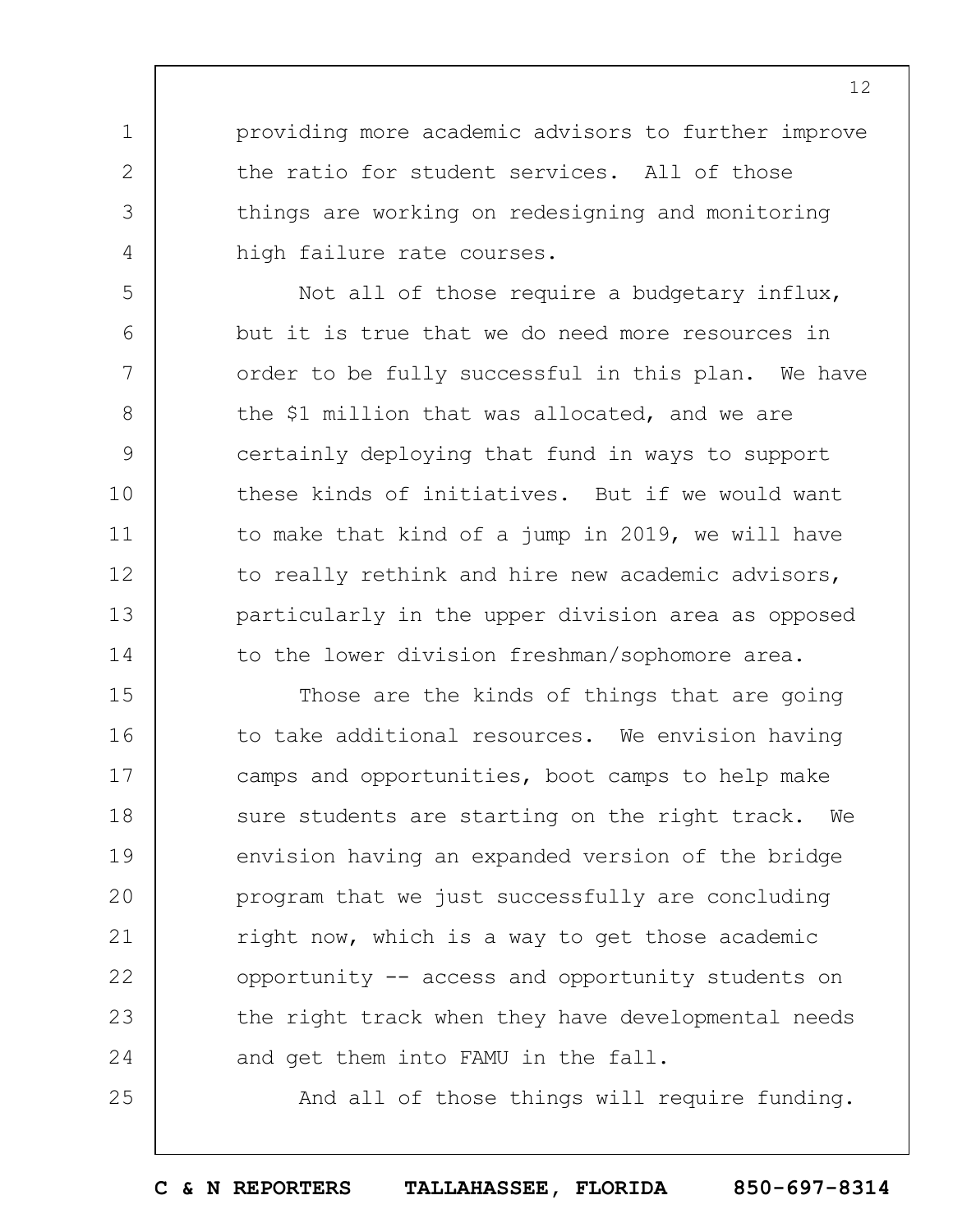providing more academic advisors to further improve the ratio for student services. All of those things are working on redesigning and monitoring high failure rate courses.

Not all of those require a budgetary influx, but it is true that we do need more resources in order to be fully successful in this plan. We have the $1 million that was allocated, and we are certainly deploying that fund in ways to support these kinds of initiatives. But if we would want to make that kind of a jump in 2019, we will have to really rethink and hire new academic advisors, particularly in the upper division area as opposed to the lower division freshman/sophomore area.

Those are the kinds of things that are going to take additional resources. We envision having camps and opportunities, boot camps to help make sure students are starting on the right track. We envision having an expanded version of the bridge program that we just successfully are concluding right now, which is a way to get those academic opportunity -- access and opportunity students on the right track when they have developmental needs and get them into FAMU in the fall.

And all of those things will require funding.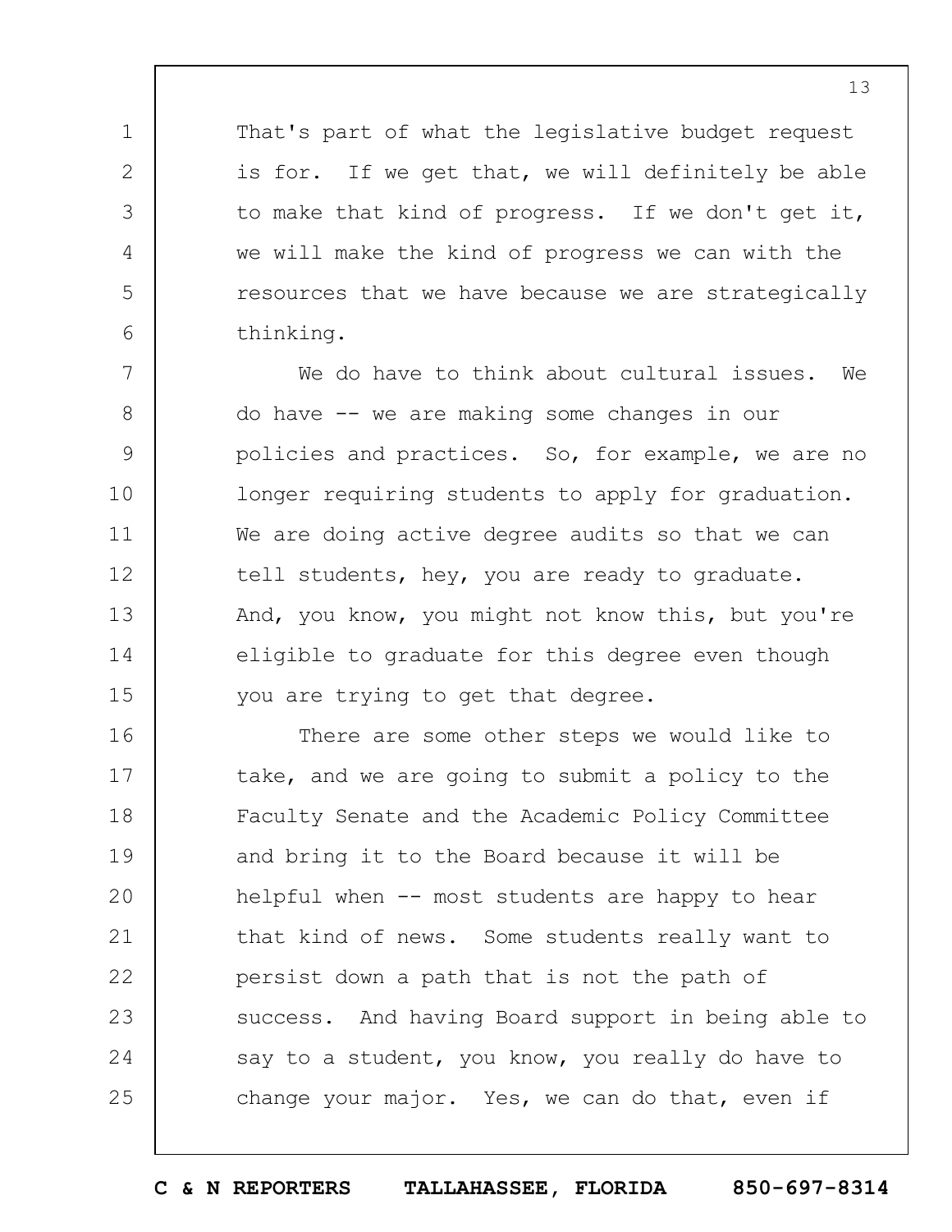That's part of what the legislative budget request is for. If we get that, we will definitely be able to make that kind of progress. If we don't get it, we will make the kind of progress we can with the resources that we have because we are strategically thinking.

We do have to think about cultural issues. We do have -- we are making some changes in our policies and practices. So, for example, we are no longer requiring students to apply for graduation. We are doing active degree audits so that we can tell students, hey, you are ready to graduate. And, you know, you might not know this, but you're eligible to graduate for this degree even though you are trying to get that degree.

There are some other steps we would like to take, and we are going to submit a policy to the Faculty Senate and the Academic Policy Committee and bring it to the Board because it will be helpful when -- most students are happy to hear that kind of news. Some students really want to persist down a path that is not the path of success. And having Board support in being able to say to a student, you know, you really do have to change your major. Yes, we can do that, even if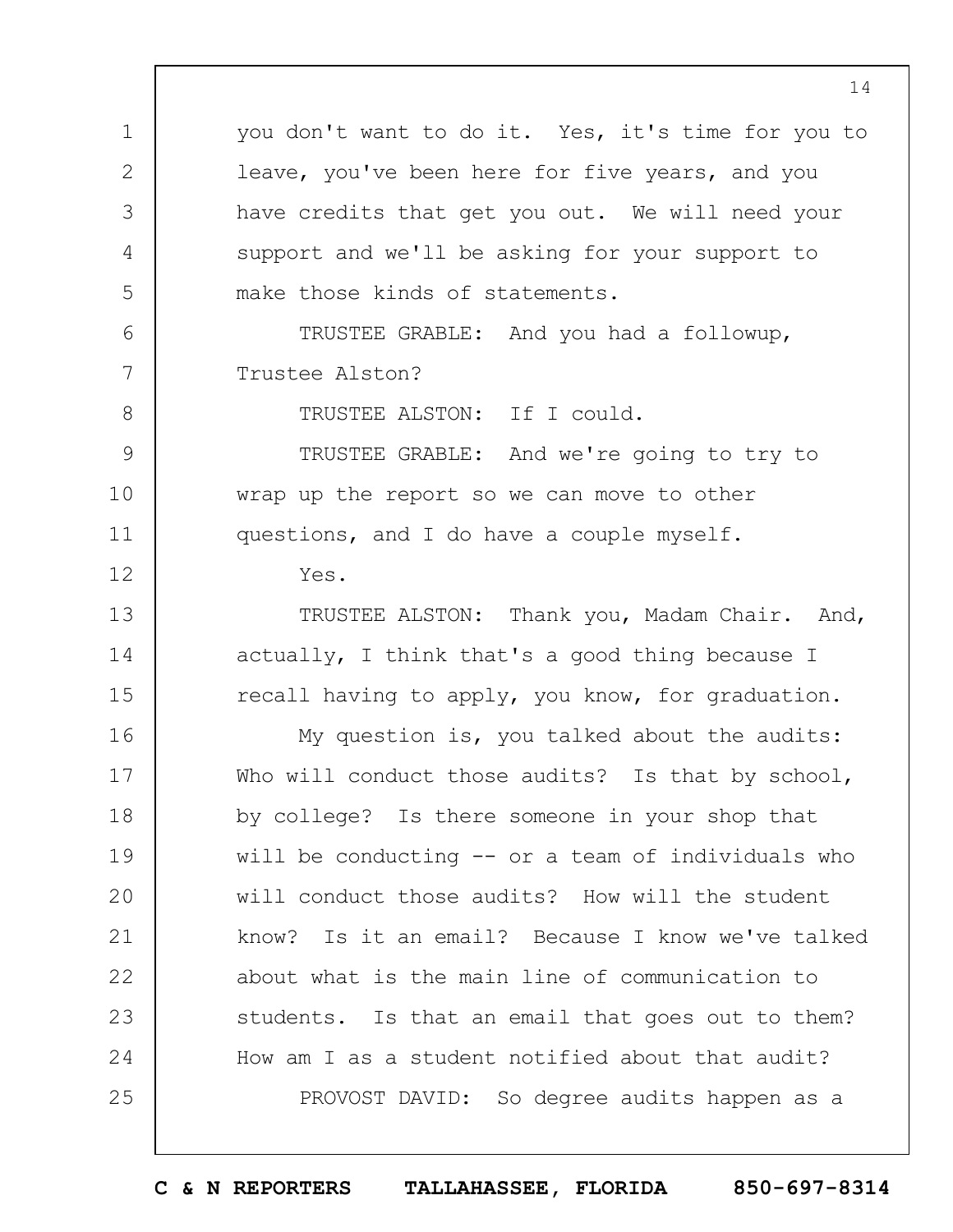you don't want to do it. Yes, it's time for you to leave, you've been here for five years, and you have credits that get you out. We will need your support and we'll be asking for your support to make those kinds of statements.

TRUSTEE GRABLE: And you had a followup, Trustee Alston?

TRUSTEE ALSTON: If I could.

TRUSTEE GRABLE: And we're going to try to wrap up the report so we can move to other questions, and I do have a couple myself.

Yes.

TRUSTEE ALSTON: Thank you, Madam Chair. And, actually, I think that's a good thing because I recall having to apply, you know, for graduation.

My question is, you talked about the audits: Who will conduct those audits? Is that by school, by college? Is there someone in your shop that will be conducting -- or a team of individuals who will conduct those audits? How will the student know? Is it an email? Because I know we've talked about what is the main line of communication to students. Is that an email that goes out to them? How am I as a student notified about that audit?

PROVOST DAVID: So degree audits happen as a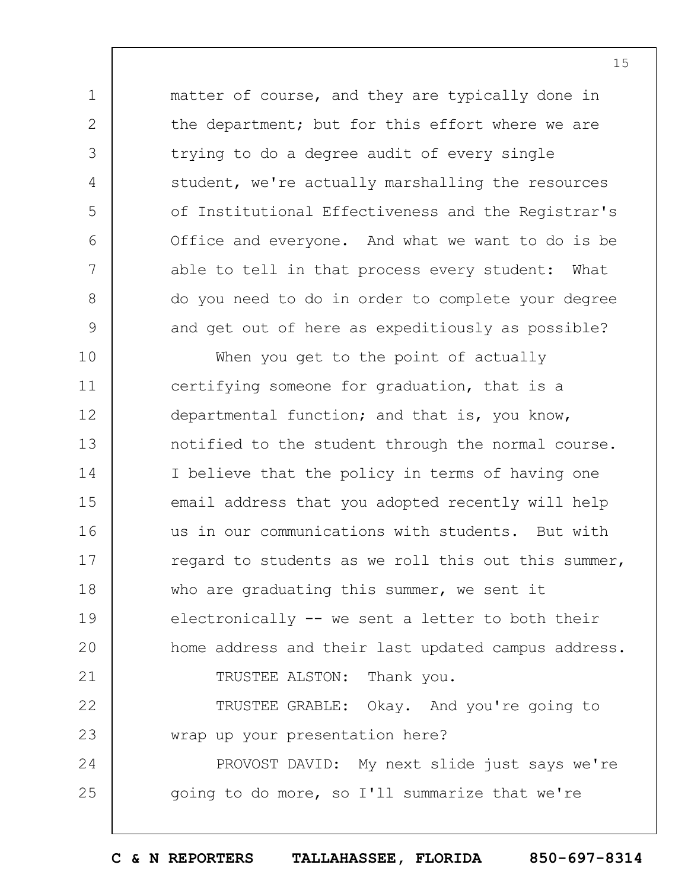matter of course, and they are typically done in the department; but for this effort where we are trying to do a degree audit of every single student, we're actually marshalling the resources of Institutional Effectiveness and the Registrar's Office and everyone. And what we want to do is be able to tell in that process every student: What do you need to do in order to complete your degree and get out of here as expeditiously as possible?

When you get to the point of actually certifying someone for graduation, that is a departmental function; and that is, you know, notified to the student through the normal course. I believe that the policy in terms of having one email address that you adopted recently will help us in our communications with students. But with regard to students as we roll this out this summer, who are graduating this summer, we sent it electronically -- we sent a letter to both their home address and their last updated campus address.

TRUSTEE ALSTON: Thank you.

TRUSTEE GRABLE: Okay. And you're going to wrap up your presentation here?

PROVOST DAVID: My next slide just says we're going to do more, so I'll summarize that we're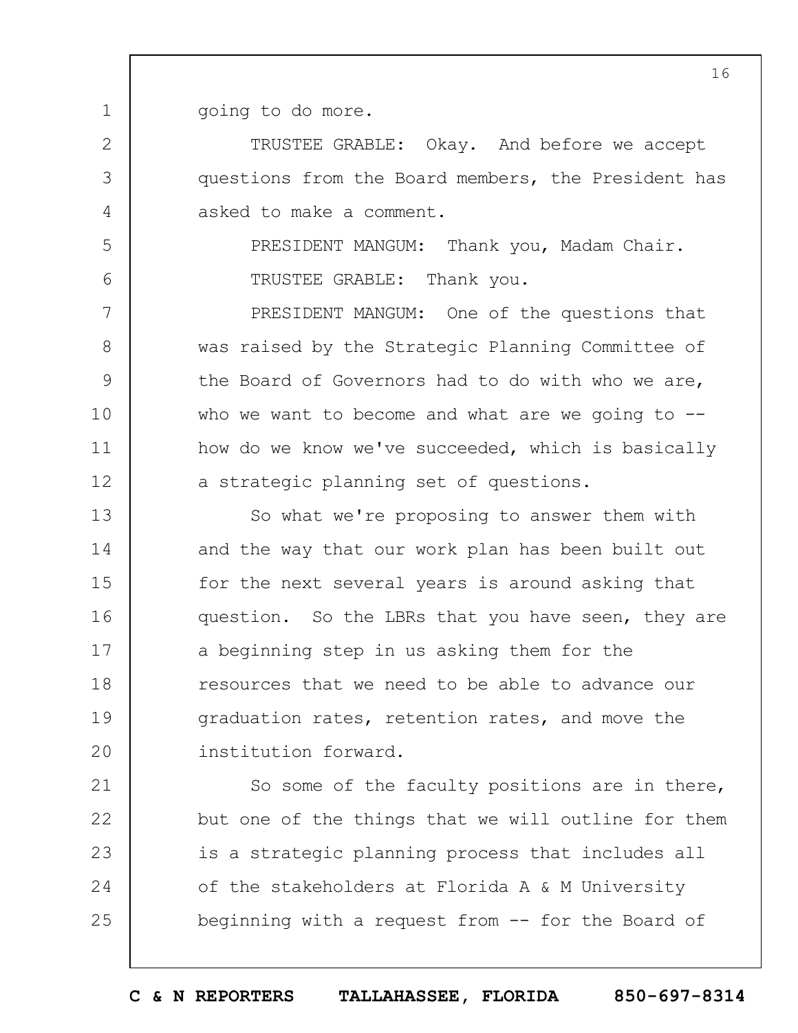going to do more.

TRUSTEE GRABLE: Okay. And before we accept questions from the Board members, the President has asked to make a comment.

PRESIDENT MANGUM: Thank you, Madam Chair.

TRUSTEE GRABLE: Thank you.

PRESIDENT MANGUM: One of the questions that was raised by the Strategic Planning Committee of the Board of Governors had to do with who we are, who we want to become and what are we going to -- how do we know we've succeeded, which is basically a strategic planning set of questions.

So what we're proposing to answer them with and the way that our work plan has been built out for the next several years is around asking that question. So the LBRs that you have seen, they are a beginning step in us asking them for the resources that we need to be able to advance our graduation rates, retention rates, and move the institution forward.

So some of the faculty positions are in there, but one of the things that we will outline for them is a strategic planning process that includes all of the stakeholders at Florida A & M University beginning with a request from -- for the Board of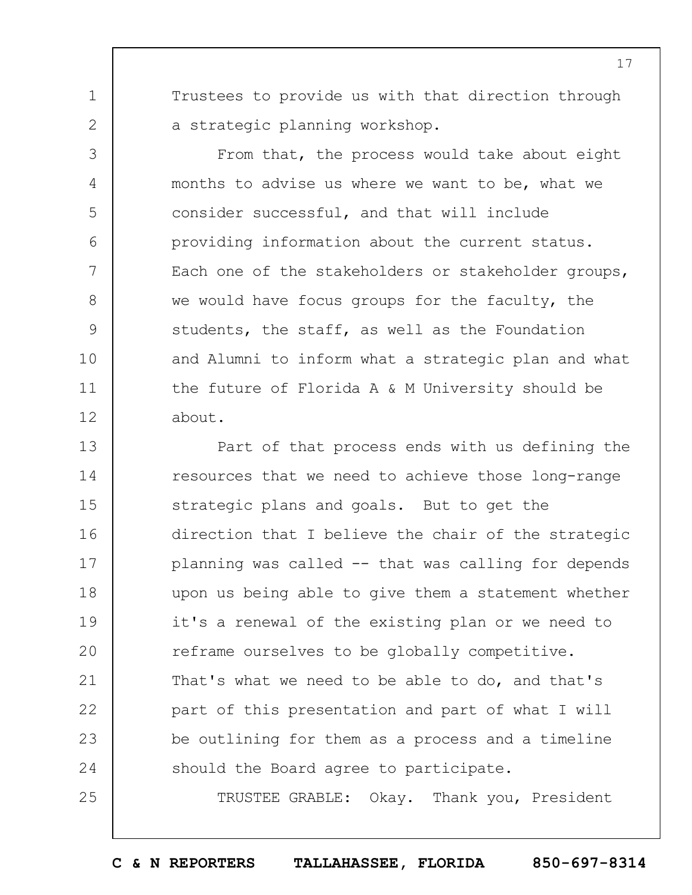Trustees to provide us with that direction through a strategic planning workshop.

From that, the process would take about eight months to advise us where we want to be, what we consider successful, and that will include providing information about the current status. Each one of the stakeholders or stakeholder groups, we would have focus groups for the faculty, the students, the staff, as well as the Foundation and Alumni to inform what a strategic plan and what the future of Florida A & M University should be about.

Part of that process ends with us defining the resources that we need to achieve those long-range strategic plans and goals. But to get the direction that I believe the chair of the strategic planning was called -- that was calling for depends upon us being able to give them a statement whether it's a renewal of the existing plan or we need to reframe ourselves to be globally competitive. That's what we need to be able to do, and that's part of this presentation and part of what I will be outlining for them as a process and a timeline should the Board agree to participate.

TRUSTEE GRABLE: Okay. Thank you, President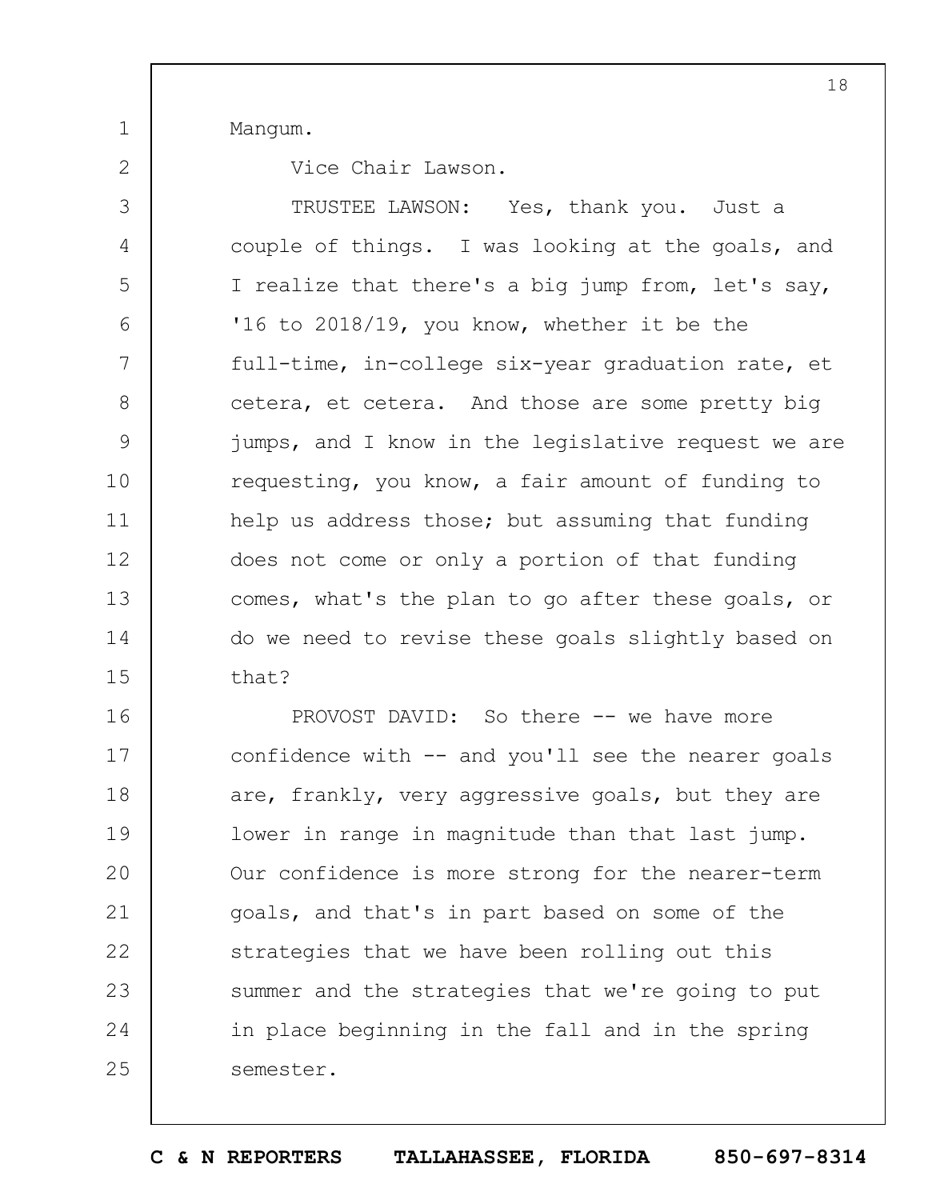Mangum.

Vice Chair Lawson.

TRUSTEE LAWSON: Yes, thank you. Just a couple of things. I was looking at the goals, and I realize that there's a big jump from, let's say, '16 to 2018/19, you know, whether it be the full-time, in-college six-year graduation rate, et cetera, et cetera. And those are some pretty big jumps, and I know in the legislative request we are requesting, you know, a fair amount of funding to help us address those; but assuming that funding does not come or only a portion of that funding comes, what's the plan to go after these goals, or do we need to revise these goals slightly based on that?

PROVOST DAVID: So there -- we have more confidence with -- and you'll see the nearer goals are, frankly, very aggressive goals, but they are lower in range in magnitude than that last jump. Our confidence is more strong for the nearer-term goals, and that's in part based on some of the strategies that we have been rolling out this summer and the strategies that we're going to put in place beginning in the fall and in the spring semester.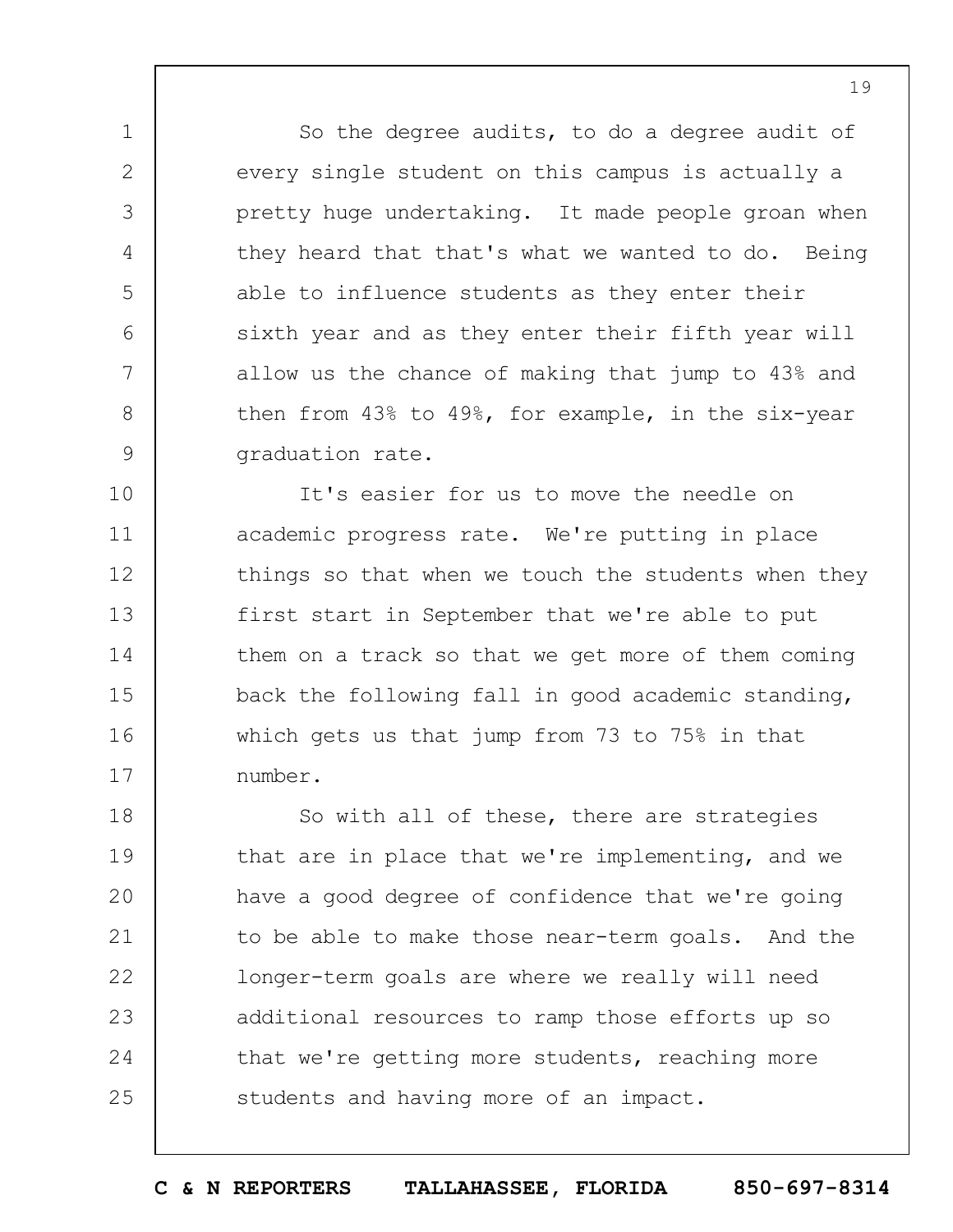So the degree audits, to do a degree audit of every single student on this campus is actually a pretty huge undertaking. It made people groan when they heard that that's what we wanted to do. Being able to influence students as they enter their sixth year and as they enter their fifth year will allow us the chance of making that jump to 43% and then from 43% to 49%, for example, in the six-year graduation rate.

It's easier for us to move the needle on academic progress rate. We're putting in place things so that when we touch the students when they first start in September that we're able to put them on a track so that we get more of them coming back the following fall in good academic standing, which gets us that jump from 73 to 75% in that number.

So with all of these, there are strategies that are in place that we're implementing, and we have a good degree of confidence that we're going to be able to make those near-term goals. And the longer-term goals are where we really will need additional resources to ramp those efforts up so that we're getting more students, reaching more students and having more of an impact.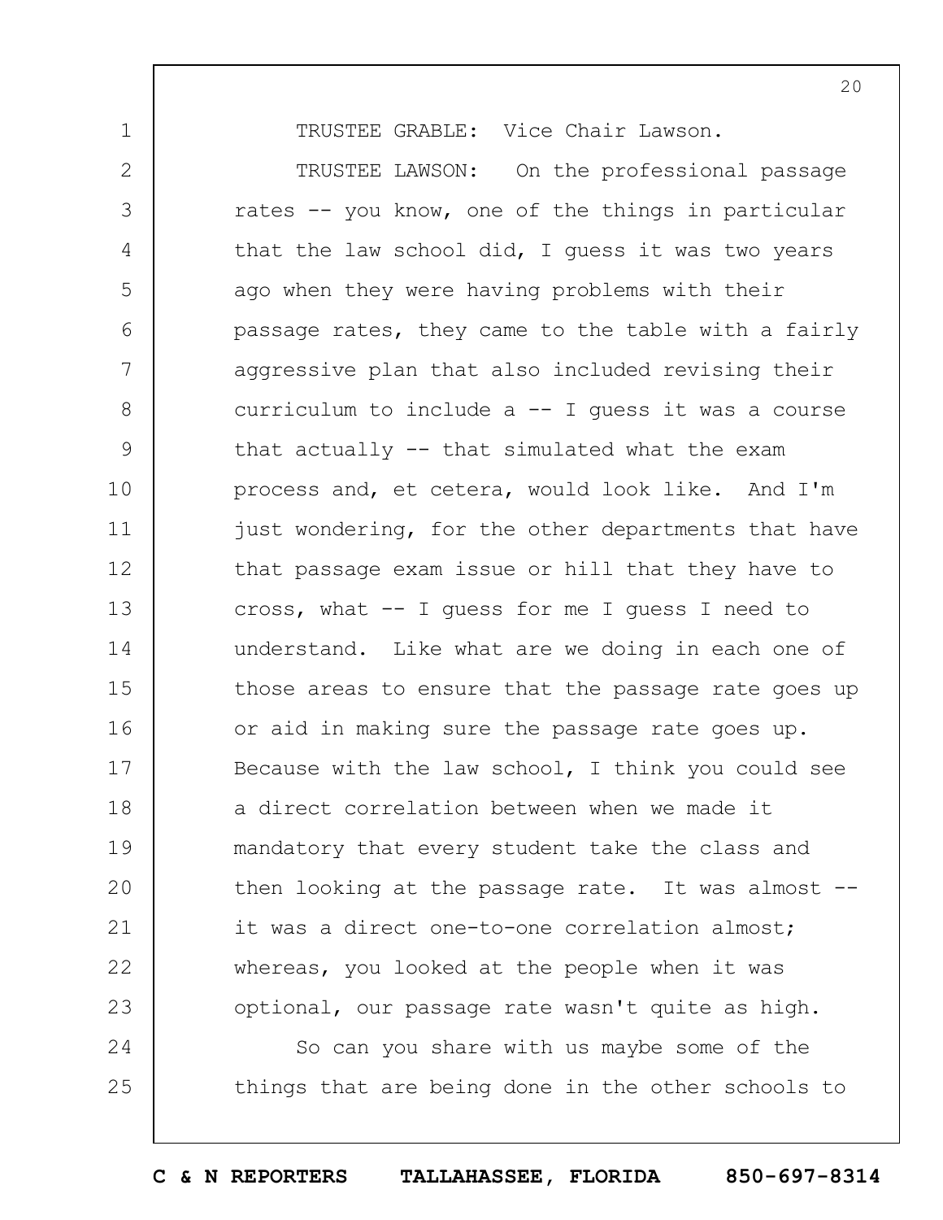TRUSTEE GRABLE: Vice Chair Lawson.

TRUSTEE LAWSON: On the professional passage rates -- you know, one of the things in particular that the law school did, I guess it was two years ago when they were having problems with their passage rates, they came to the table with a fairly aggressive plan that also included revising their curriculum to include a -- I guess it was a course that actually -- that simulated what the exam process and, et cetera, would look like. And I'm just wondering, for the other departments that have that passage exam issue or hill that they have to cross, what -- I guess for me I guess I need to understand. Like what are we doing in each one of those areas to ensure that the passage rate goes up or aid in making sure the passage rate goes up. Because with the law school, I think you could see a direct correlation between when we made it mandatory that every student take the class and then looking at the passage rate. It was almost -- it was a direct one-to-one correlation almost; whereas, you looked at the people when it was optional, our passage rate wasn't quite as high.

So can you share with us maybe some of the things that are being done in the other schools to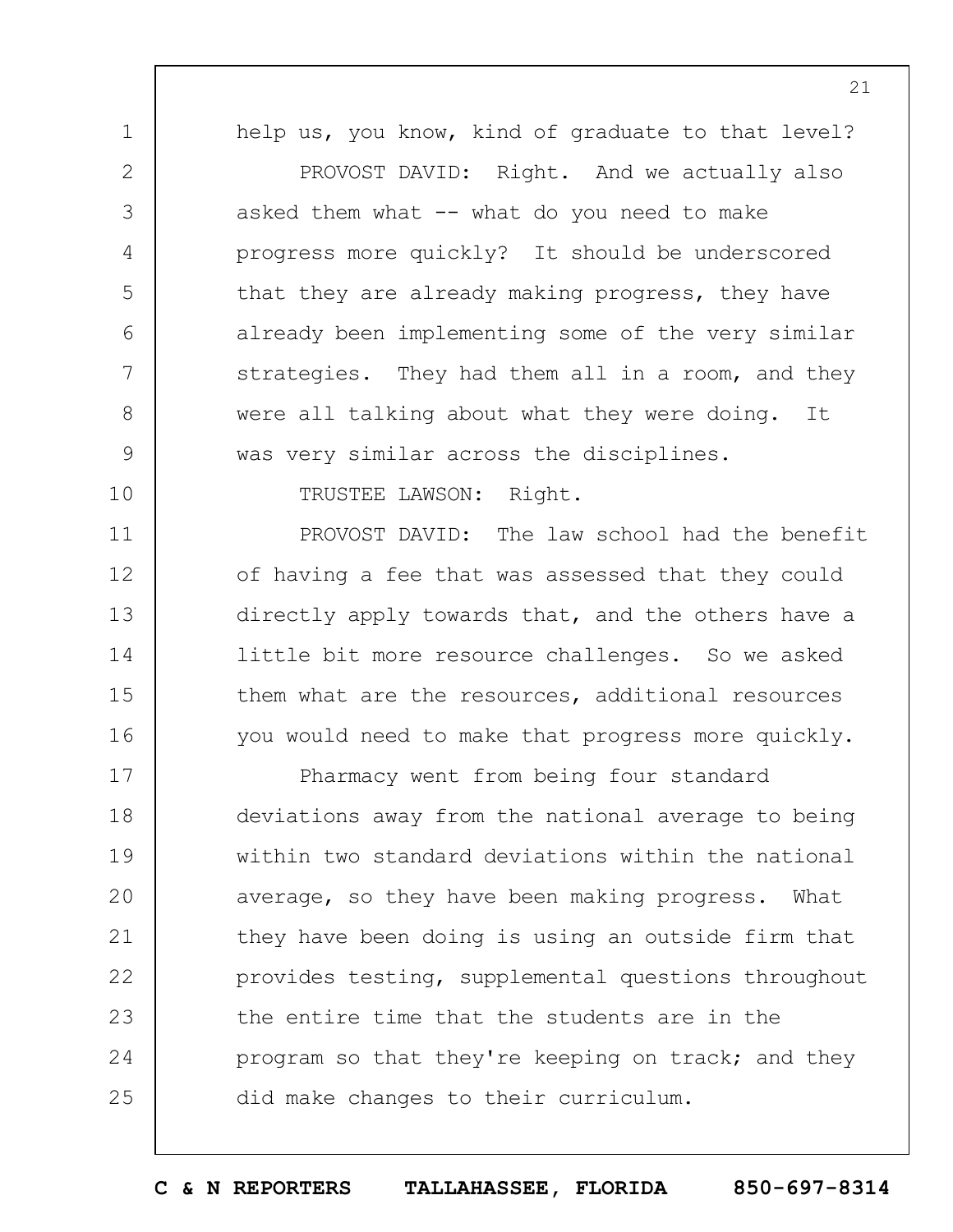help us, you know, kind of graduate to that level?

PROVOST DAVID: Right. And we actually also asked them what -- what do you need to make progress more quickly? It should be underscored that they are already making progress, they have already been implementing some of the very similar strategies. They had them all in a room, and they were all talking about what they were doing. It was very similar across the disciplines.

TRUSTEE LAWSON: Right.

PROVOST DAVID: The law school had the benefit of having a fee that was assessed that they could directly apply towards that, and the others have a little bit more resource challenges. So we asked them what are the resources, additional resources you would need to make that progress more quickly.

Pharmacy went from being four standard deviations away from the national average to being within two standard deviations within the national average, so they have been making progress. What they have been doing is using an outside firm that provides testing, supplemental questions throughout the entire time that the students are in the program so that they're keeping on track; and they did make changes to their curriculum.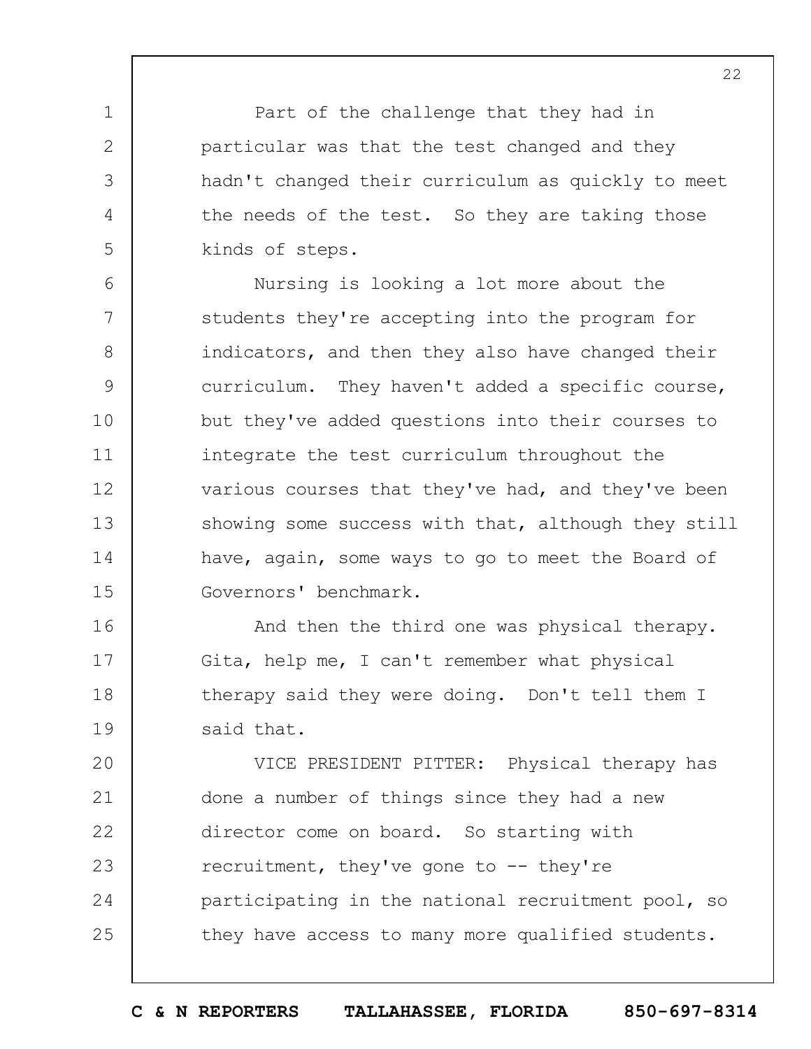Part of the challenge that they had in particular was that the test changed and they hadn't changed their curriculum as quickly to meet the needs of the test. So they are taking those kinds of steps.

Nursing is looking a lot more about the students they're accepting into the program for indicators, and then they also have changed their curriculum. They haven't added a specific course, but they've added questions into their courses to integrate the test curriculum throughout the various courses that they've had, and they've been showing some success with that, although they still have, again, some ways to go to meet the Board of Governors' benchmark.

And then the third one was physical therapy. Gita, help me, I can't remember what physical therapy said they were doing. Don't tell them I said that.

VICE PRESIDENT PITTER: Physical therapy has done a number of things since they had a new director come on board. So starting with recruitment, they've gone to -- they're participating in the national recruitment pool, so they have access to many more qualified students.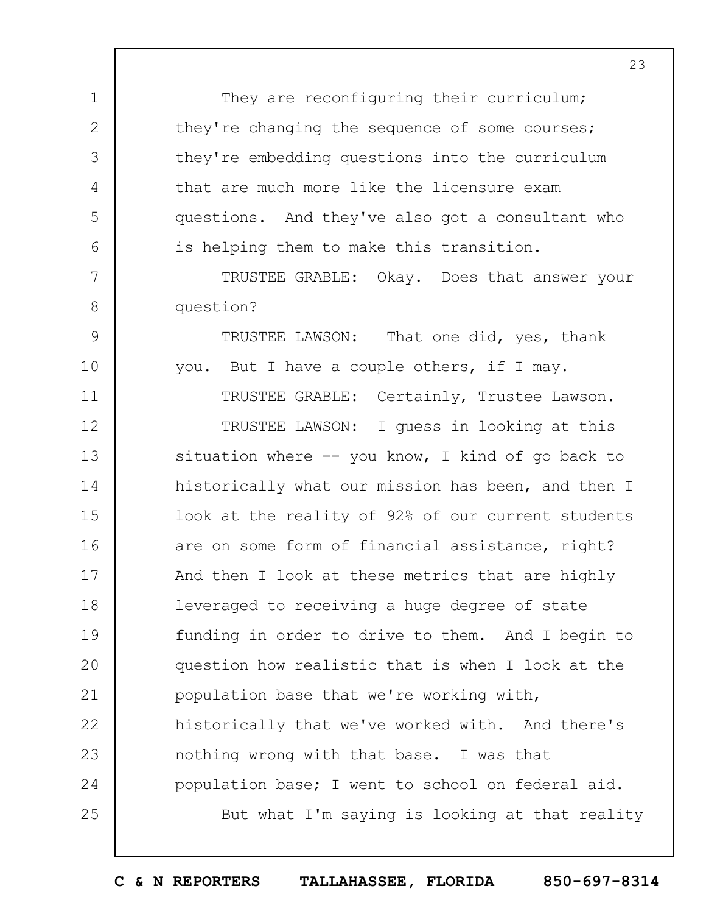They are reconfiguring their curriculum; they're changing the sequence of some courses; they're embedding questions into the curriculum that are much more like the licensure exam questions. And they've also got a consultant who is helping them to make this transition.

TRUSTEE GRABLE: Okay. Does that answer your question?

TRUSTEE LAWSON: That one did, yes, thank you. But I have a couple others, if I may.

TRUSTEE GRABLE: Certainly, Trustee Lawson.

TRUSTEE LAWSON: I guess in looking at this situation where -- you know, I kind of go back to historically what our mission has been, and then I look at the reality of 92% of our current students are on some form of financial assistance, right? And then I look at these metrics that are highly leveraged to receiving a huge degree of state funding in order to drive to them. And I begin to question how realistic that is when I look at the population base that we're working with, historically that we've worked with. And there's nothing wrong with that base. I was that population base; I went to school on federal aid.

But what I'm saying is looking at that reality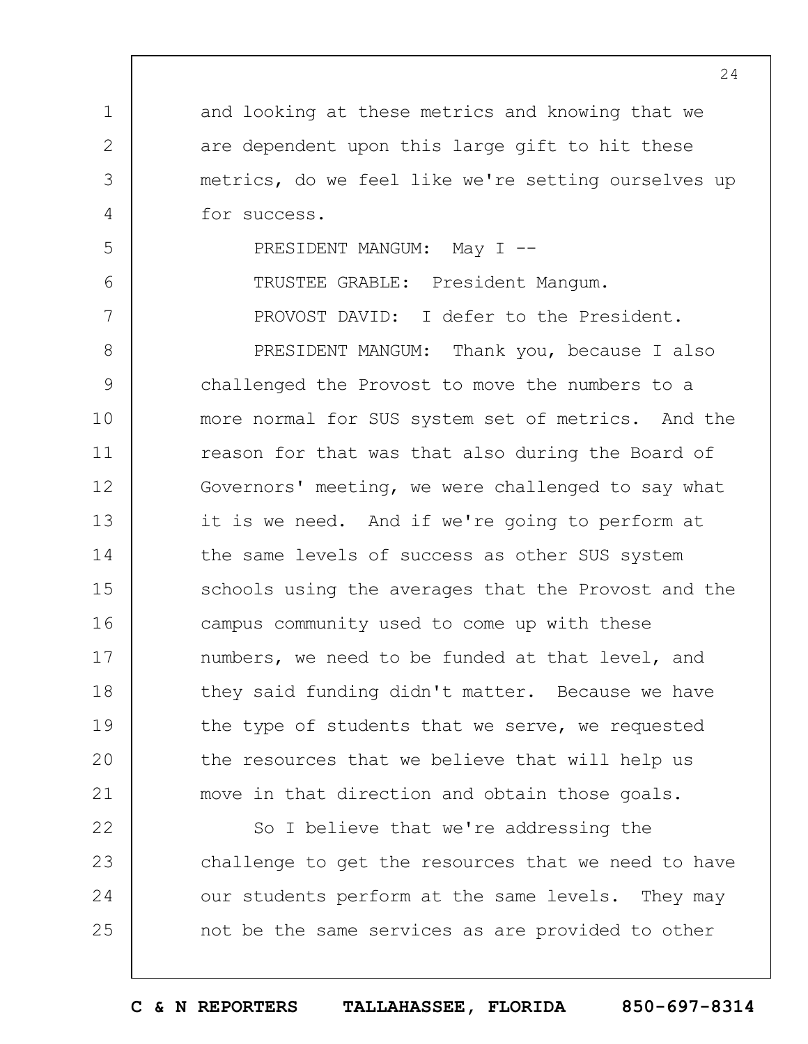and looking at these metrics and knowing that we are dependent upon this large gift to hit these metrics, do we feel like we're setting ourselves up for success.

PRESIDENT MANGUM: May I --

TRUSTEE GRABLE: President Mangum.

PROVOST DAVID: I defer to the President.

PRESIDENT MANGUM: Thank you, because I also challenged the Provost to move the numbers to a more normal for SUS system set of metrics. And the reason for that was that also during the Board of Governors' meeting, we were challenged to say what it is we need. And if we're going to perform at the same levels of success as other SUS system schools using the averages that the Provost and the campus community used to come up with these numbers, we need to be funded at that level, and they said funding didn't matter. Because we have the type of students that we serve, we requested the resources that we believe that will help us move in that direction and obtain those goals.

So I believe that we're addressing the challenge to get the resources that we need to have our students perform at the same levels. They may not be the same services as are provided to other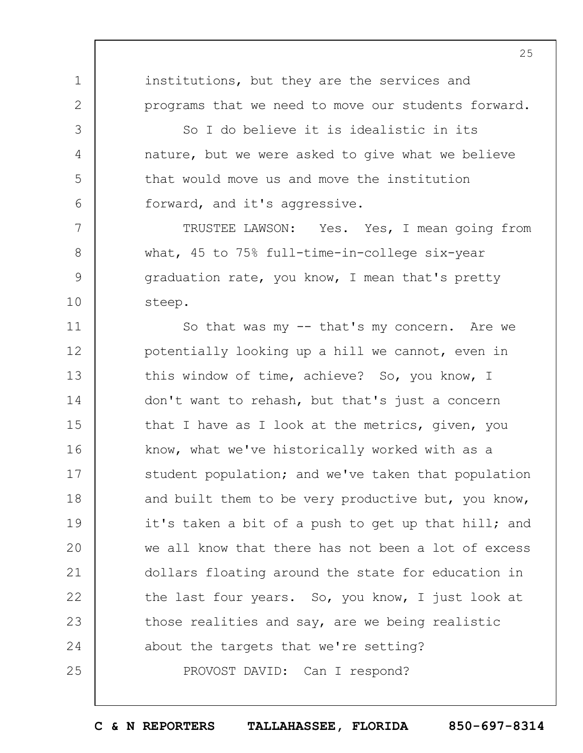institutions, but they are the services and programs that we need to move our students forward.

So I do believe it is idealistic in its nature, but we were asked to give what we believe that would move us and move the institution forward, and it's aggressive.

TRUSTEE LAWSON: Yes. Yes, I mean going from what, 45 to 75% full-time-in-college six-year graduation rate, you know, I mean that's pretty steep.

So that was my -- that's my concern. Are we potentially looking up a hill we cannot, even in this window of time, achieve? So, you know, I don't want to rehash, but that's just a concern that I have as I look at the metrics, given, you know, what we've historically worked with as a student population; and we've taken that population and built them to be very productive but, you know, it's taken a bit of a push to get up that hill; and we all know that there has not been a lot of excess dollars floating around the state for education in the last four years. So, you know, I just look at those realities and say, are we being realistic about the targets that we're setting?

PROVOST DAVID: Can I respond?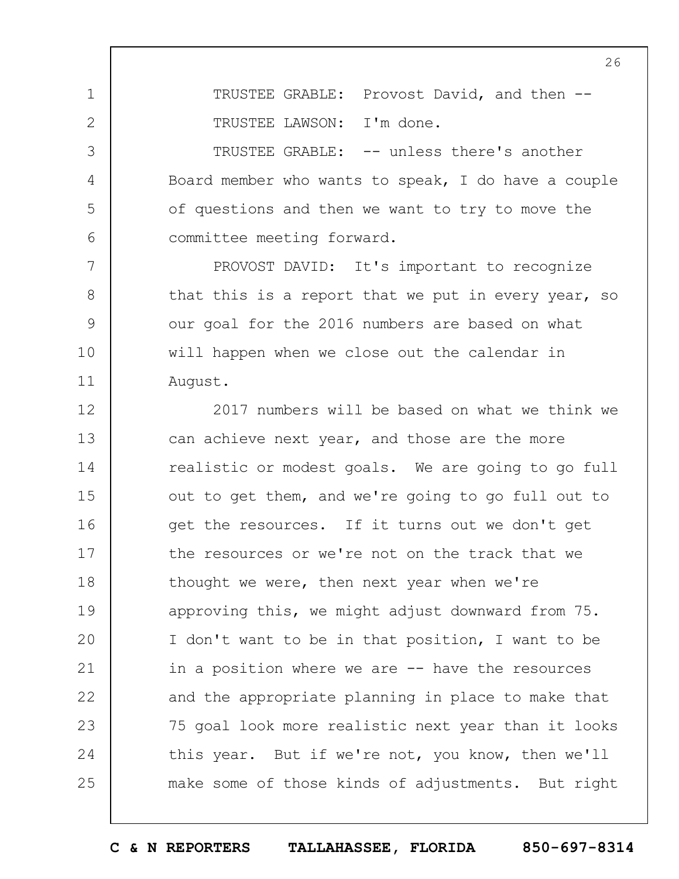TRUSTEE GRABLE: Provost David, and then --

TRUSTEE LAWSON: I'm done.

TRUSTEE GRABLE: -- unless there's another Board member who wants to speak, I do have a couple of questions and then we want to try to move the committee meeting forward.

PROVOST DAVID: It's important to recognize that this is a report that we put in every year, so our goal for the 2016 numbers are based on what will happen when we close out the calendar in August.

2017 numbers will be based on what we think we can achieve next year, and those are the more realistic or modest goals. We are going to go full out to get them, and we're going to go full out to get the resources. If it turns out we don't get the resources or we're not on the track that we thought we were, then next year when we're approving this, we might adjust downward from 75. I don't want to be in that position, I want to be in a position where we are -- have the resources and the appropriate planning in place to make that 75 goal look more realistic next year than it looks this year. But if we're not, you know, then we'll make some of those kinds of adjustments. But right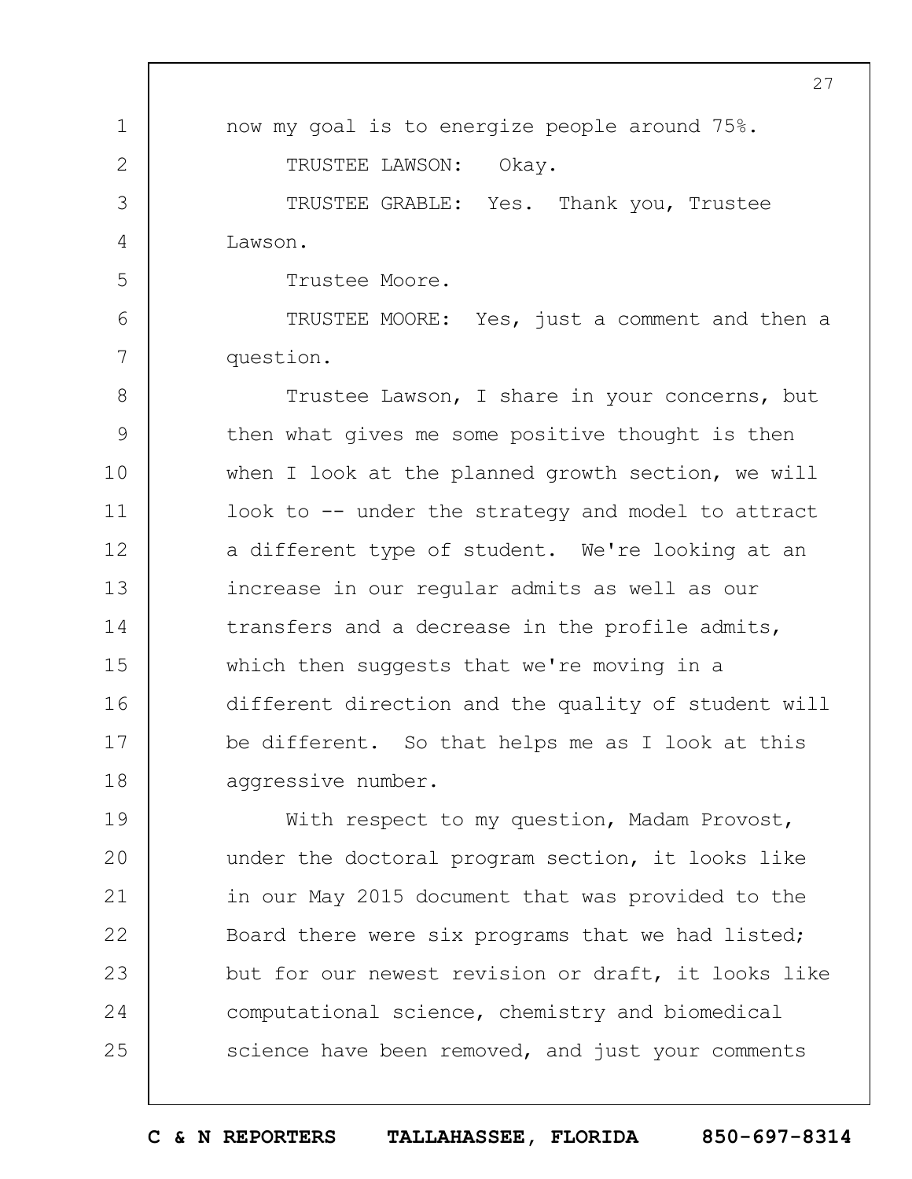now my goal is to energize people around 75%.

TRUSTEE LAWSON: Okay.

TRUSTEE GRABLE: Yes. Thank you, Trustee Lawson.

Trustee Moore.

TRUSTEE MOORE: Yes, just a comment and then a question.

Trustee Lawson, I share in your concerns, but then what gives me some positive thought is then when I look at the planned growth section, we will look to -- under the strategy and model to attract a different type of student. We're looking at an increase in our regular admits as well as our transfers and a decrease in the profile admits, which then suggests that we're moving in a different direction and the quality of student will be different. So that helps me as I look at this aggressive number.

With respect to my question, Madam Provost, under the doctoral program section, it looks like in our May 2015 document that was provided to the Board there were six programs that we had listed; but for our newest revision or draft, it looks like computational science, chemistry and biomedical science have been removed, and just your comments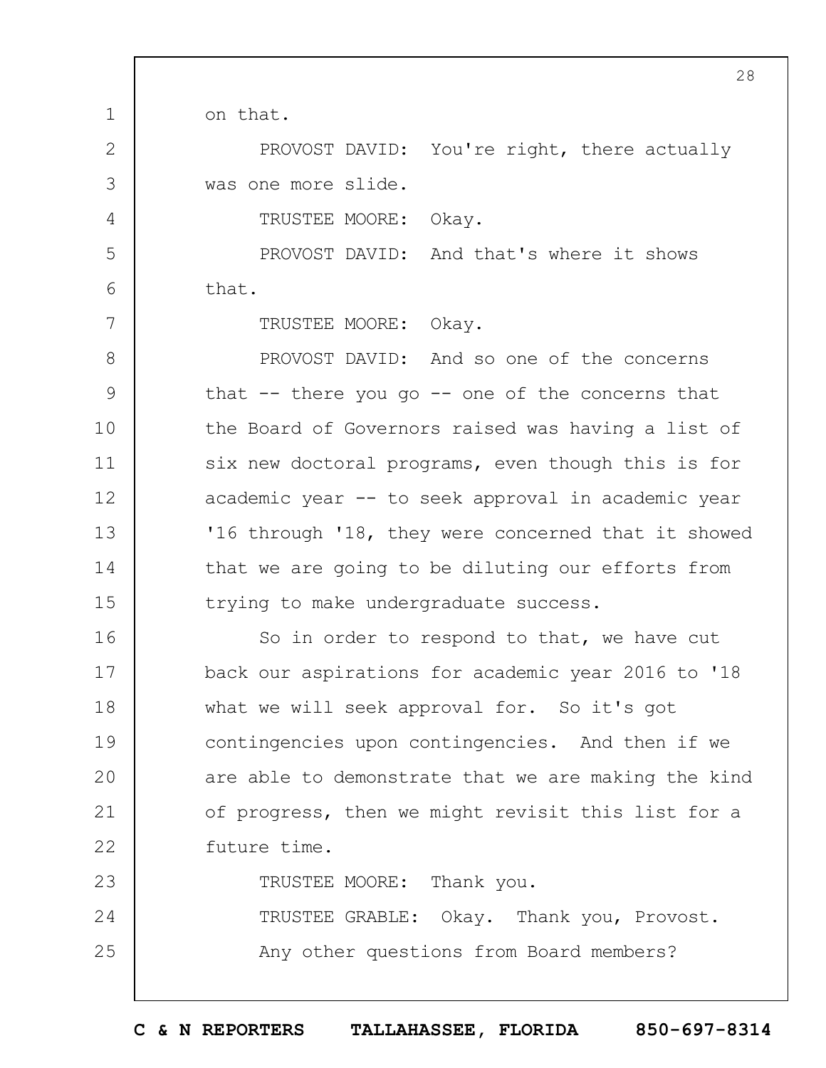on that.

PROVOST DAVID: You're right, there actually was one more slide.

TRUSTEE MOORE: Okay.

PROVOST DAVID: And that's where it shows that.

TRUSTEE MOORE: Okay.

PROVOST DAVID: And so one of the concerns that -- there you go -- one of the concerns that the Board of Governors raised was having a list of six new doctoral programs, even though this is for academic year -- to seek approval in academic year '16 through '18, they were concerned that it showed that we are going to be diluting our efforts from trying to make undergraduate success.

So in order to respond to that, we have cut back our aspirations for academic year 2016 to '18 what we will seek approval for. So it's got contingencies upon contingencies. And then if we are able to demonstrate that we are making the kind of progress, then we might revisit this list for a future time.

TRUSTEE MOORE: Thank you.

TRUSTEE GRABLE: Okay. Thank you, Provost. Any other questions from Board members?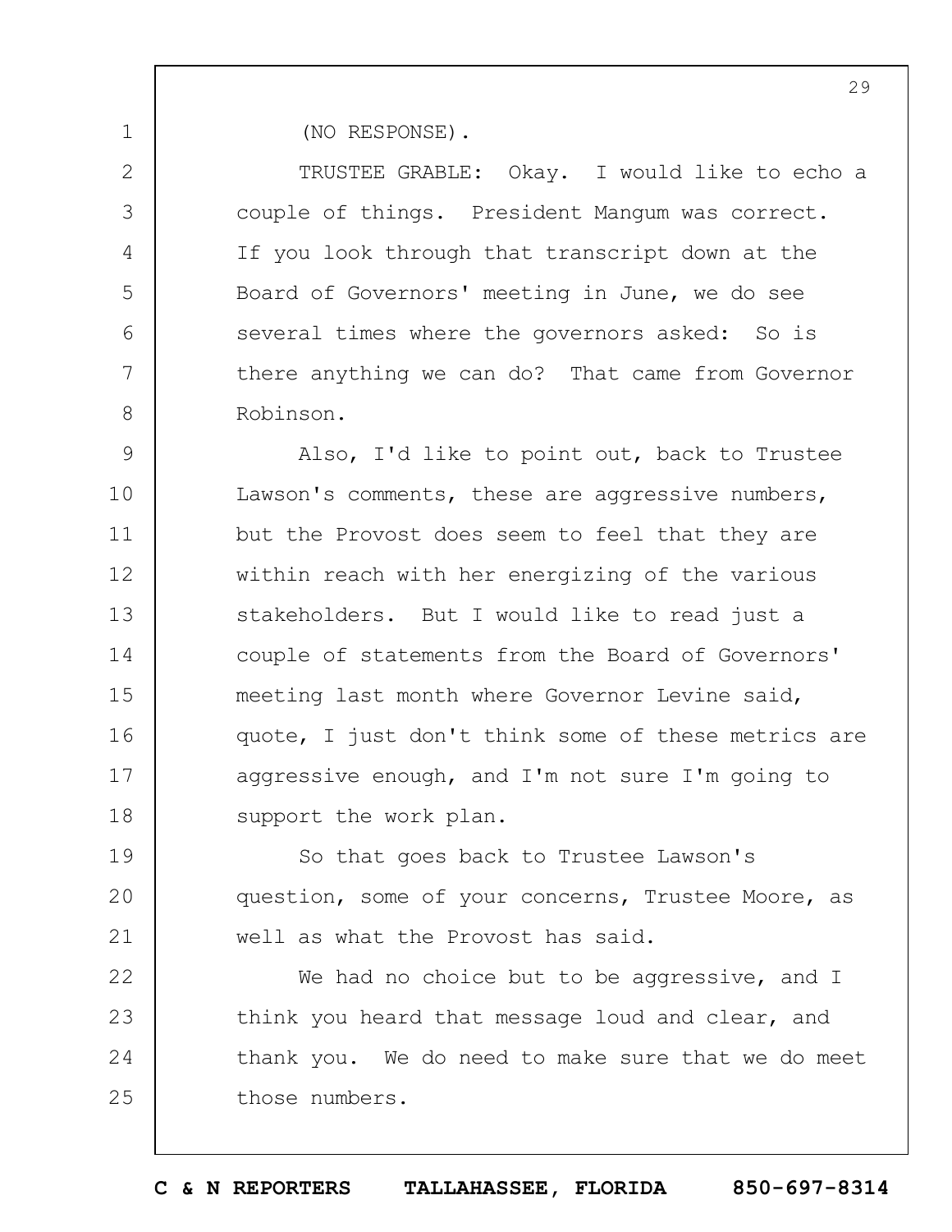(NO RESPONSE).

TRUSTEE GRABLE: Okay. I would like to echo a couple of things. President Mangum was correct. If you look through that transcript down at the Board of Governors' meeting in June, we do see several times where the governors asked: So is there anything we can do? That came from Governor Robinson.

Also, I'd like to point out, back to Trustee Lawson's comments, these are aggressive numbers, but the Provost does seem to feel that they are within reach with her energizing of the various stakeholders. But I would like to read just a couple of statements from the Board of Governors' meeting last month where Governor Levine said, quote, I just don't think some of these metrics are aggressive enough, and I'm not sure I'm going to support the work plan.

So that goes back to Trustee Lawson's question, some of your concerns, Trustee Moore, as well as what the Provost has said.

We had no choice but to be aggressive, and I think you heard that message loud and clear, and thank you. We do need to make sure that we do meet those numbers.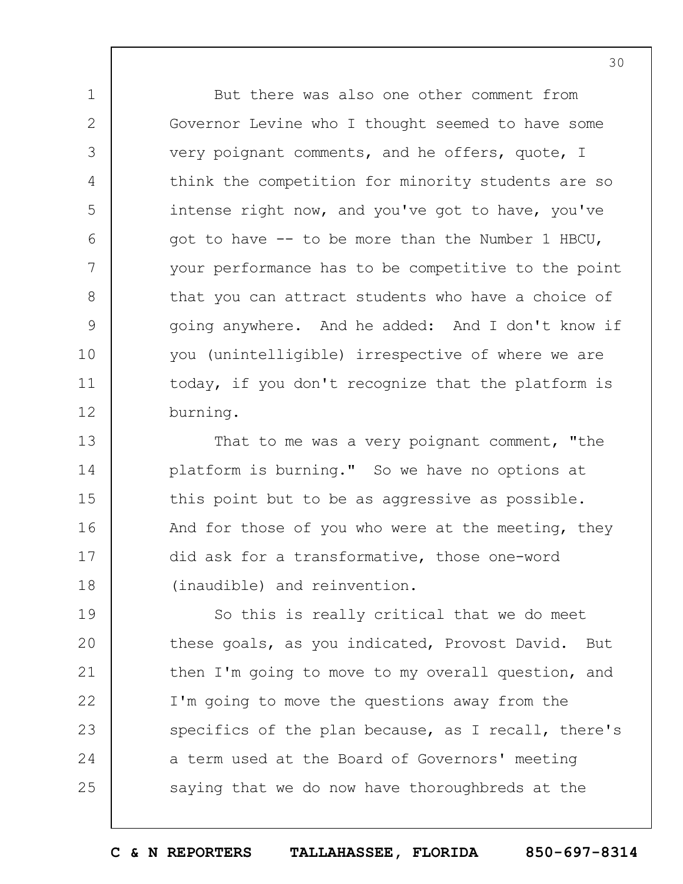But there was also one other comment from Governor Levine who I thought seemed to have some very poignant comments, and he offers, quote, I think the competition for minority students are so intense right now, and you've got to have, you've got to have -- to be more than the Number 1 HBCU, your performance has to be competitive to the point that you can attract students who have a choice of going anywhere. And he added: And I don't know if you (unintelligible) irrespective of where we are today, if you don't recognize that the platform is burning.

That to me was a very poignant comment, "the platform is burning." So we have no options at this point but to be as aggressive as possible. And for those of you who were at the meeting, they did ask for a transformative, those one-word (inaudible) and reinvention.

So this is really critical that we do meet these goals, as you indicated, Provost David. But then I'm going to move to my overall question, and I'm going to move the questions away from the specifics of the plan because, as I recall, there's a term used at the Board of Governors' meeting saying that we do now have thoroughbreds at the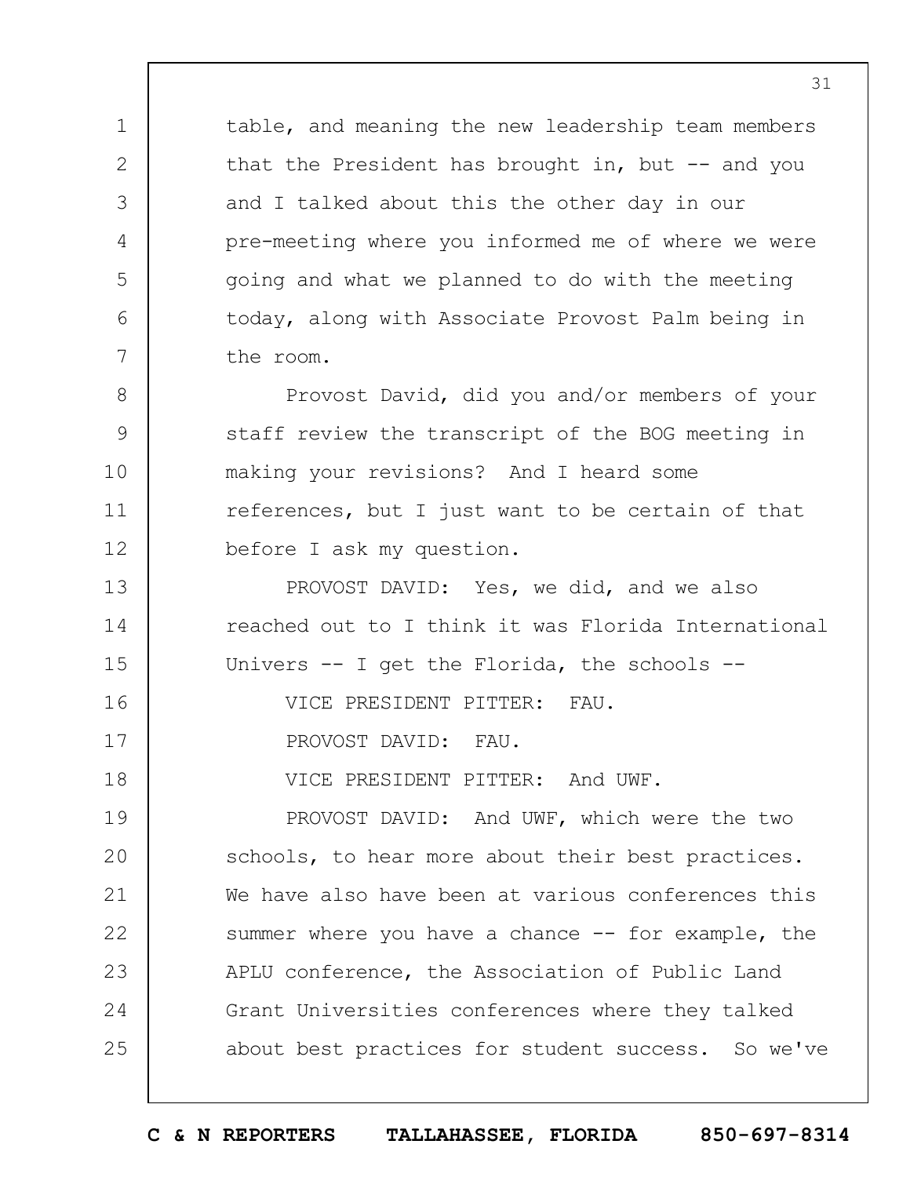table, and meaning the new leadership team members that the President has brought in, but -- and you and I talked about this the other day in our pre-meeting where you informed me of where we were going and what we planned to do with the meeting today, along with Associate Provost Palm being in the room.

Provost David, did you and/or members of your staff review the transcript of the BOG meeting in making your revisions? And I heard some references, but I just want to be certain of that before I ask my question.

PROVOST DAVID: Yes, we did, and we also reached out to I think it was Florida International Univers -- I get the Florida, the schools --

VICE PRESIDENT PITTER: FAU.

PROVOST DAVID: FAU.

VICE PRESIDENT PITTER: And UWF.

PROVOST DAVID: And UWF, which were the two schools, to hear more about their best practices. We have also have been at various conferences this summer where you have a chance -- for example, the APLU conference, the Association of Public Land Grant Universities conferences where they talked about best practices for student success. So we've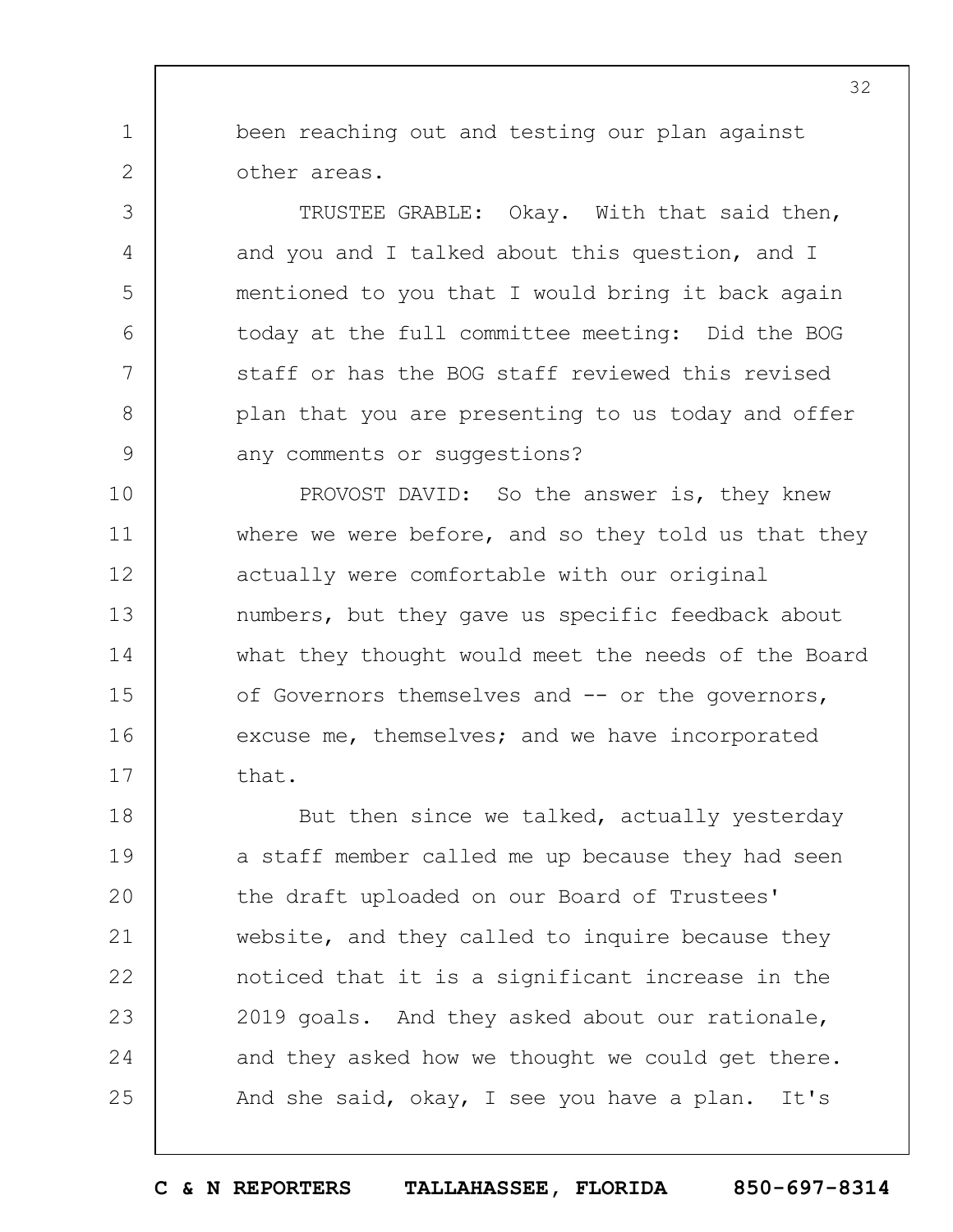been reaching out and testing our plan against other areas.

TRUSTEE GRABLE: Okay. With that said then, and you and I talked about this question, and I mentioned to you that I would bring it back again today at the full committee meeting: Did the BOG staff or has the BOG staff reviewed this revised plan that you are presenting to us today and offer any comments or suggestions?

PROVOST DAVID: So the answer is, they knew where we were before, and so they told us that they actually were comfortable with our original numbers, but they gave us specific feedback about what they thought would meet the needs of the Board of Governors themselves and -- or the governors, excuse me, themselves; and we have incorporated that.

But then since we talked, actually yesterday a staff member called me up because they had seen the draft uploaded on our Board of Trustees' website, and they called to inquire because they noticed that it is a significant increase in the 2019 goals. And they asked about our rationale, and they asked how we thought we could get there. And she said, okay, I see you have a plan. It's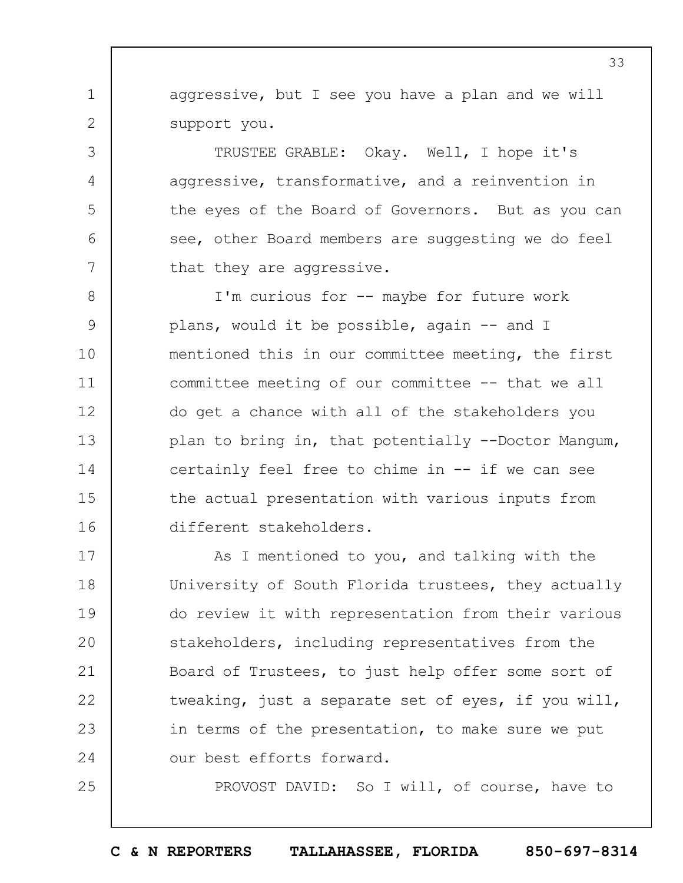aggressive, but I see you have a plan and we will support you.

TRUSTEE GRABLE: Okay. Well, I hope it's aggressive, transformative, and a reinvention in the eyes of the Board of Governors. But as you can see, other Board members are suggesting we do feel that they are aggressive.

I'm curious for -- maybe for future work plans, would it be possible, again -- and I mentioned this in our committee meeting, the first committee meeting of our committee -- that we all do get a chance with all of the stakeholders you plan to bring in, that potentially --Doctor Mangum, certainly feel free to chime in -- if we can see the actual presentation with various inputs from different stakeholders.

As I mentioned to you, and talking with the University of South Florida trustees, they actually do review it with representation from their various stakeholders, including representatives from the Board of Trustees, to just help offer some sort of tweaking, just a separate set of eyes, if you will, in terms of the presentation, to make sure we put our best efforts forward.

PROVOST DAVID: So I will, of course, have to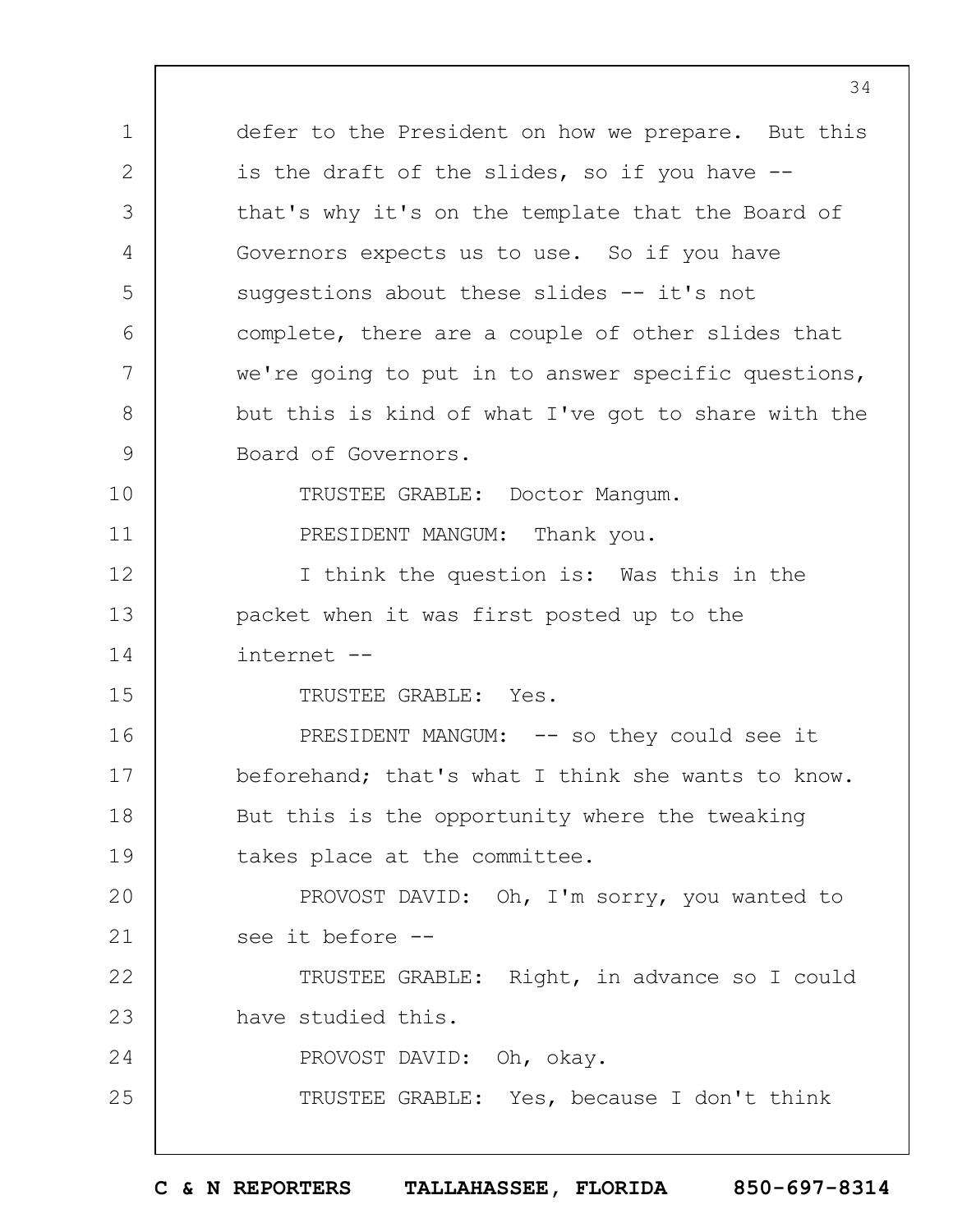defer to the President on how we prepare. But this is the draft of the slides, so if you have -- that's why it's on the template that the Board of Governors expects us to use. So if you have suggestions about these slides -- it's not complete, there are a couple of other slides that we're going to put in to answer specific questions, but this is kind of what I've got to share with the Board of Governors.

TRUSTEE GRABLE: Doctor Mangum.

PRESIDENT MANGUM: Thank you.

I think the question is: Was this in the packet when it was first posted up to the internet --

TRUSTEE GRABLE: Yes.

PRESIDENT MANGUM: -- so they could see it beforehand; that's what I think she wants to know. But this is the opportunity where the tweaking takes place at the committee.

PROVOST DAVID: Oh, I'm sorry, you wanted to see it before --

TRUSTEE GRABLE: Right, in advance so I could have studied this.

PROVOST DAVID: Oh, okay.

TRUSTEE GRABLE: Yes, because I don't think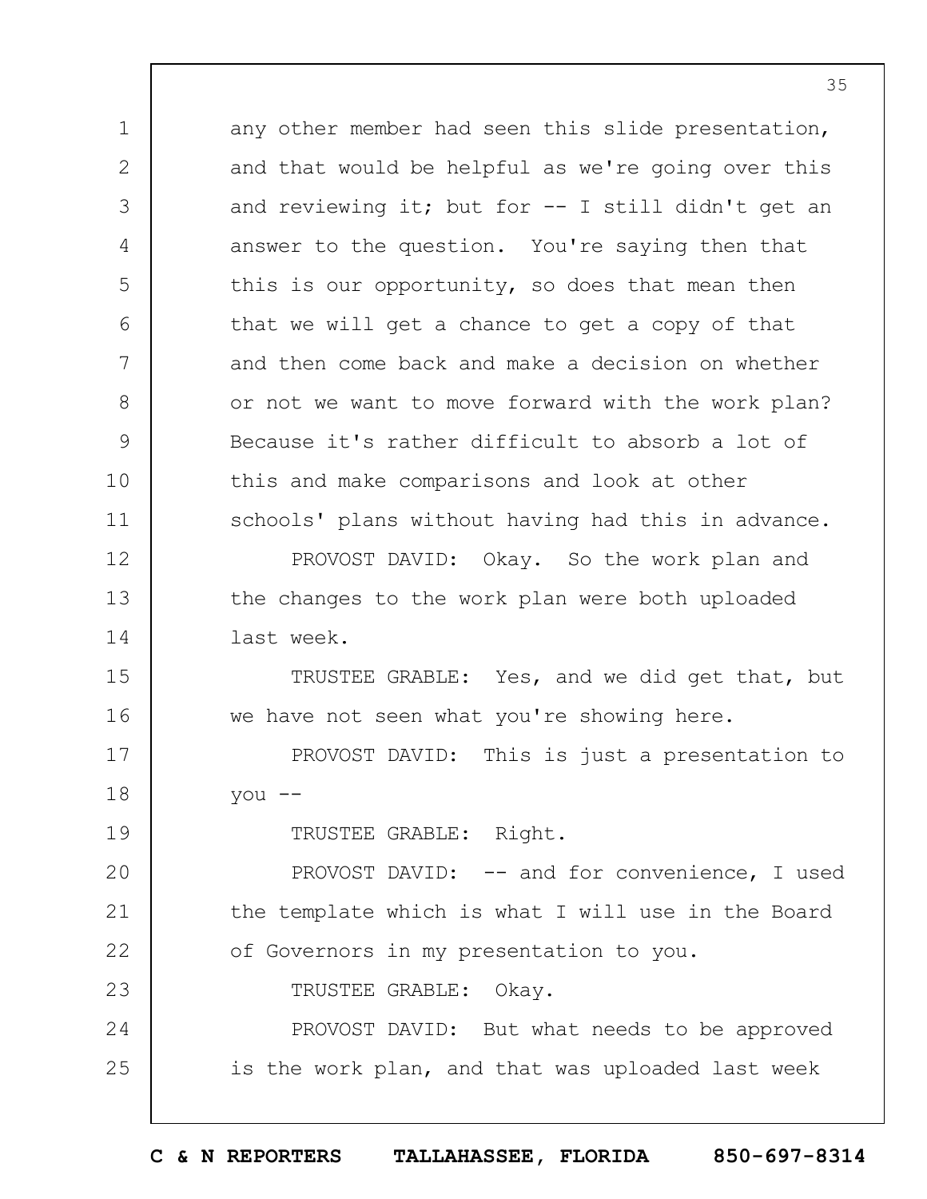any other member had seen this slide presentation, and that would be helpful as we're going over this and reviewing it; but for -- I still didn't get an answer to the question. You're saying then that this is our opportunity, so does that mean then that we will get a chance to get a copy of that and then come back and make a decision on whether or not we want to move forward with the work plan? Because it's rather difficult to absorb a lot of this and make comparisons and look at other schools' plans without having had this in advance.

PROVOST DAVID: Okay. So the work plan and the changes to the work plan were both uploaded last week.

TRUSTEE GRABLE: Yes, and we did get that, but we have not seen what you're showing here.

PROVOST DAVID: This is just a presentation to you --

TRUSTEE GRABLE: Right.

PROVOST DAVID: -- and for convenience, I used the template which is what I will use in the Board of Governors in my presentation to you.

TRUSTEE GRABLE: Okay.

PROVOST DAVID: But what needs to be approved is the work plan, and that was uploaded last week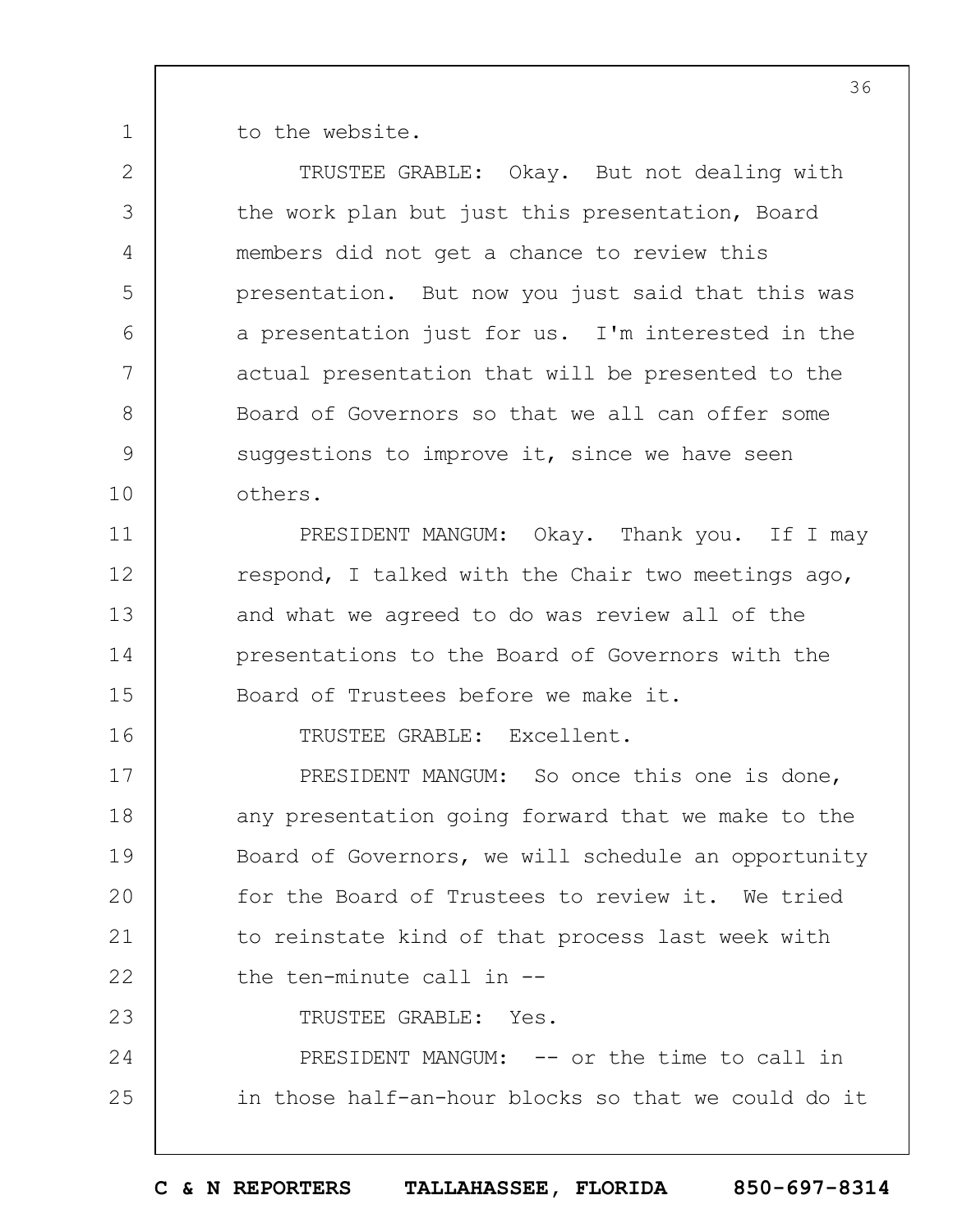to the website.

TRUSTEE GRABLE: Okay. But not dealing with the work plan but just this presentation, Board members did not get a chance to review this presentation. But now you just said that this was a presentation just for us. I'm interested in the actual presentation that will be presented to the Board of Governors so that we all can offer some suggestions to improve it, since we have seen others.

PRESIDENT MANGUM: Okay. Thank you. If I may respond, I talked with the Chair two meetings ago, and what we agreed to do was review all of the presentations to the Board of Governors with the Board of Trustees before we make it.

TRUSTEE GRABLE: Excellent.

PRESIDENT MANGUM: So once this one is done, any presentation going forward that we make to the Board of Governors, we will schedule an opportunity for the Board of Trustees to review it. We tried to reinstate kind of that process last week with the ten-minute call in --

TRUSTEE GRABLE: Yes.

PRESIDENT MANGUM: -- or the time to call in in those half-an-hour blocks so that we could do it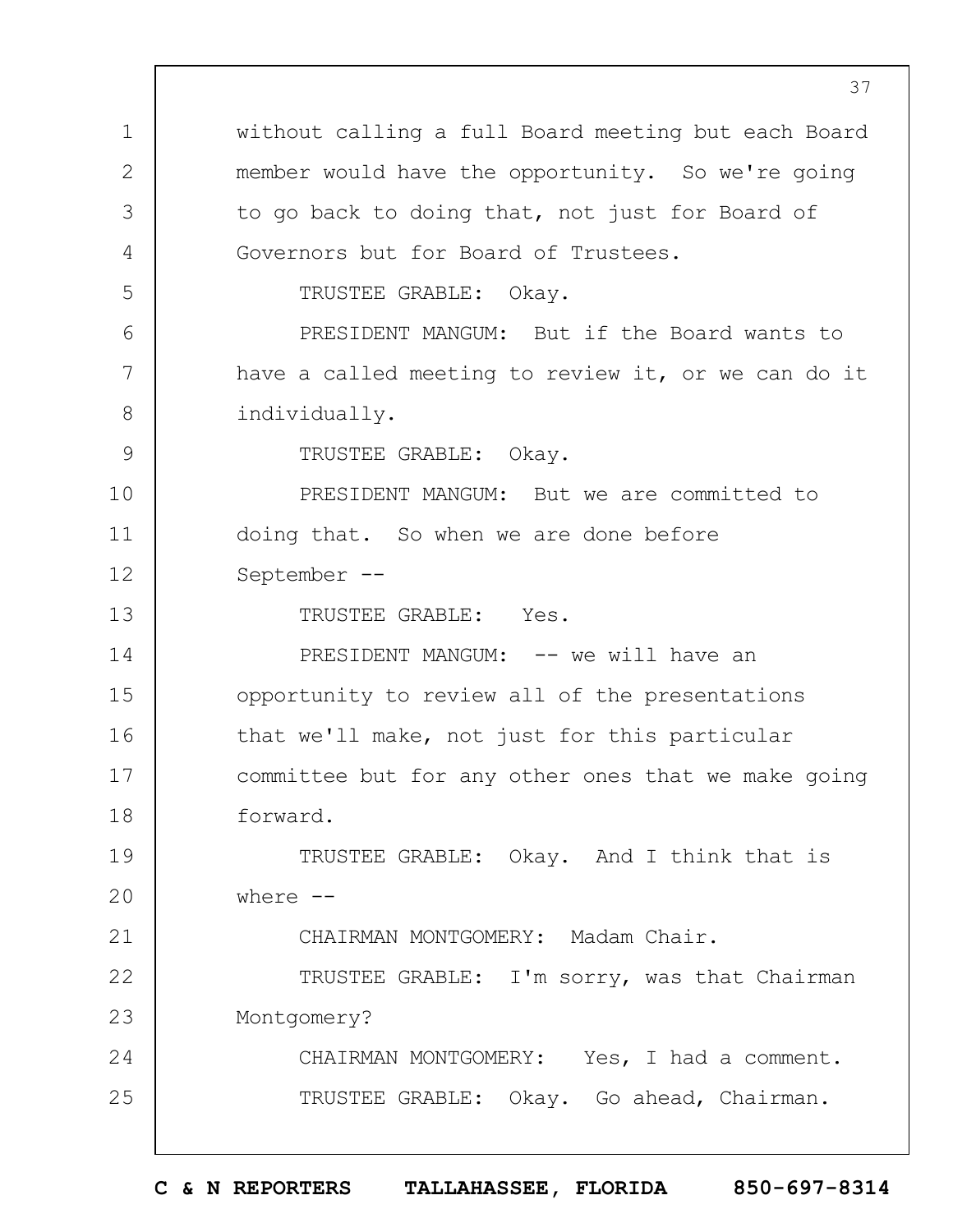without calling a full Board meeting but each Board member would have the opportunity. So we're going to go back to doing that, not just for Board of Governors but for Board of Trustees.

TRUSTEE GRABLE: Okay.

PRESIDENT MANGUM: But if the Board wants to have a called meeting to review it, or we can do it individually.

TRUSTEE GRABLE: Okay.

PRESIDENT MANGUM: But we are committed to doing that. So when we are done before September --

TRUSTEE GRABLE: Yes.

PRESIDENT MANGUM: -- we will have an opportunity to review all of the presentations that we'll make, not just for this particular committee but for any other ones that we make going forward.

TRUSTEE GRABLE: Okay. And I think that is where --

CHAIRMAN MONTGOMERY: Madam Chair.

TRUSTEE GRABLE: I'm sorry, was that Chairman Montgomery?

CHAIRMAN MONTGOMERY: Yes, I had a comment.

TRUSTEE GRABLE: Okay. Go ahead, Chairman.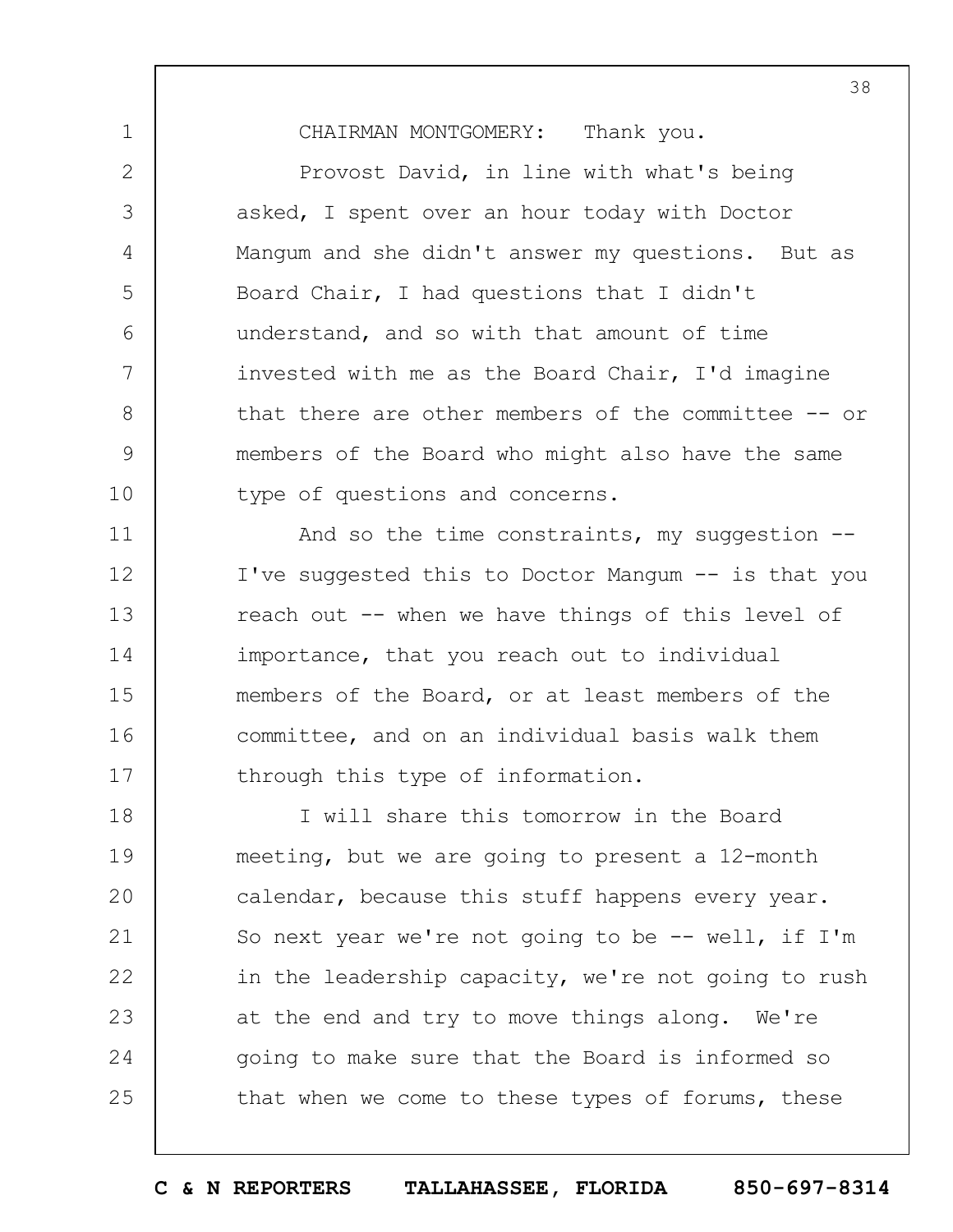CHAIRMAN MONTGOMERY: Thank you.

Provost David, in line with what's being asked, I spent over an hour today with Doctor Mangum and she didn't answer my questions. But as Board Chair, I had questions that I didn't understand, and so with that amount of time invested with me as the Board Chair, I'd imagine that there are other members of the committee -- or members of the Board who might also have the same type of questions and concerns.

And so the time constraints, my suggestion -- I've suggested this to Doctor Mangum -- is that you reach out -- when we have things of this level of importance, that you reach out to individual members of the Board, or at least members of the committee, and on an individual basis walk them through this type of information.

I will share this tomorrow in the Board meeting, but we are going to present a 12-month calendar, because this stuff happens every year. So next year we're not going to be -- well, if I'm in the leadership capacity, we're not going to rush at the end and try to move things along. We're going to make sure that the Board is informed so that when we come to these types of forums, these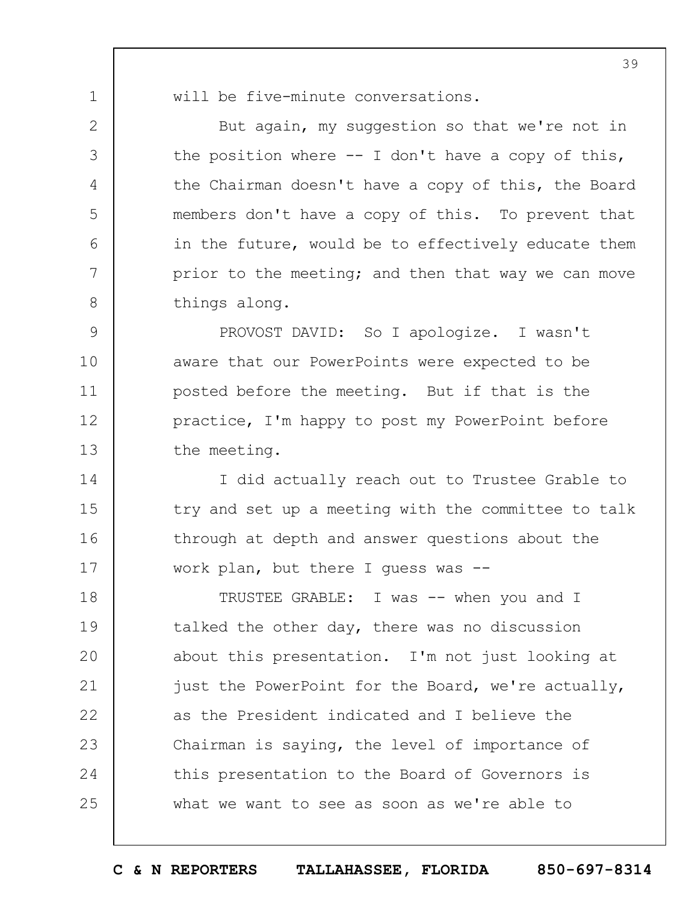will be five-minute conversations.

But again, my suggestion so that we're not in the position where -- I don't have a copy of this, the Chairman doesn't have a copy of this, the Board members don't have a copy of this. To prevent that in the future, would be to effectively educate them prior to the meeting; and then that way we can move things along.

PROVOST DAVID: So I apologize. I wasn't aware that our PowerPoints were expected to be posted before the meeting. But if that is the practice, I'm happy to post my PowerPoint before the meeting.

I did actually reach out to Trustee Grable to try and set up a meeting with the committee to talk through at depth and answer questions about the work plan, but there I guess was --

TRUSTEE GRABLE: I was -- when you and I talked the other day, there was no discussion about this presentation. I'm not just looking at just the PowerPoint for the Board, we're actually, as the President indicated and I believe the Chairman is saying, the level of importance of this presentation to the Board of Governors is what we want to see as soon as we're able to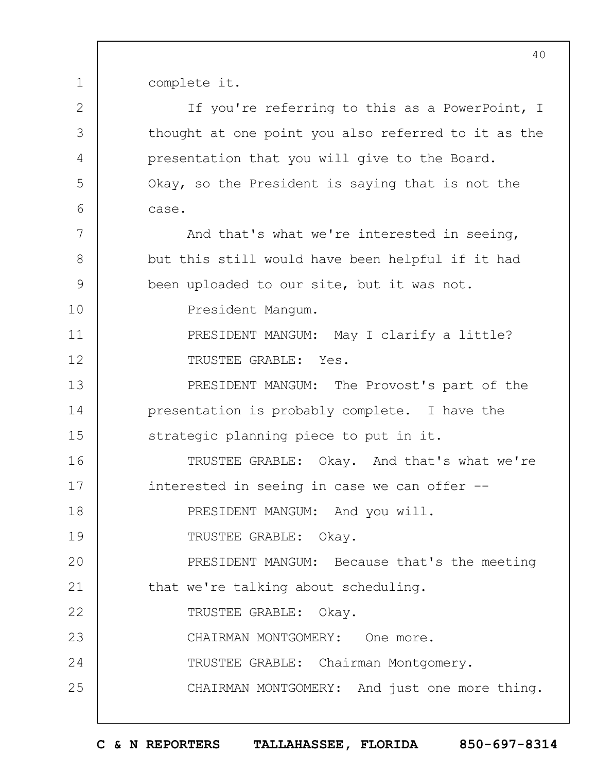complete it.

If you're referring to this as a PowerPoint, I thought at one point you also referred to it as the presentation that you will give to the Board. Okay, so the President is saying that is not the case.

And that's what we're interested in seeing, but this still would have been helpful if it had been uploaded to our site, but it was not.

President Mangum.

PRESIDENT MANGUM: May I clarify a little?

TRUSTEE GRABLE: Yes.

PRESIDENT MANGUM: The Provost's part of the presentation is probably complete. I have the strategic planning piece to put in it.

TRUSTEE GRABLE: Okay. And that's what we're interested in seeing in case we can offer --

PRESIDENT MANGUM: And you will.

TRUSTEE GRABLE: Okay.

PRESIDENT MANGUM: Because that's the meeting that we're talking about scheduling.

TRUSTEE GRABLE: Okay.

CHAIRMAN MONTGOMERY: One more.

TRUSTEE GRABLE: Chairman Montgomery.

CHAIRMAN MONTGOMERY: And just one more thing.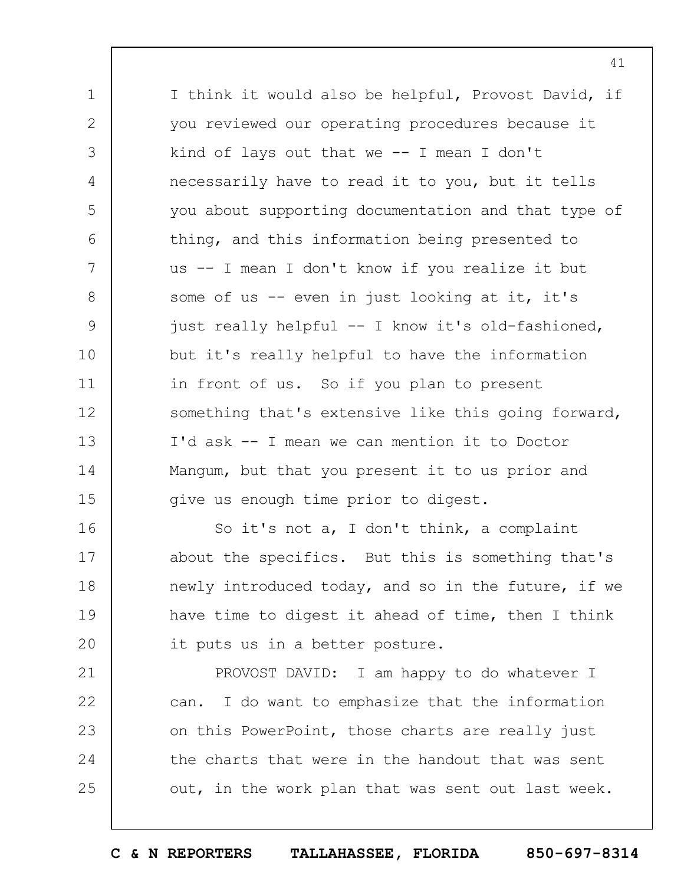I think it would also be helpful, Provost David, if you reviewed our operating procedures because it kind of lays out that we -- I mean I don't necessarily have to read it to you, but it tells you about supporting documentation and that type of thing, and this information being presented to us -- I mean I don't know if you realize it but some of us -- even in just looking at it, it's just really helpful -- I know it's old-fashioned, but it's really helpful to have the information in front of us. So if you plan to present something that's extensive like this going forward, I'd ask -- I mean we can mention it to Doctor Mangum, but that you present it to us prior and give us enough time prior to digest.

So it's not a, I don't think, a complaint about the specifics. But this is something that's newly introduced today, and so in the future, if we have time to digest it ahead of time, then I think it puts us in a better posture.

PROVOST DAVID: I am happy to do whatever I can. I do want to emphasize that the information on this PowerPoint, those charts are really just the charts that were in the handout that was sent out, in the work plan that was sent out last week.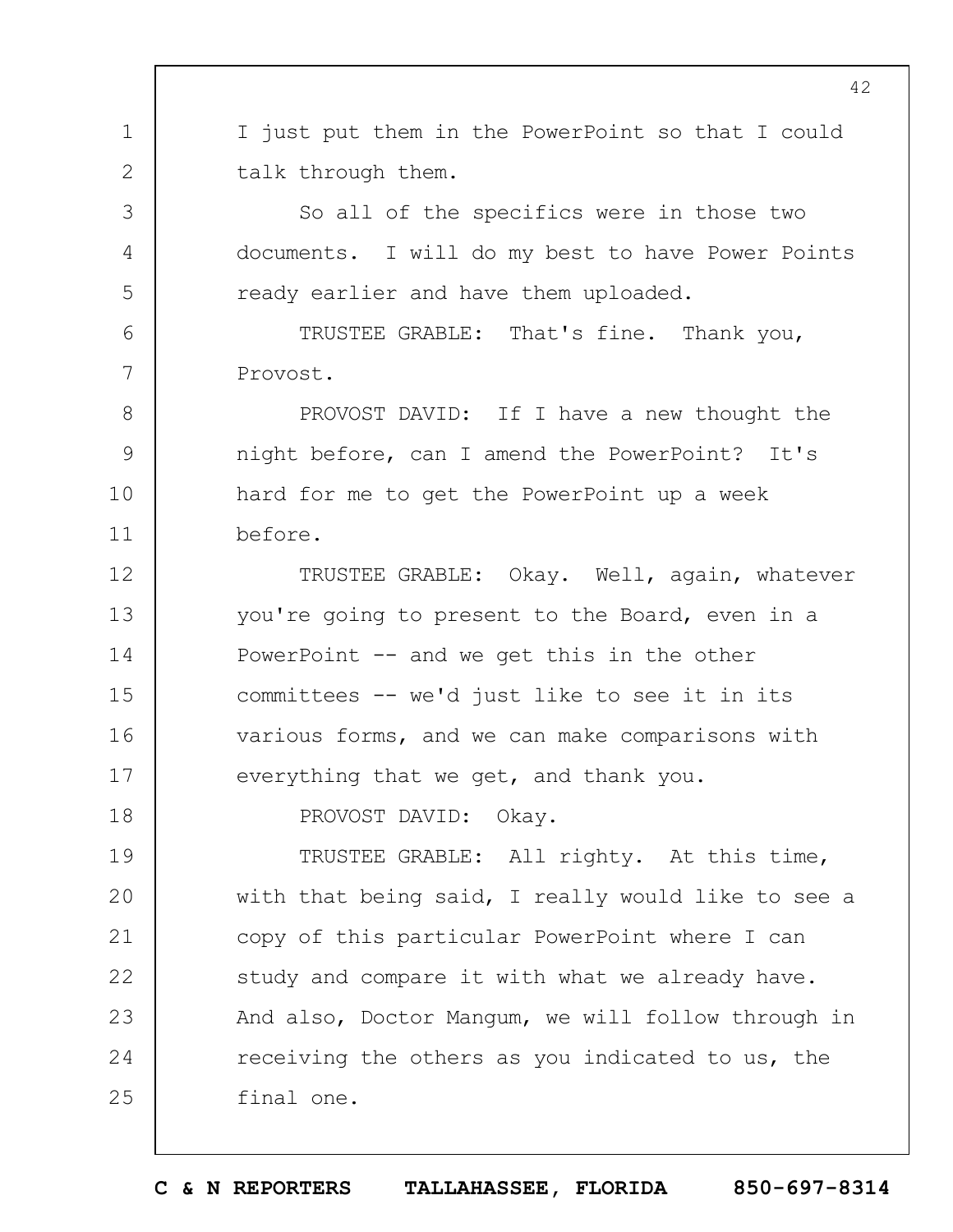I just put them in the PowerPoint so that I could talk through them.

So all of the specifics were in those two documents. I will do my best to have Power Points ready earlier and have them uploaded.

TRUSTEE GRABLE: That's fine. Thank you, Provost.

PROVOST DAVID: If I have a new thought the night before, can I amend the PowerPoint? It's hard for me to get the PowerPoint up a week before.

TRUSTEE GRABLE: Okay. Well, again, whatever you're going to present to the Board, even in a PowerPoint -- and we get this in the other committees -- we'd just like to see it in its various forms, and we can make comparisons with everything that we get, and thank you.

PROVOST DAVID: Okay.

TRUSTEE GRABLE: All righty. At this time, with that being said, I really would like to see a copy of this particular PowerPoint where I can study and compare it with what we already have. And also, Doctor Mangum, we will follow through in receiving the others as you indicated to us, the final one.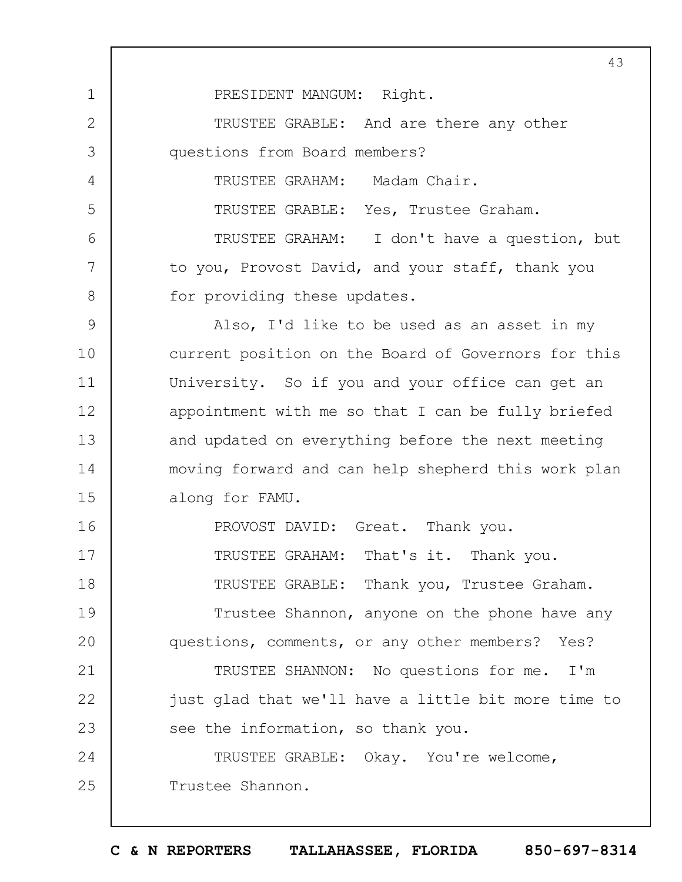PRESIDENT MANGUM: Right.

TRUSTEE GRABLE: And are there any other questions from Board members?

TRUSTEE GRAHAM: Madam Chair.

TRUSTEE GRABLE: Yes, Trustee Graham.

TRUSTEE GRAHAM: I don't have a question, but to you, Provost David, and your staff, thank you for providing these updates.

Also, I'd like to be used as an asset in my current position on the Board of Governors for this University. So if you and your office can get an appointment with me so that I can be fully briefed and updated on everything before the next meeting moving forward and can help shepherd this work plan along for FAMU.

PROVOST DAVID: Great. Thank you.

TRUSTEE GRAHAM: That's it. Thank you.

TRUSTEE GRABLE: Thank you, Trustee Graham.

Trustee Shannon, anyone on the phone have any questions, comments, or any other members? Yes?

TRUSTEE SHANNON: No questions for me. I'm just glad that we'll have a little bit more time to see the information, so thank you.

TRUSTEE GRABLE: Okay. You're welcome, Trustee Shannon.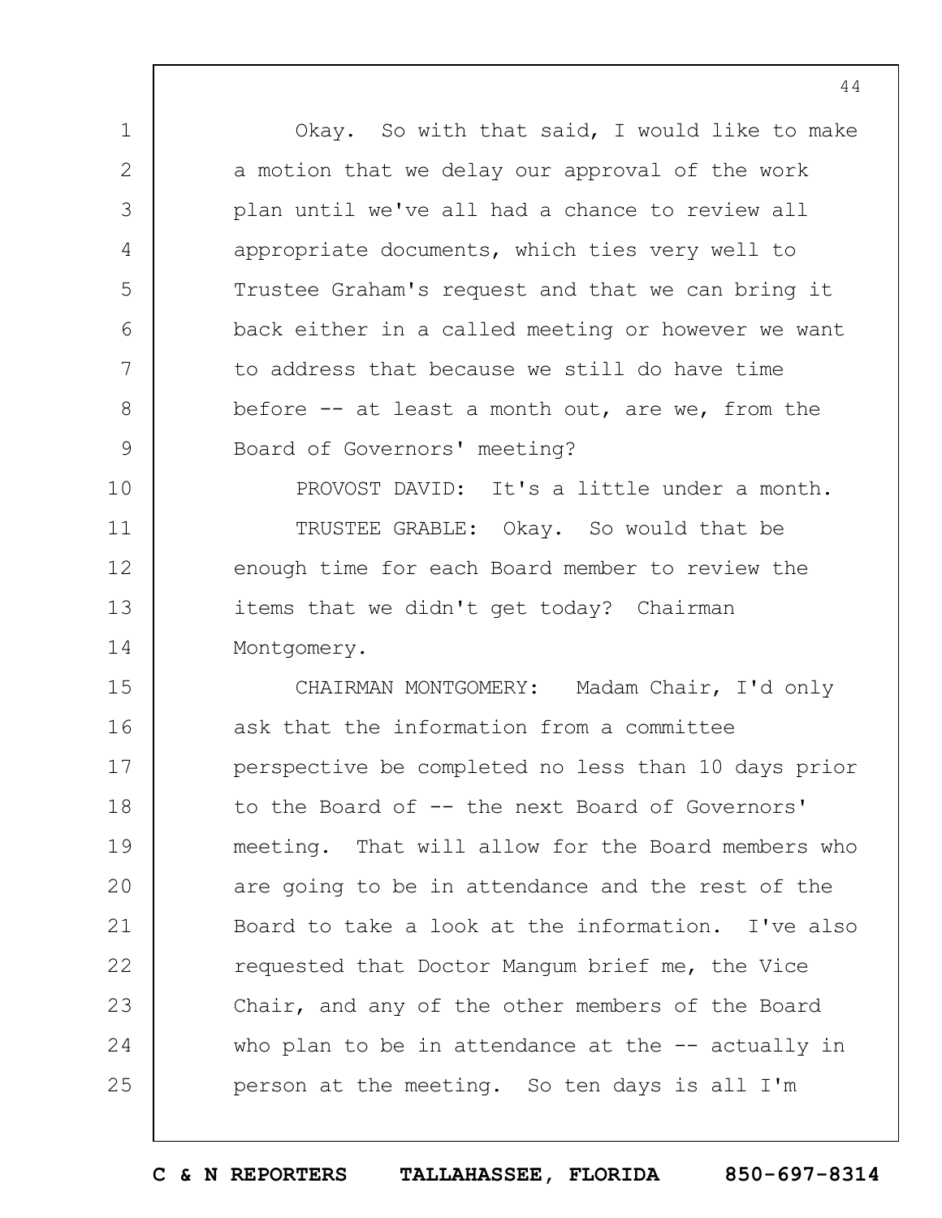Okay. So with that said, I would like to make a motion that we delay our approval of the work plan until we've all had a chance to review all appropriate documents, which ties very well to Trustee Graham's request and that we can bring it back either in a called meeting or however we want to address that because we still do have time before -- at least a month out, are we, from the Board of Governors' meeting?

PROVOST DAVID: It's a little under a month.

TRUSTEE GRABLE: Okay. So would that be enough time for each Board member to review the items that we didn't get today? Chairman Montgomery.

CHAIRMAN MONTGOMERY: Madam Chair, I'd only ask that the information from a committee perspective be completed no less than 10 days prior to the Board of -- the next Board of Governors' meeting. That will allow for the Board members who are going to be in attendance and the rest of the Board to take a look at the information. I've also requested that Doctor Mangum brief me, the Vice Chair, and any of the other members of the Board who plan to be in attendance at the -- actually in person at the meeting. So ten days is all I'm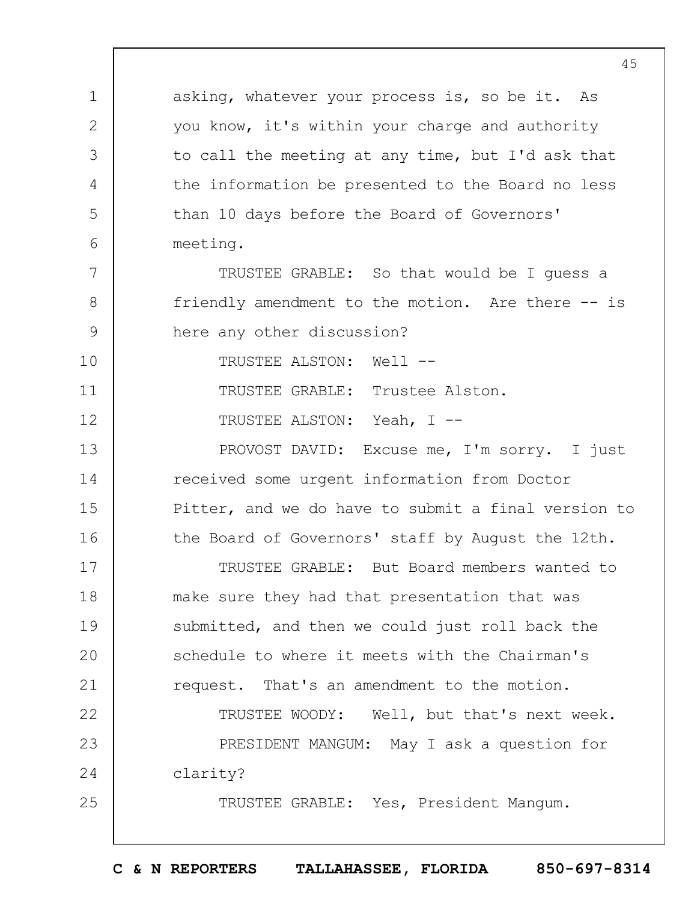asking, whatever your process is, so be it. As you know, it's within your charge and authority to call the meeting at any time, but I'd ask that the information be presented to the Board no less than 10 days before the Board of Governors' meeting.

TRUSTEE GRABLE: So that would be I guess a friendly amendment to the motion. Are there -- is here any other discussion?

TRUSTEE ALSTON: Well --

TRUSTEE GRABLE: Trustee Alston.

TRUSTEE ALSTON: Yeah, I --

PROVOST DAVID: Excuse me, I'm sorry. I just received some urgent information from Doctor Pitter, and we do have to submit a final version to the Board of Governors' staff by August the 12th.

TRUSTEE GRABLE: But Board members wanted to make sure they had that presentation that was submitted, and then we could just roll back the schedule to where it meets with the Chairman's request. That's an amendment to the motion.

TRUSTEE WOODY: Well, but that's next week.

PRESIDENT MANGUM: May I ask a question for clarity?

TRUSTEE GRABLE: Yes, President Mangum.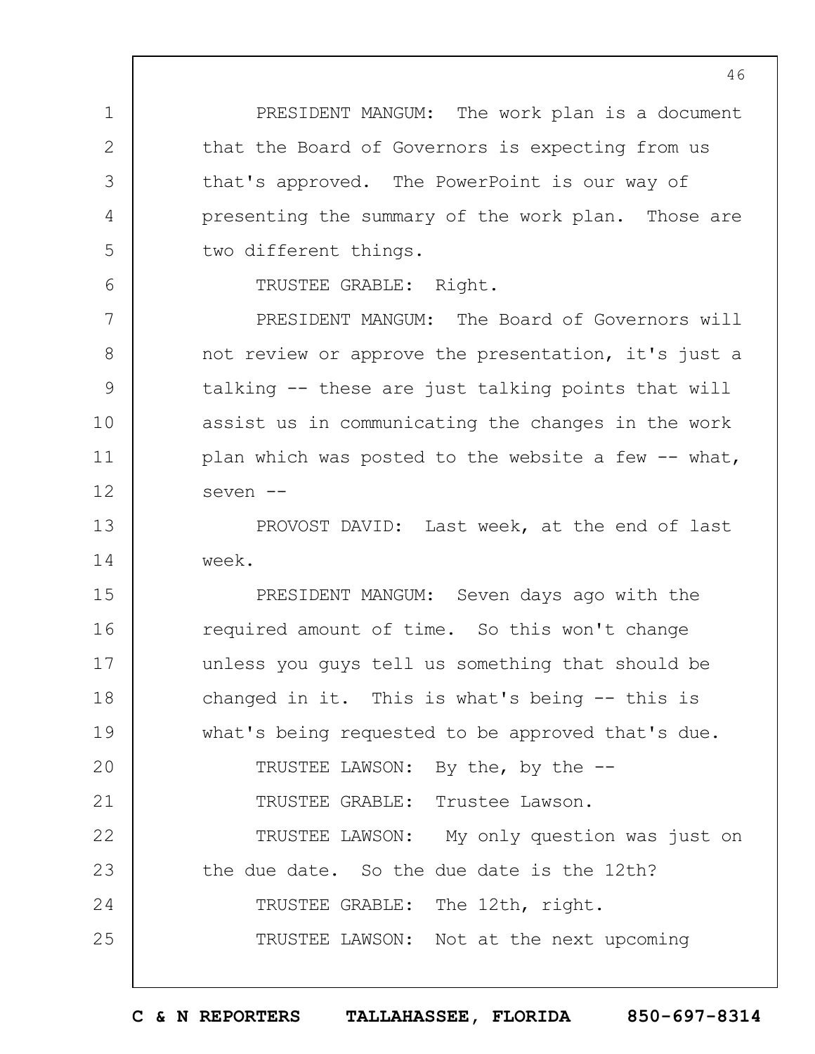PRESIDENT MANGUM: The work plan is a document that the Board of Governors is expecting from us that's approved. The PowerPoint is our way of presenting the summary of the work plan. Those are two different things.

TRUSTEE GRABLE: Right.

PRESIDENT MANGUM: The Board of Governors will not review or approve the presentation, it's just a talking -- these are just talking points that will assist us in communicating the changes in the work plan which was posted to the website a few -- what, seven --

PROVOST DAVID: Last week, at the end of last week.

PRESIDENT MANGUM: Seven days ago with the required amount of time. So this won't change unless you guys tell us something that should be changed in it. This is what's being -- this is what's being requested to be approved that's due.

TRUSTEE LAWSON: By the, by the --

TRUSTEE GRABLE: Trustee Lawson.

TRUSTEE LAWSON: My only question was just on the due date. So the due date is the 12th?

TRUSTEE GRABLE: The 12th, right.

TRUSTEE LAWSON: Not at the next upcoming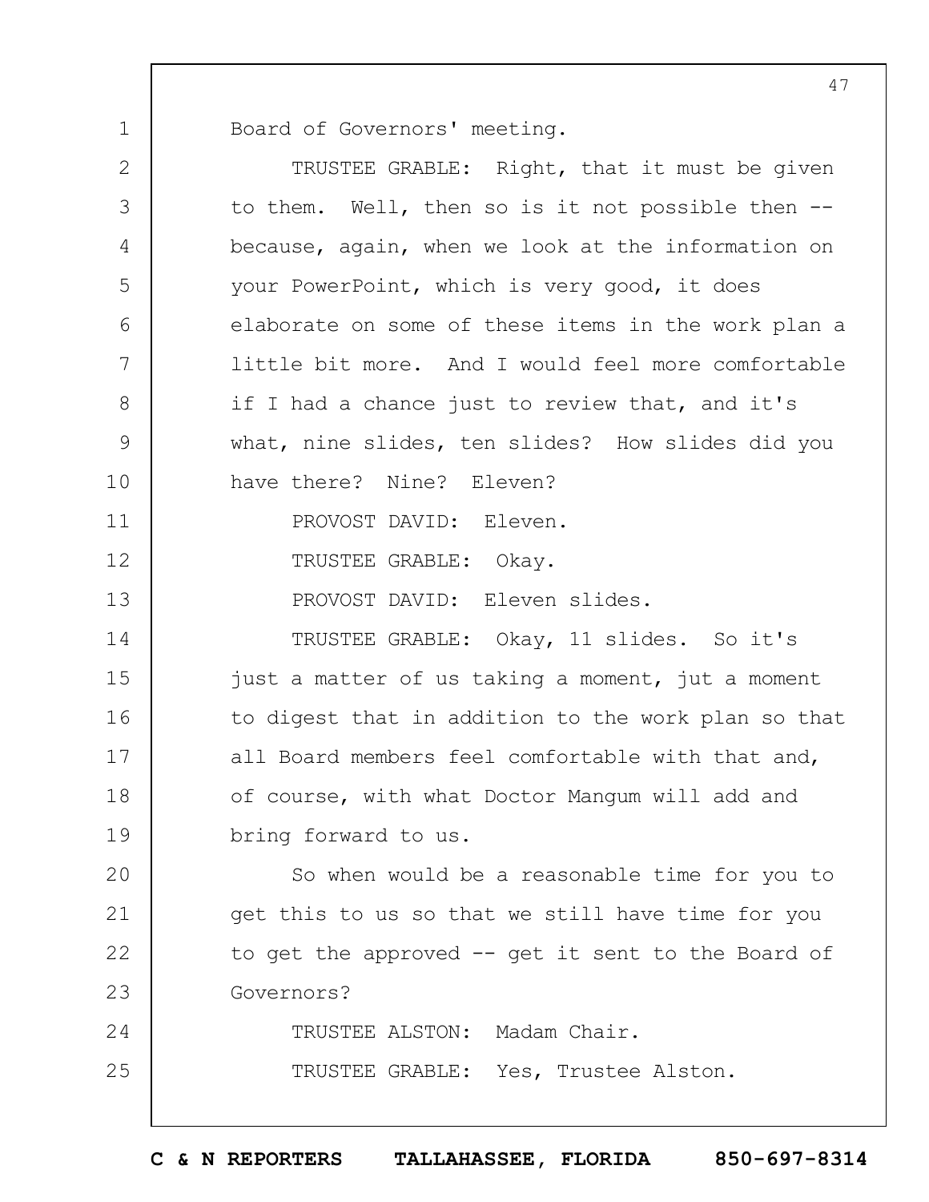Board of Governors' meeting.

TRUSTEE GRABLE: Right, that it must be given to them. Well, then so is it not possible then -- because, again, when we look at the information on your PowerPoint, which is very good, it does elaborate on some of these items in the work plan a little bit more. And I would feel more comfortable if I had a chance just to review that, and it's what, nine slides, ten slides? How slides did you have there? Nine? Eleven?

PROVOST DAVID: Eleven.

TRUSTEE GRABLE: Okay.

PROVOST DAVID: Eleven slides.

TRUSTEE GRABLE: Okay, 11 slides. So it's just a matter of us taking a moment, jut a moment to digest that in addition to the work plan so that all Board members feel comfortable with that and, of course, with what Doctor Mangum will add and bring forward to us.

So when would be a reasonable time for you to get this to us so that we still have time for you to get the approved -- get it sent to the Board of Governors?

TRUSTEE ALSTON: Madam Chair.

TRUSTEE GRABLE: Yes, Trustee Alston.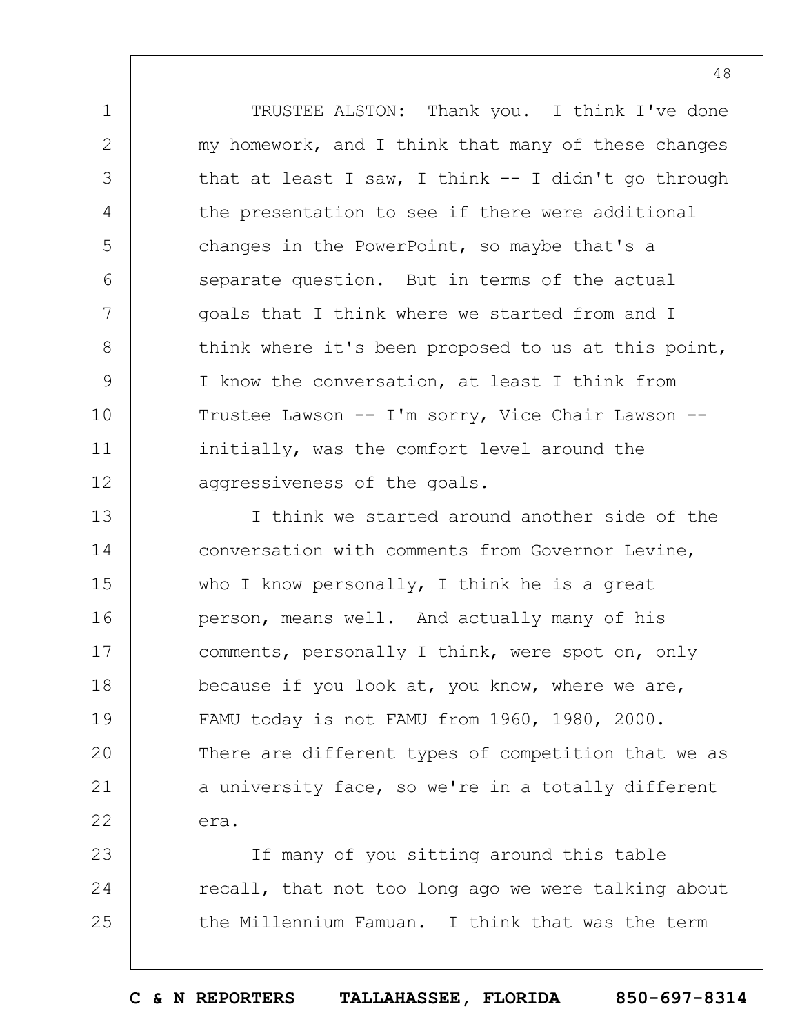TRUSTEE ALSTON: Thank you. I think I've done my homework, and I think that many of these changes that at least I saw, I think -- I didn't go through the presentation to see if there were additional changes in the PowerPoint, so maybe that's a separate question. But in terms of the actual goals that I think where we started from and I think where it's been proposed to us at this point, I know the conversation, at least I think from Trustee Lawson -- I'm sorry, Vice Chair Lawson -- initially, was the comfort level around the aggressiveness of the goals.

I think we started around another side of the conversation with comments from Governor Levine, who I know personally, I think he is a great person, means well. And actually many of his comments, personally I think, were spot on, only because if you look at, you know, where we are, FAMU today is not FAMU from 1960, 1980, 2000. There are different types of competition that we as a university face, so we're in a totally different era.

If many of you sitting around this table recall, that not too long ago we were talking about the Millennium Famuan. I think that was the term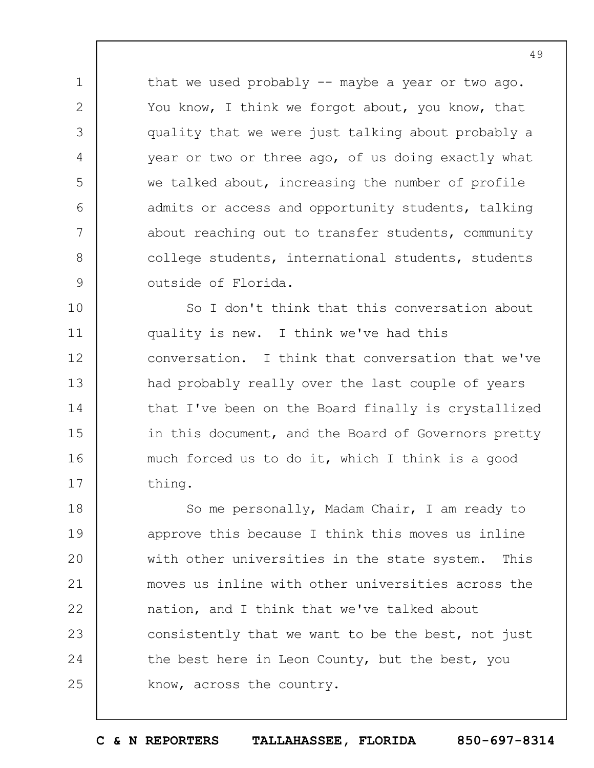that we used probably -- maybe a year or two ago. You know, I think we forgot about, you know, that quality that we were just talking about probably a year or two or three ago, of us doing exactly what we talked about, increasing the number of profile admits or access and opportunity students, talking about reaching out to transfer students, community college students, international students, students outside of Florida.

So I don't think that this conversation about quality is new. I think we've had this conversation. I think that conversation that we've had probably really over the last couple of years that I've been on the Board finally is crystallized in this document, and the Board of Governors pretty much forced us to do it, which I think is a good thing.

So me personally, Madam Chair, I am ready to approve this because I think this moves us inline with other universities in the state system. This moves us inline with other universities across the nation, and I think that we've talked about consistently that we want to be the best, not just the best here in Leon County, but the best, you know, across the country.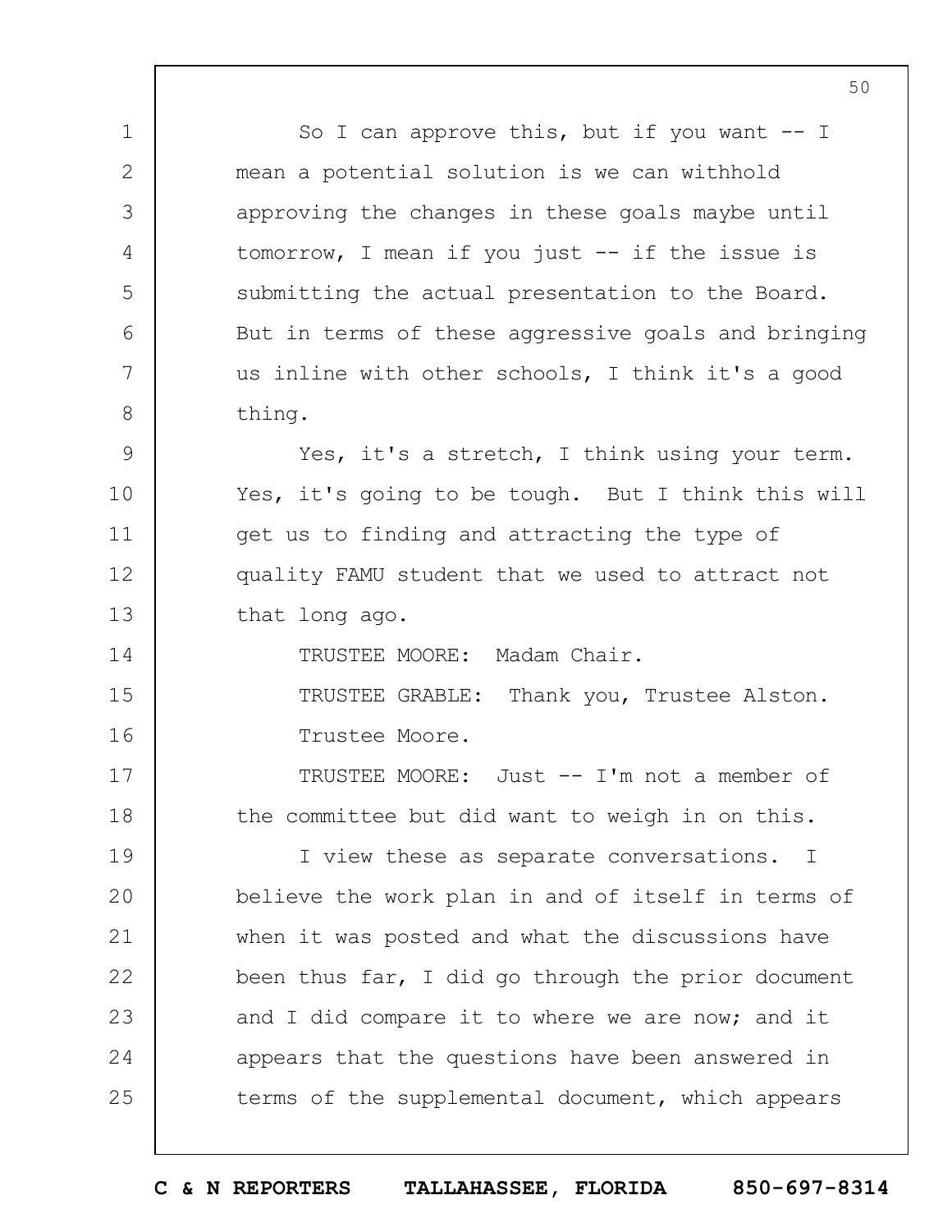So I can approve this, but if you want -- I mean a potential solution is we can withhold approving the changes in these goals maybe until tomorrow, I mean if you just -- if the issue is submitting the actual presentation to the Board. But in terms of these aggressive goals and bringing us inline with other schools, I think it's a good thing.

Yes, it's a stretch, I think using your term. Yes, it's going to be tough. But I think this will get us to finding and attracting the type of quality FAMU student that we used to attract not that long ago.

TRUSTEE MOORE: Madam Chair.

TRUSTEE GRABLE: Thank you, Trustee Alston. Trustee Moore.

TRUSTEE MOORE: Just -- I'm not a member of the committee but did want to weigh in on this.

I view these as separate conversations. I believe the work plan in and of itself in terms of when it was posted and what the discussions have been thus far, I did go through the prior document and I did compare it to where we are now; and it appears that the questions have been answered in terms of the supplemental document, which appears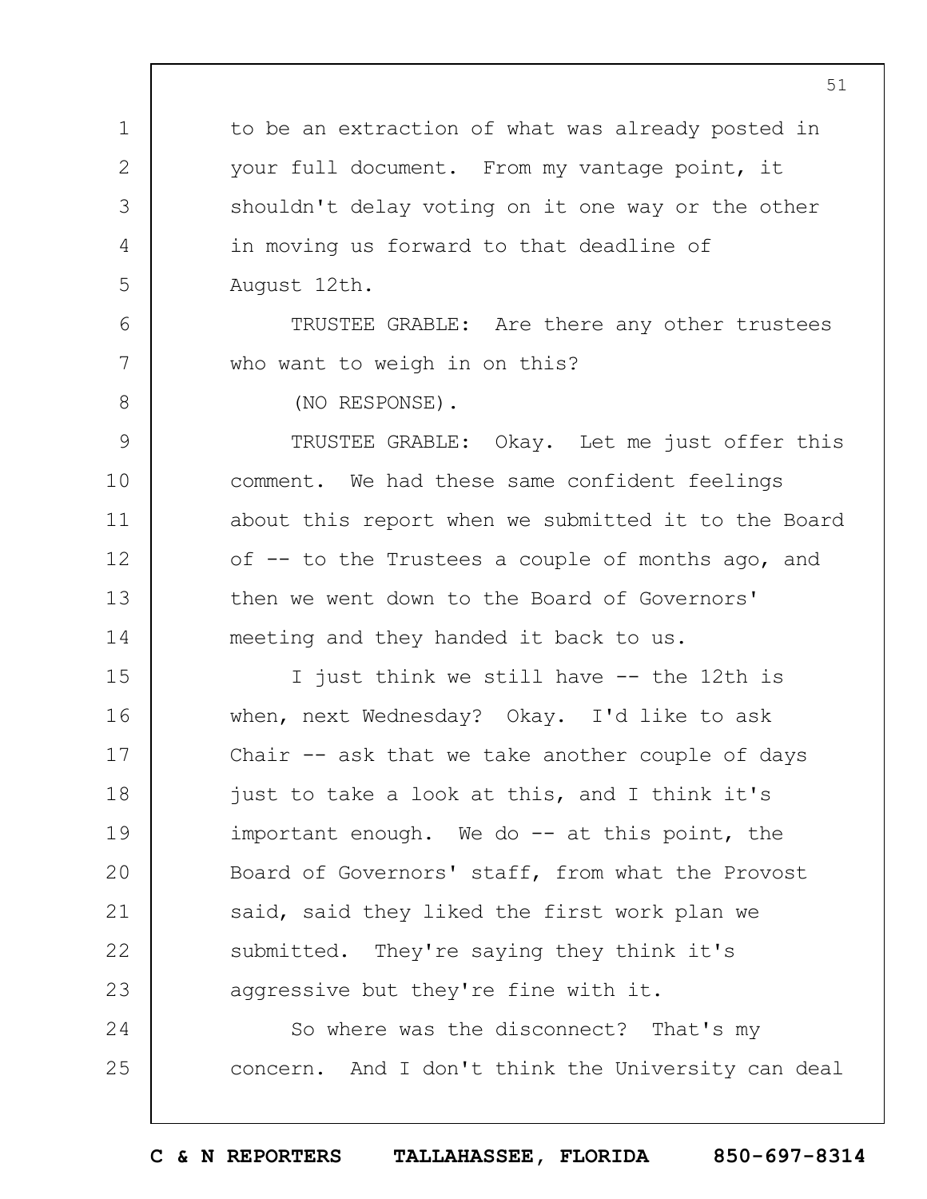to be an extraction of what was already posted in your full document. From my vantage point, it shouldn't delay voting on it one way or the other in moving us forward to that deadline of August 12th.

TRUSTEE GRABLE: Are there any other trustees who want to weigh in on this?

(NO RESPONSE).

TRUSTEE GRABLE: Okay. Let me just offer this comment. We had these same confident feelings about this report when we submitted it to the Board of -- to the Trustees a couple of months ago, and then we went down to the Board of Governors' meeting and they handed it back to us.

I just think we still have -- the 12th is when, next Wednesday? Okay. I'd like to ask Chair -- ask that we take another couple of days just to take a look at this, and I think it's important enough. We do -- at this point, the Board of Governors' staff, from what the Provost said, said they liked the first work plan we submitted. They're saying they think it's aggressive but they're fine with it.

So where was the disconnect? That's my concern. And I don't think the University can deal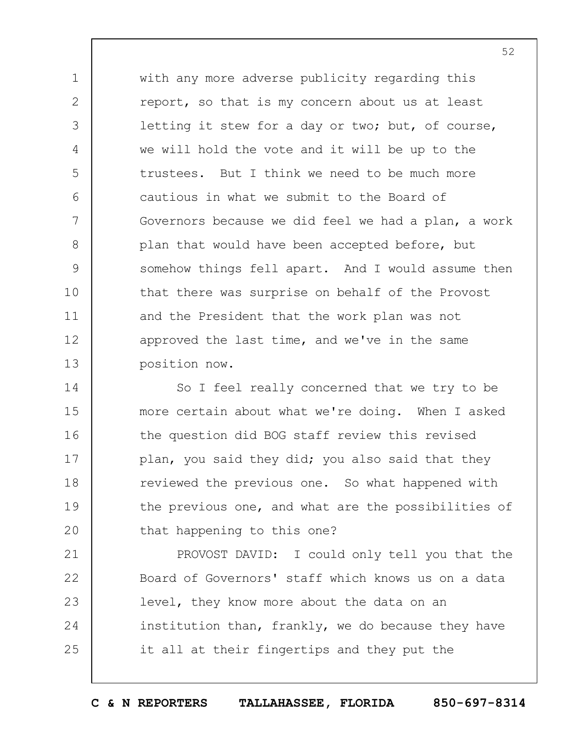with any more adverse publicity regarding this report, so that is my concern about us at least letting it stew for a day or two; but, of course, we will hold the vote and it will be up to the trustees. But I think we need to be much more cautious in what we submit to the Board of Governors because we did feel we had a plan, a work plan that would have been accepted before, but somehow things fell apart. And I would assume then that there was surprise on behalf of the Provost and the President that the work plan was not approved the last time, and we've in the same position now.

So I feel really concerned that we try to be more certain about what we're doing. When I asked the question did BOG staff review this revised plan, you said they did; you also said that they reviewed the previous one. So what happened with the previous one, and what are the possibilities of that happening to this one?

PROVOST DAVID: I could only tell you that the Board of Governors' staff which knows us on a data level, they know more about the data on an institution than, frankly, we do because they have it all at their fingertips and they put the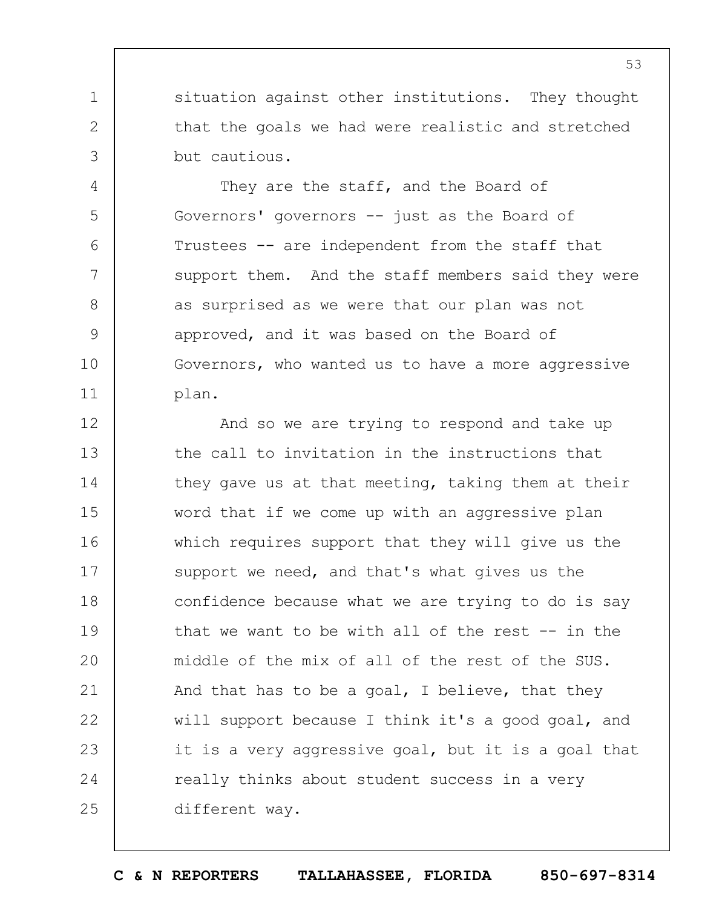situation against other institutions. They thought that the goals we had were realistic and stretched but cautious.

They are the staff, and the Board of Governors' governors -- just as the Board of Trustees -- are independent from the staff that support them. And the staff members said they were as surprised as we were that our plan was not approved, and it was based on the Board of Governors, who wanted us to have a more aggressive plan.

And so we are trying to respond and take up the call to invitation in the instructions that they gave us at that meeting, taking them at their word that if we come up with an aggressive plan which requires support that they will give us the support we need, and that's what gives us the confidence because what we are trying to do is say that we want to be with all of the rest -- in the middle of the mix of all of the rest of the SUS. And that has to be a goal, I believe, that they will support because I think it's a good goal, and it is a very aggressive goal, but it is a goal that really thinks about student success in a very different way.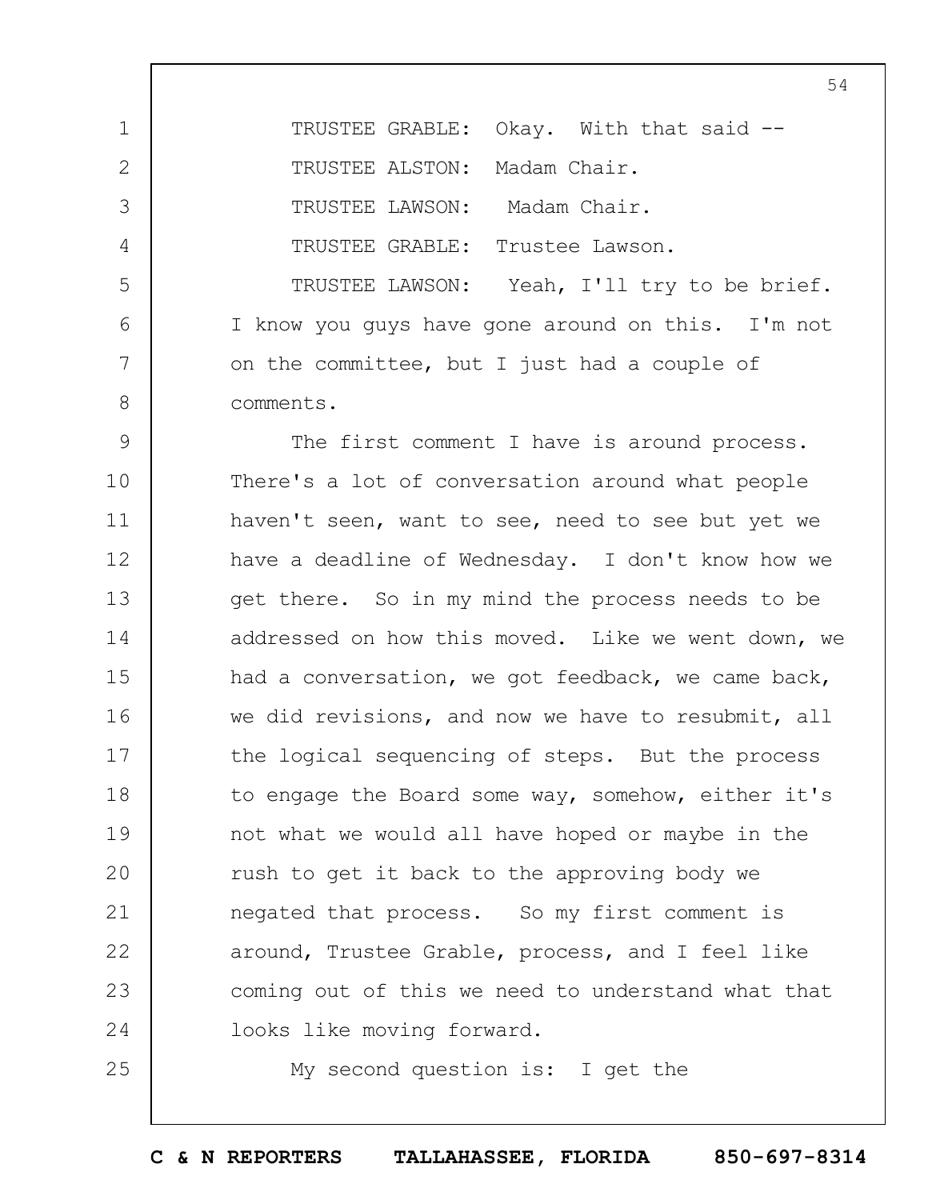TRUSTEE GRABLE: Okay. With that said --

TRUSTEE ALSTON: Madam Chair.

TRUSTEE LAWSON: Madam Chair.

TRUSTEE GRABLE: Trustee Lawson.

TRUSTEE LAWSON: Yeah, I'll try to be brief. I know you guys have gone around on this. I'm not on the committee, but I just had a couple of comments.

The first comment I have is around process. There's a lot of conversation around what people haven't seen, want to see, need to see but yet we have a deadline of Wednesday. I don't know how we get there. So in my mind the process needs to be addressed on how this moved. Like we went down, we had a conversation, we got feedback, we came back, we did revisions, and now we have to resubmit, all the logical sequencing of steps. But the process to engage the Board some way, somehow, either it's not what we would all have hoped or maybe in the rush to get it back to the approving body we negated that process. So my first comment is around, Trustee Grable, process, and I feel like coming out of this we need to understand what that looks like moving forward.

My second question is: I get the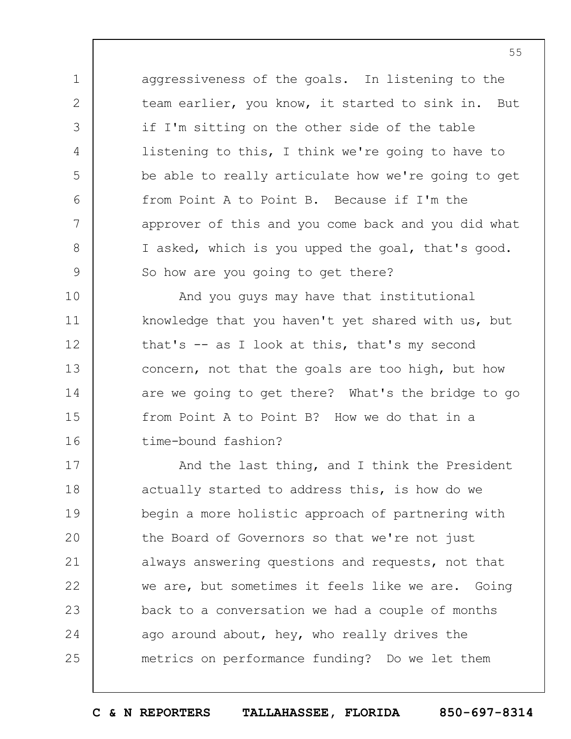aggressiveness of the goals. In listening to the team earlier, you know, it started to sink in. But if I'm sitting on the other side of the table listening to this, I think we're going to have to be able to really articulate how we're going to get from Point A to Point B. Because if I'm the approver of this and you come back and you did what I asked, which is you upped the goal, that's good. So how are you going to get there?

And you guys may have that institutional knowledge that you haven't yet shared with us, but that's -- as I look at this, that's my second concern, not that the goals are too high, but how are we going to get there? What's the bridge to go from Point A to Point B? How we do that in a time-bound fashion?

And the last thing, and I think the President actually started to address this, is how do we begin a more holistic approach of partnering with the Board of Governors so that we're not just always answering questions and requests, not that we are, but sometimes it feels like we are. Going back to a conversation we had a couple of months ago around about, hey, who really drives the metrics on performance funding? Do we let them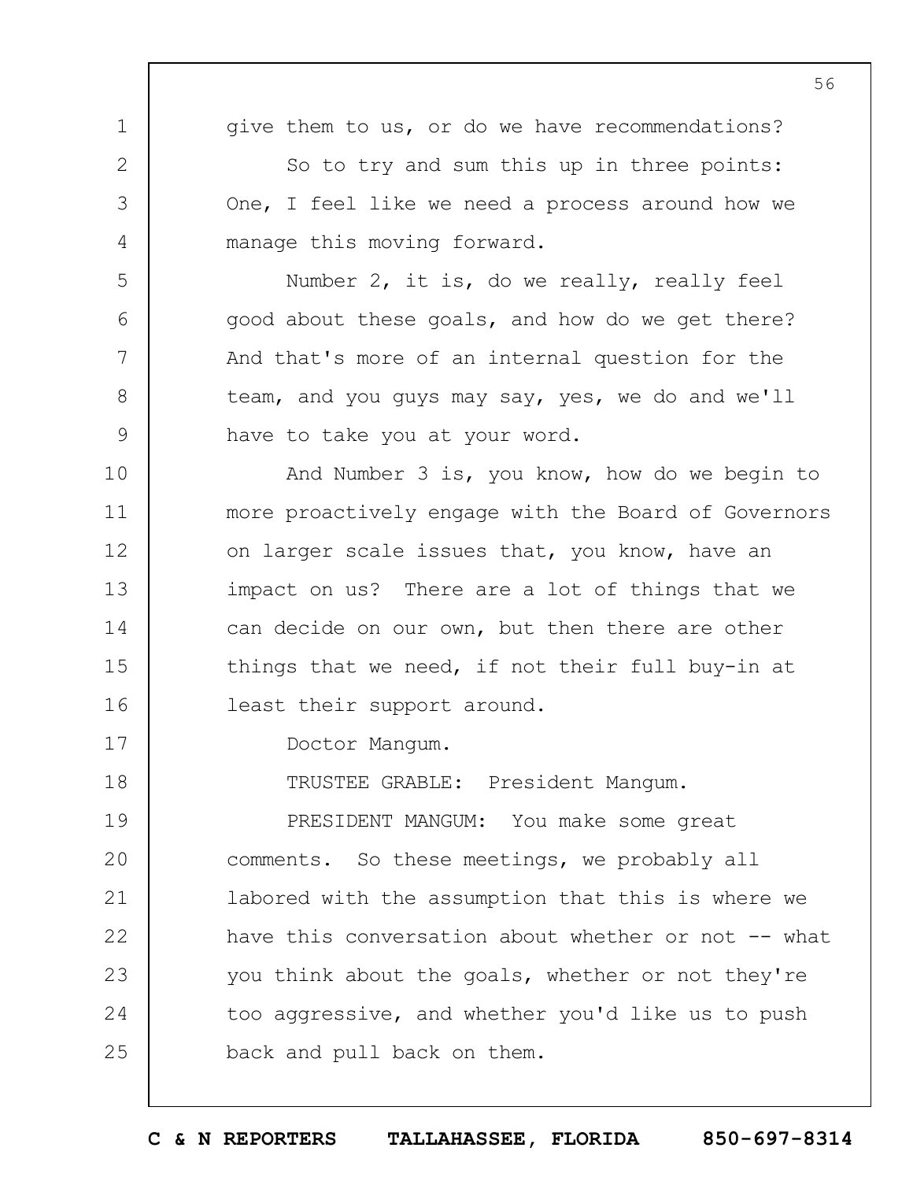give them to us, or do we have recommendations?

So to try and sum this up in three points: One, I feel like we need a process around how we manage this moving forward.

Number 2, it is, do we really, really feel good about these goals, and how do we get there? And that's more of an internal question for the team, and you guys may say, yes, we do and we'll have to take you at your word.

And Number 3 is, you know, how do we begin to more proactively engage with the Board of Governors on larger scale issues that, you know, have an impact on us? There are a lot of things that we can decide on our own, but then there are other things that we need, if not their full buy-in at least their support around.

Doctor Mangum.

TRUSTEE GRABLE: President Mangum.

PRESIDENT MANGUM: You make some great comments. So these meetings, we probably all labored with the assumption that this is where we have this conversation about whether or not -- what you think about the goals, whether or not they're too aggressive, and whether you'd like us to push back and pull back on them.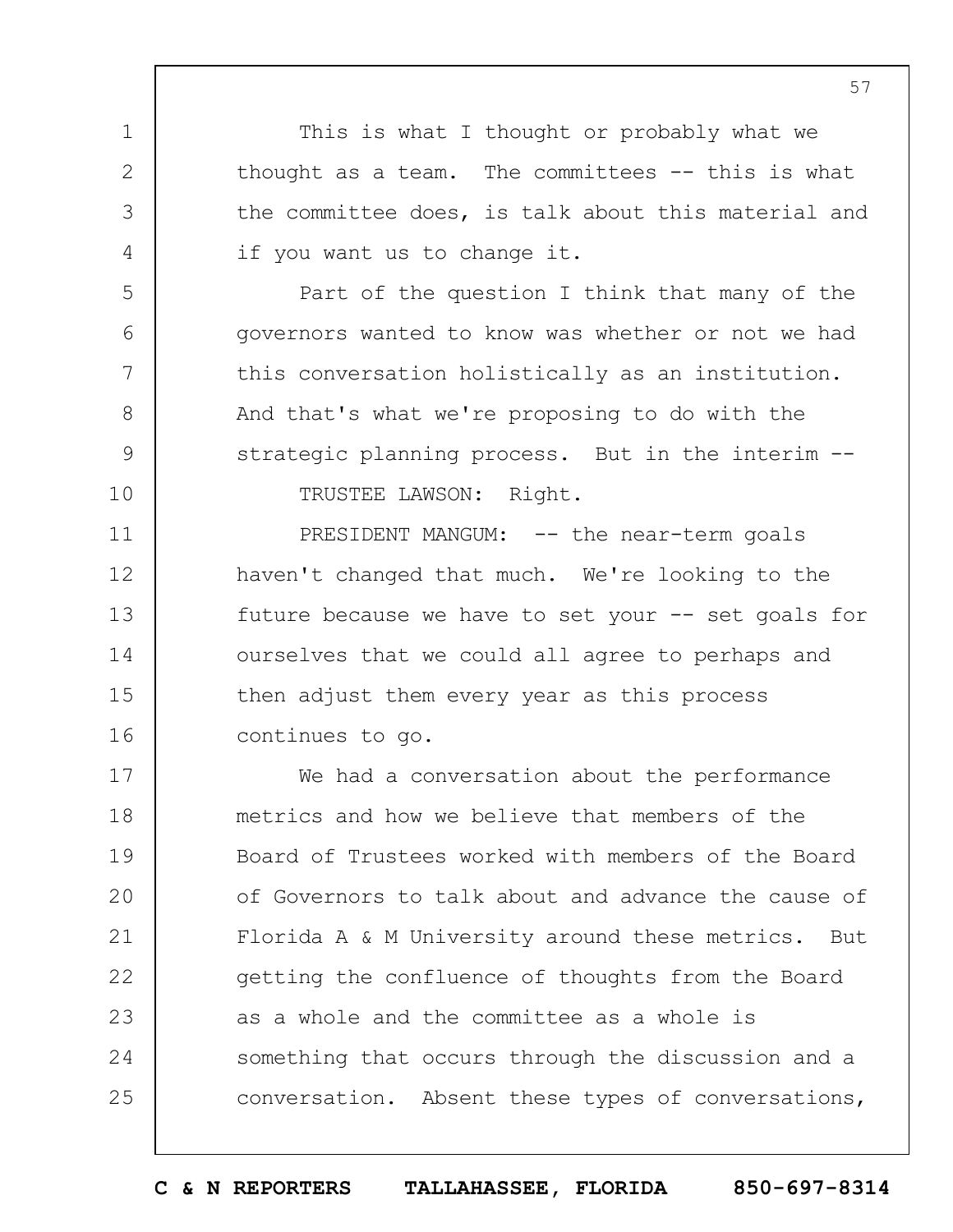This is what I thought or probably what we thought as a team. The committees -- this is what the committee does, is talk about this material and if you want us to change it.

Part of the question I think that many of the governors wanted to know was whether or not we had this conversation holistically as an institution. And that's what we're proposing to do with the strategic planning process. But in the interim --

TRUSTEE LAWSON: Right.

PRESIDENT MANGUM: -- the near-term goals haven't changed that much. We're looking to the future because we have to set your -- set goals for ourselves that we could all agree to perhaps and then adjust them every year as this process continues to go.

We had a conversation about the performance metrics and how we believe that members of the Board of Trustees worked with members of the Board of Governors to talk about and advance the cause of Florida A & M University around these metrics. But getting the confluence of thoughts from the Board as a whole and the committee as a whole is something that occurs through the discussion and a conversation. Absent these types of conversations,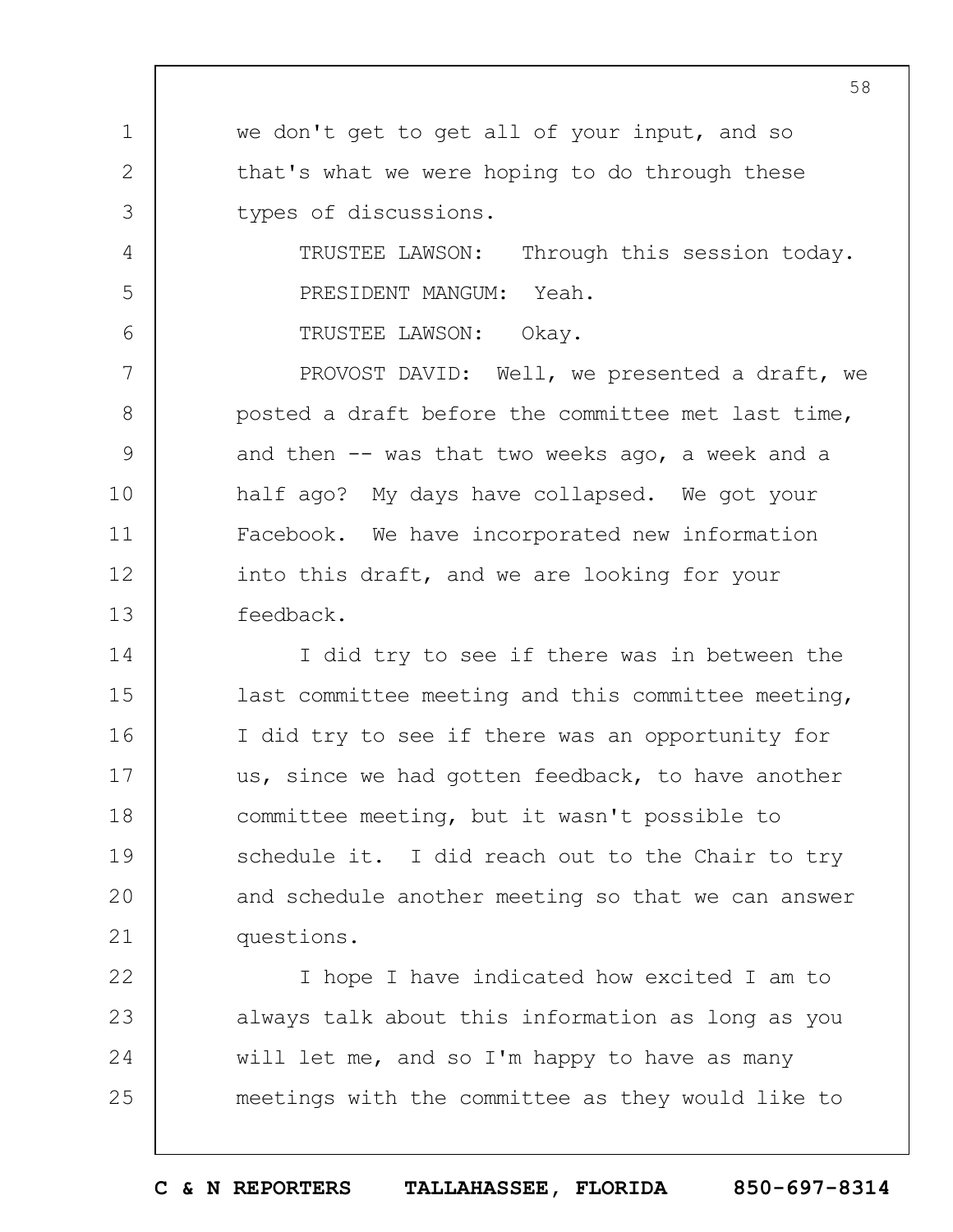we don't get to get all of your input, and so that's what we were hoping to do through these types of discussions.

TRUSTEE LAWSON: Through this session today.

PRESIDENT MANGUM: Yeah.

TRUSTEE LAWSON: Okay.

PROVOST DAVID: Well, we presented a draft, we posted a draft before the committee met last time, and then -- was that two weeks ago, a week and a half ago? My days have collapsed. We got your Facebook. We have incorporated new information into this draft, and we are looking for your feedback.

I did try to see if there was in between the last committee meeting and this committee meeting, I did try to see if there was an opportunity for us, since we had gotten feedback, to have another committee meeting, but it wasn't possible to schedule it. I did reach out to the Chair to try and schedule another meeting so that we can answer questions.

I hope I have indicated how excited I am to always talk about this information as long as you will let me, and so I'm happy to have as many meetings with the committee as they would like to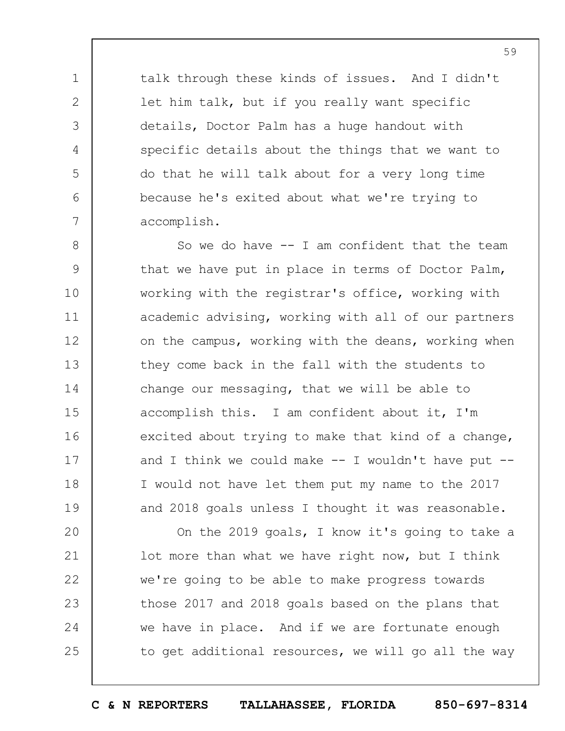talk through these kinds of issues. And I didn't let him talk, but if you really want specific details, Doctor Palm has a huge handout with specific details about the things that we want to do that he will talk about for a very long time because he's exited about what we're trying to accomplish.

So we do have -- I am confident that the team that we have put in place in terms of Doctor Palm, working with the registrar's office, working with academic advising, working with all of our partners on the campus, working with the deans, working when they come back in the fall with the students to change our messaging, that we will be able to accomplish this. I am confident about it, I'm excited about trying to make that kind of a change, and I think we could make -- I wouldn't have put -- I would not have let them put my name to the 2017 and 2018 goals unless I thought it was reasonable.

On the 2019 goals, I know it's going to take a lot more than what we have right now, but I think we're going to be able to make progress towards those 2017 and 2018 goals based on the plans that we have in place. And if we are fortunate enough to get additional resources, we will go all the way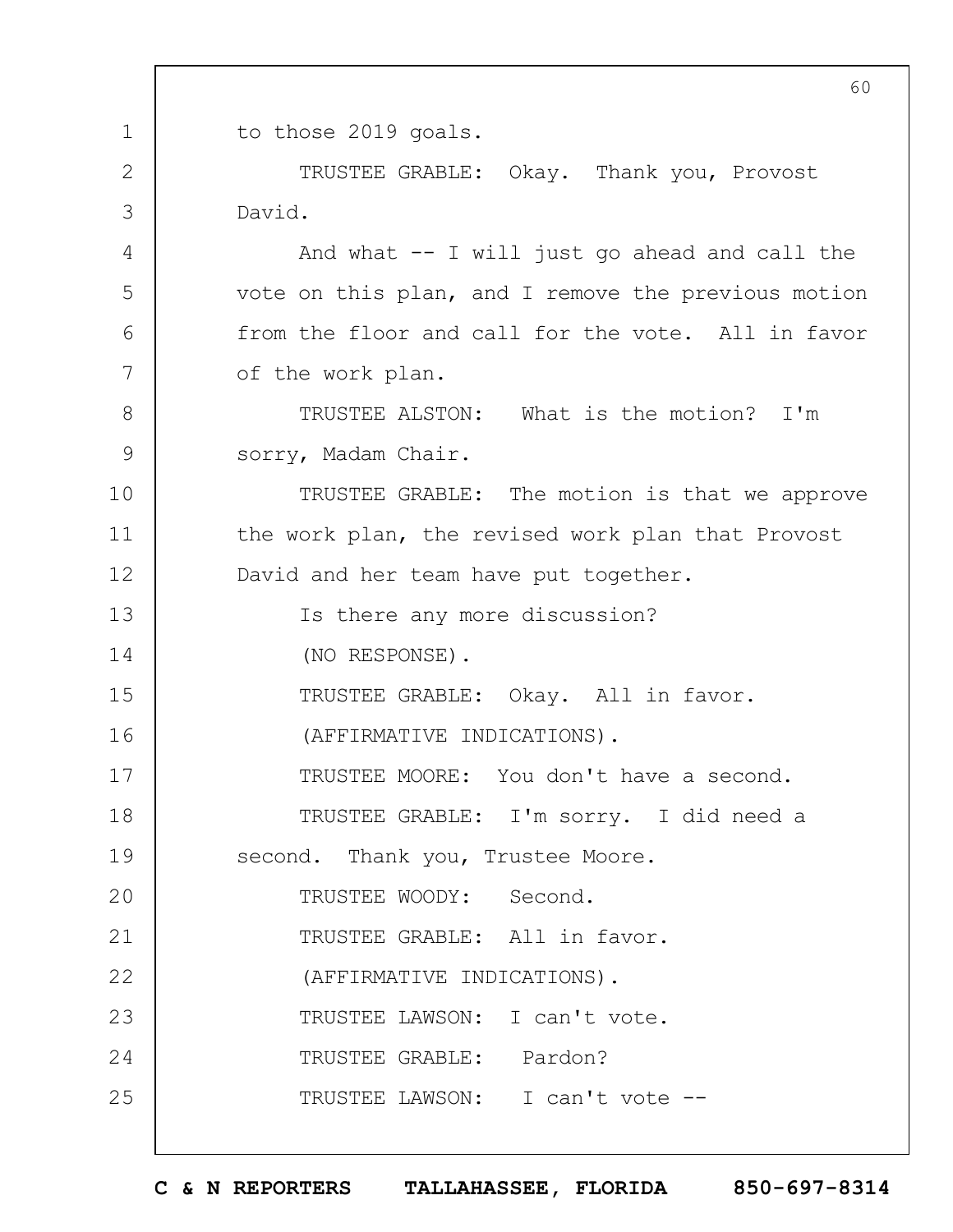to those 2019 goals.

TRUSTEE GRABLE: Okay. Thank you, Provost David.

And what -- I will just go ahead and call the vote on this plan, and I remove the previous motion from the floor and call for the vote. All in favor of the work plan.

TRUSTEE ALSTON: What is the motion? I'm sorry, Madam Chair.

TRUSTEE GRABLE: The motion is that we approve the work plan, the revised work plan that Provost David and her team have put together.

Is there any more discussion?

(NO RESPONSE).

TRUSTEE GRABLE: Okay. All in favor.

(AFFIRMATIVE INDICATIONS).

TRUSTEE MOORE: You don't have a second.

TRUSTEE GRABLE: I'm sorry. I did need a second. Thank you, Trustee Moore.

TRUSTEE WOODY: Second.

TRUSTEE GRABLE: All in favor.

(AFFIRMATIVE INDICATIONS).

TRUSTEE LAWSON: I can't vote.

TRUSTEE GRABLE: Pardon?

TRUSTEE LAWSON: I can't vote --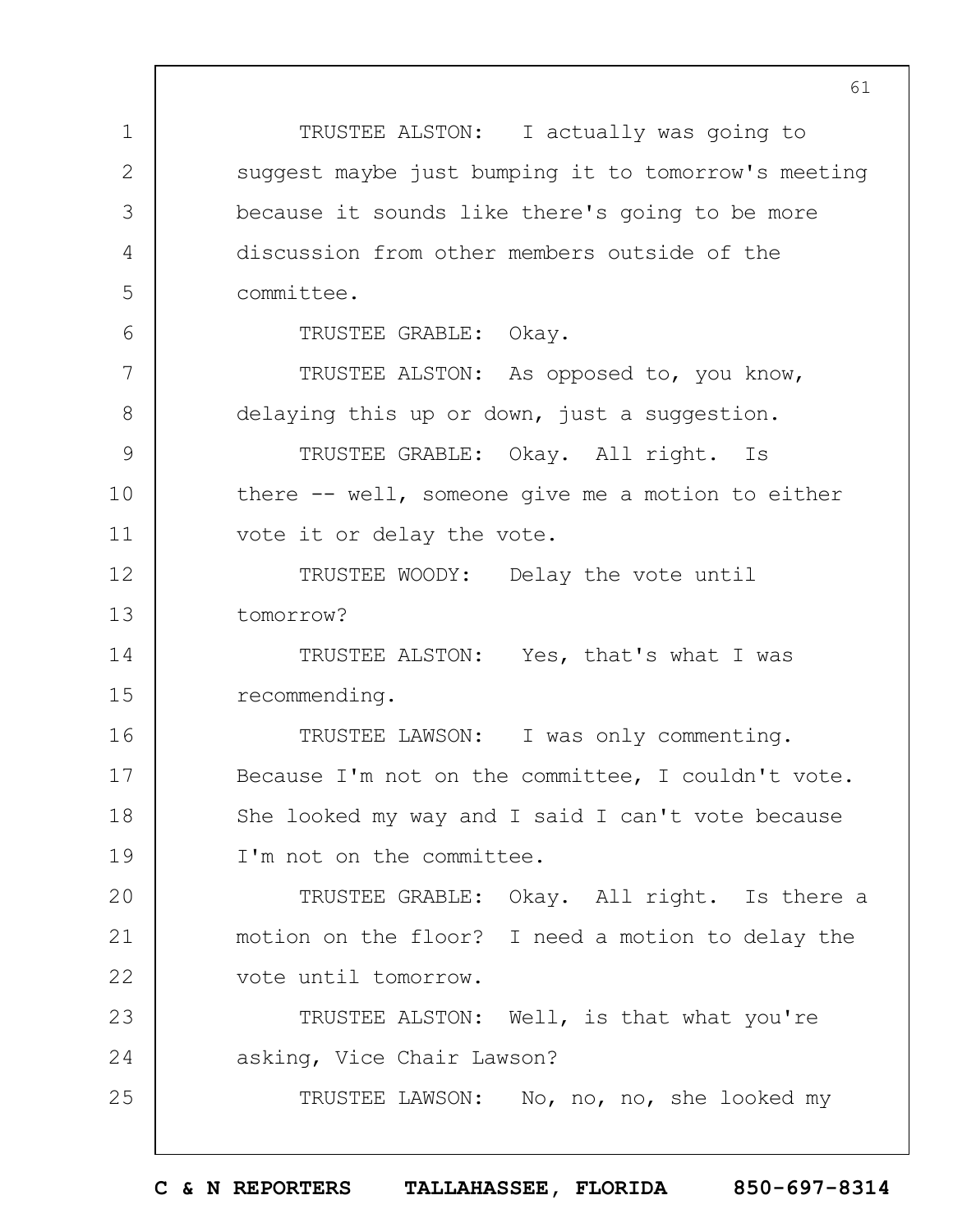TRUSTEE ALSTON: I actually was going to suggest maybe just bumping it to tomorrow's meeting because it sounds like there's going to be more discussion from other members outside of the committee.

TRUSTEE GRABLE: Okay.

TRUSTEE ALSTON: As opposed to, you know, delaying this up or down, just a suggestion.

TRUSTEE GRABLE: Okay. All right. Is there -- well, someone give me a motion to either vote it or delay the vote.

TRUSTEE WOODY: Delay the vote until tomorrow?

TRUSTEE ALSTON: Yes, that's what I was recommending.

TRUSTEE LAWSON: I was only commenting. Because I'm not on the committee, I couldn't vote. She looked my way and I said I can't vote because I'm not on the committee.

TRUSTEE GRABLE: Okay. All right. Is there a motion on the floor? I need a motion to delay the vote until tomorrow.

TRUSTEE ALSTON: Well, is that what you're asking, Vice Chair Lawson?

TRUSTEE LAWSON: No, no, no, she looked my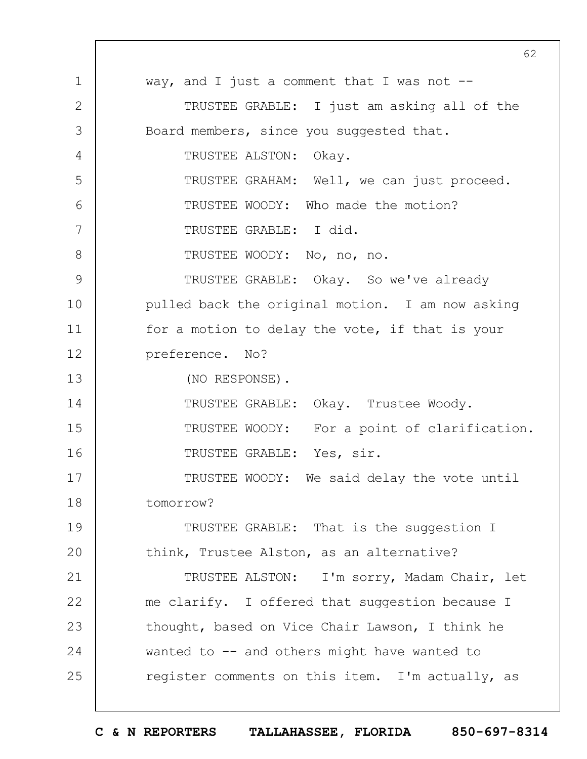way, and I just a comment that I was not --

TRUSTEE GRABLE: I just am asking all of the Board members, since you suggested that.

TRUSTEE ALSTON: Okay.

TRUSTEE GRAHAM: Well, we can just proceed.

TRUSTEE WOODY: Who made the motion?

TRUSTEE GRABLE: I did.

TRUSTEE WOODY: No, no, no.

TRUSTEE GRABLE: Okay. So we've already pulled back the original motion. I am now asking for a motion to delay the vote, if that is your preference. No?

(NO RESPONSE).

TRUSTEE GRABLE: Okay. Trustee Woody.

TRUSTEE WOODY: For a point of clarification.

TRUSTEE GRABLE: Yes, sir.

TRUSTEE WOODY: We said delay the vote until tomorrow?

TRUSTEE GRABLE: That is the suggestion I think, Trustee Alston, as an alternative?

TRUSTEE ALSTON: I'm sorry, Madam Chair, let me clarify. I offered that suggestion because I thought, based on Vice Chair Lawson, I think he wanted to -- and others might have wanted to register comments on this item. I'm actually, as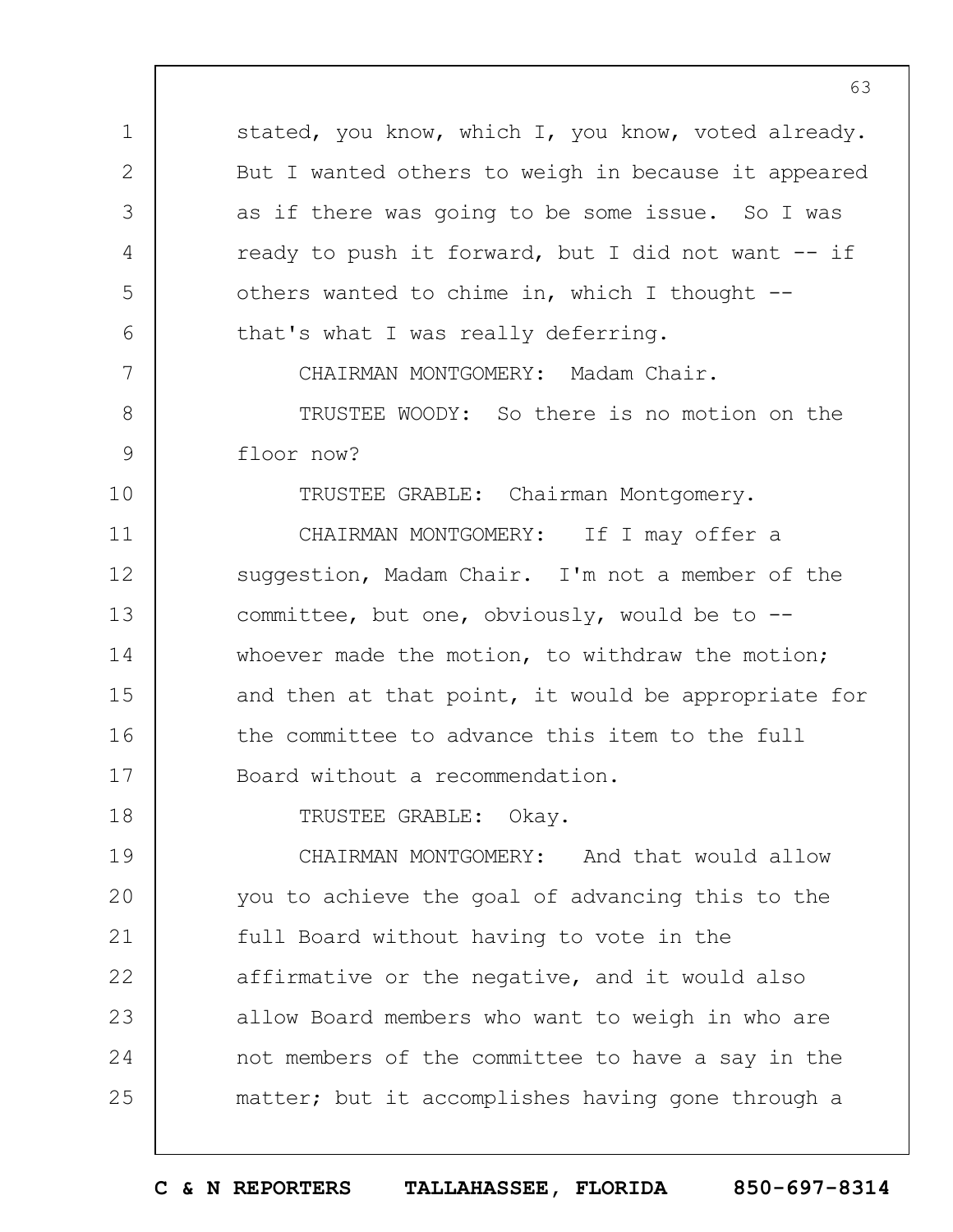stated, you know, which I, you know, voted already. But I wanted others to weigh in because it appeared as if there was going to be some issue. So I was ready to push it forward, but I did not want -- if others wanted to chime in, which I thought -- that's what I was really deferring.

CHAIRMAN MONTGOMERY: Madam Chair.

TRUSTEE WOODY: So there is no motion on the floor now?

TRUSTEE GRABLE: Chairman Montgomery.

CHAIRMAN MONTGOMERY: If I may offer a suggestion, Madam Chair. I'm not a member of the committee, but one, obviously, would be to -- whoever made the motion, to withdraw the motion; and then at that point, it would be appropriate for the committee to advance this item to the full Board without a recommendation.

TRUSTEE GRABLE: Okay.

CHAIRMAN MONTGOMERY: And that would allow you to achieve the goal of advancing this to the full Board without having to vote in the affirmative or the negative, and it would also allow Board members who want to weigh in who are not members of the committee to have a say in the matter; but it accomplishes having gone through a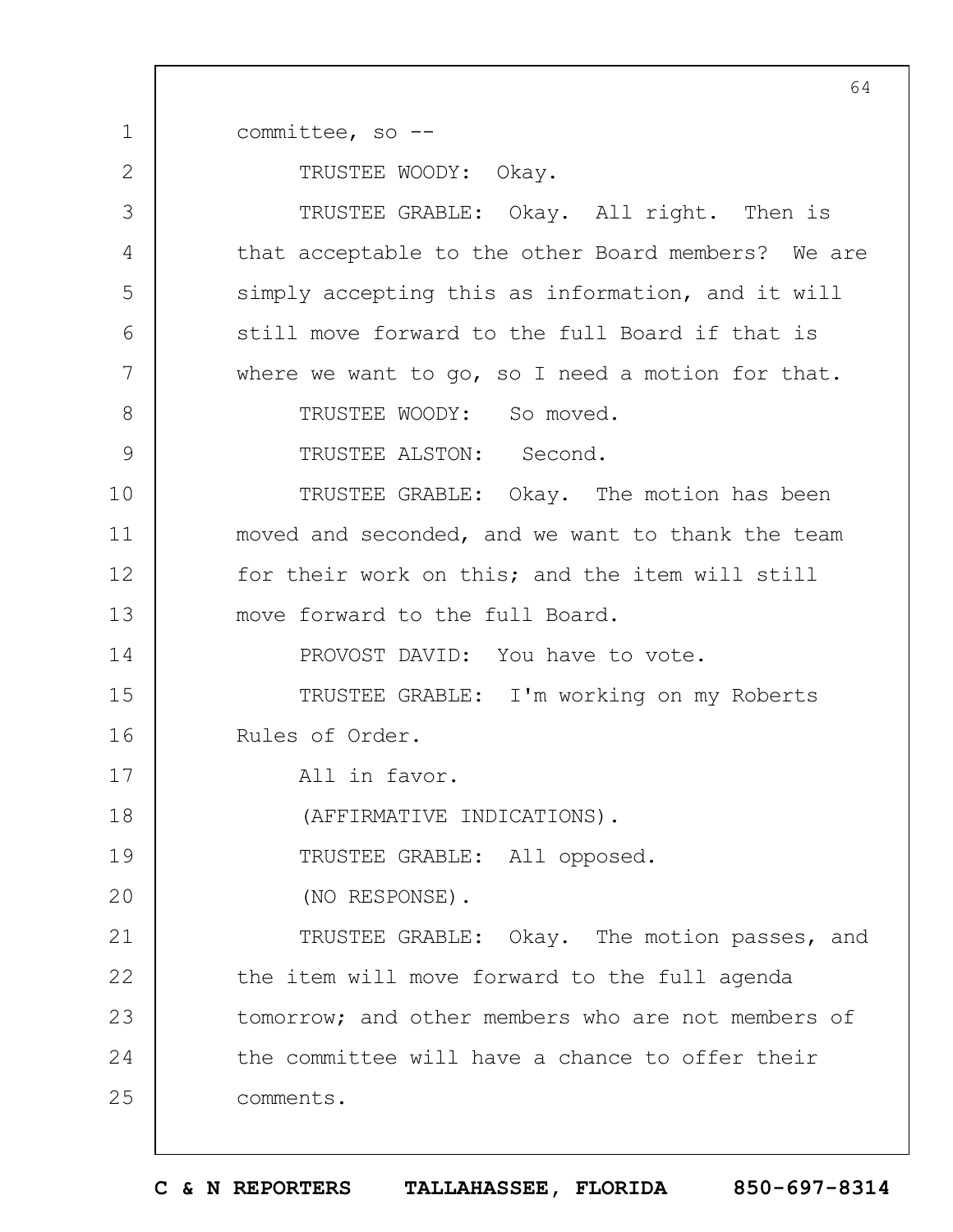committee, so --

TRUSTEE WOODY: Okay.

TRUSTEE GRABLE: Okay. All right. Then is that acceptable to the other Board members? We are simply accepting this as information, and it will still move forward to the full Board if that is where we want to go, so I need a motion for that.

TRUSTEE WOODY: So moved.

TRUSTEE ALSTON: Second.

TRUSTEE GRABLE: Okay. The motion has been moved and seconded, and we want to thank the team for their work on this; and the item will still move forward to the full Board.

PROVOST DAVID: You have to vote.

TRUSTEE GRABLE: I'm working on my Roberts Rules of Order.

All in favor.

(AFFIRMATIVE INDICATIONS).

TRUSTEE GRABLE: All opposed.

(NO RESPONSE).

TRUSTEE GRABLE: Okay. The motion passes, and the item will move forward to the full agenda tomorrow; and other members who are not members of the committee will have a chance to offer their comments.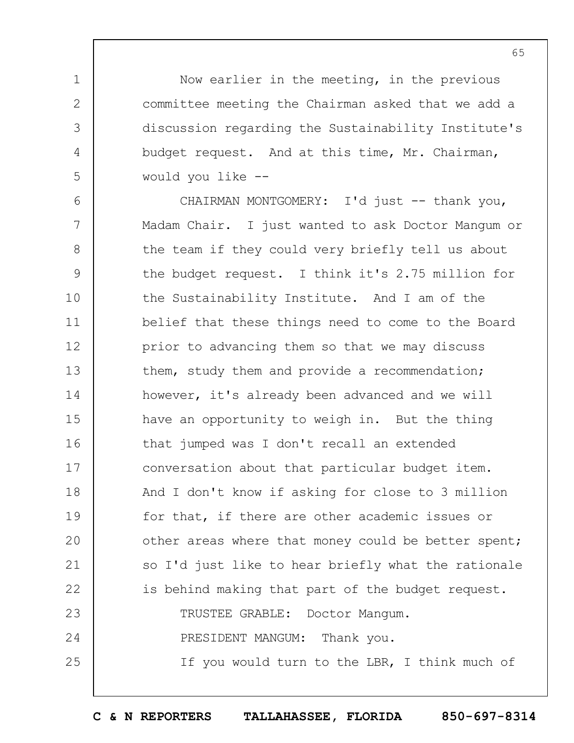Now earlier in the meeting, in the previous committee meeting the Chairman asked that we add a discussion regarding the Sustainability Institute's budget request. And at this time, Mr. Chairman, would you like --

CHAIRMAN MONTGOMERY: I'd just -- thank you, Madam Chair. I just wanted to ask Doctor Mangum or the team if they could very briefly tell us about the budget request. I think it's 2.75 million for the Sustainability Institute. And I am of the belief that these things need to come to the Board prior to advancing them so that we may discuss them, study them and provide a recommendation; however, it's already been advanced and we will have an opportunity to weigh in. But the thing that jumped was I don't recall an extended conversation about that particular budget item. And I don't know if asking for close to 3 million for that, if there are other academic issues or other areas where that money could be better spent; so I'd just like to hear briefly what the rationale is behind making that part of the budget request.

TRUSTEE GRABLE: Doctor Mangum.

PRESIDENT MANGUM: Thank you.

If you would turn to the LBR, I think much of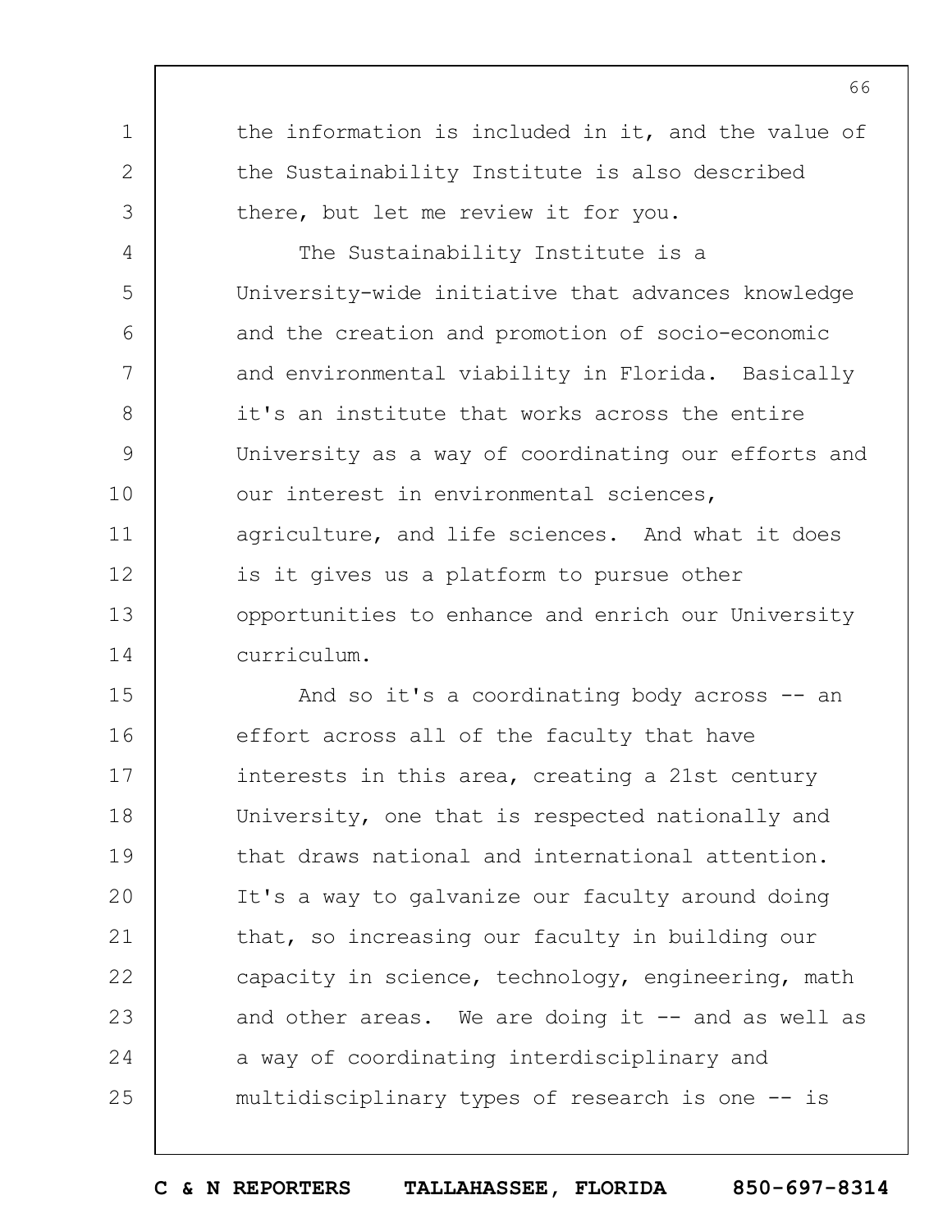the information is included in it, and the value of the Sustainability Institute is also described there, but let me review it for you.

The Sustainability Institute is a University-wide initiative that advances knowledge and the creation and promotion of socio-economic and environmental viability in Florida. Basically it's an institute that works across the entire University as a way of coordinating our efforts and our interest in environmental sciences, agriculture, and life sciences. And what it does is it gives us a platform to pursue other opportunities to enhance and enrich our University curriculum.

And so it's a coordinating body across -- an effort across all of the faculty that have interests in this area, creating a 21st century University, one that is respected nationally and that draws national and international attention. It's a way to galvanize our faculty around doing that, so increasing our faculty in building our capacity in science, technology, engineering, math and other areas. We are doing it -- and as well as a way of coordinating interdisciplinary and multidisciplinary types of research is one -- is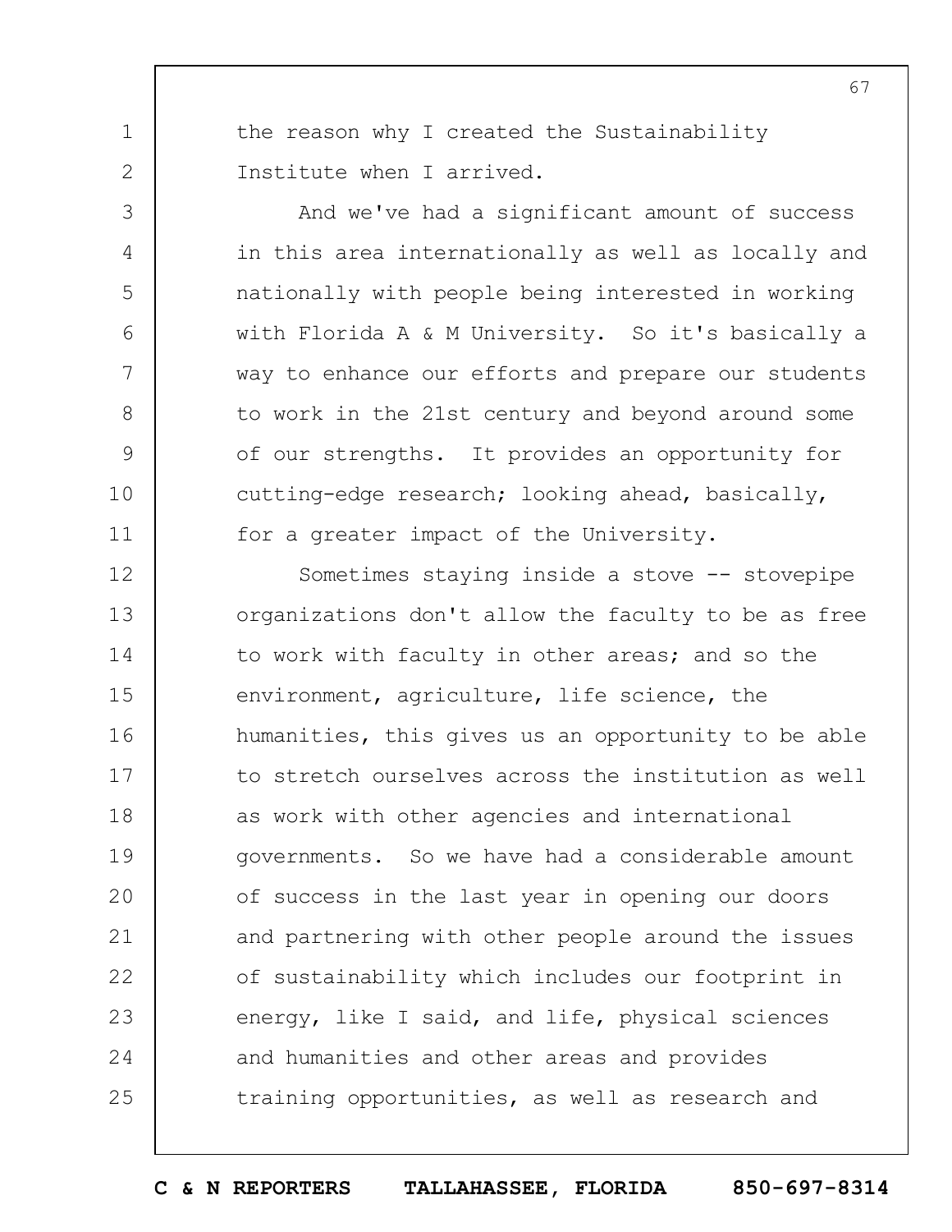the reason why I created the Sustainability Institute when I arrived.

And we've had a significant amount of success in this area internationally as well as locally and nationally with people being interested in working with Florida A & M University. So it's basically a way to enhance our efforts and prepare our students to work in the 21st century and beyond around some of our strengths. It provides an opportunity for cutting-edge research; looking ahead, basically, for a greater impact of the University.

Sometimes staying inside a stove -- stovepipe organizations don't allow the faculty to be as free to work with faculty in other areas; and so the environment, agriculture, life science, the humanities, this gives us an opportunity to be able to stretch ourselves across the institution as well as work with other agencies and international governments. So we have had a considerable amount of success in the last year in opening our doors and partnering with other people around the issues of sustainability which includes our footprint in energy, like I said, and life, physical sciences and humanities and other areas and provides training opportunities, as well as research and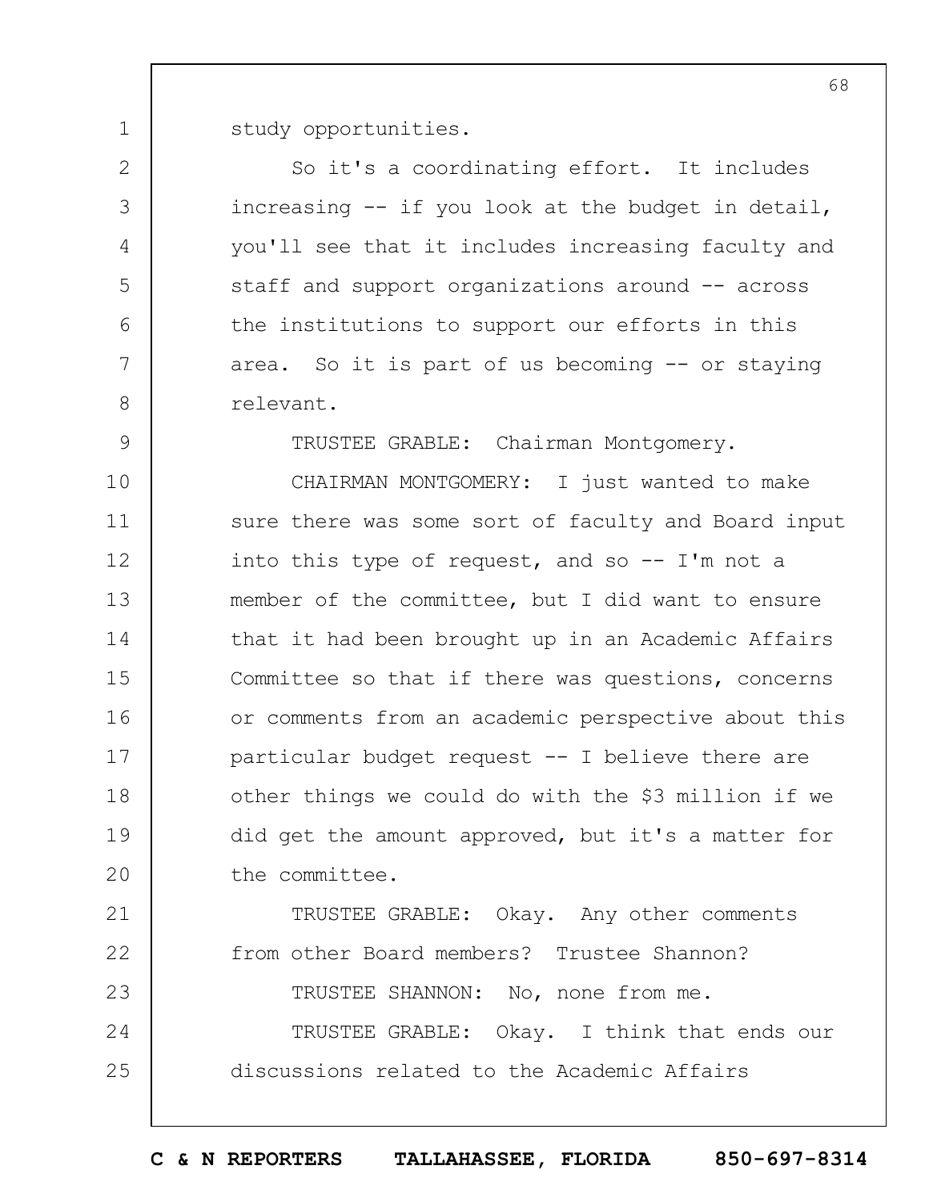study opportunities.

So it's a coordinating effort. It includes increasing -- if you look at the budget in detail, you'll see that it includes increasing faculty and staff and support organizations around -- across the institutions to support our efforts in this area. So it is part of us becoming -- or staying relevant.

TRUSTEE GRABLE: Chairman Montgomery.

CHAIRMAN MONTGOMERY: I just wanted to make sure there was some sort of faculty and Board input into this type of request, and so -- I'm not a member of the committee, but I did want to ensure that it had been brought up in an Academic Affairs Committee so that if there was questions, concerns or comments from an academic perspective about this particular budget request -- I believe there are other things we could do with the $3 million if we did get the amount approved, but it's a matter for the committee.

TRUSTEE GRABLE: Okay. Any other comments from other Board members? Trustee Shannon?

TRUSTEE SHANNON: No, none from me.

TRUSTEE GRABLE: Okay. I think that ends our discussions related to the Academic Affairs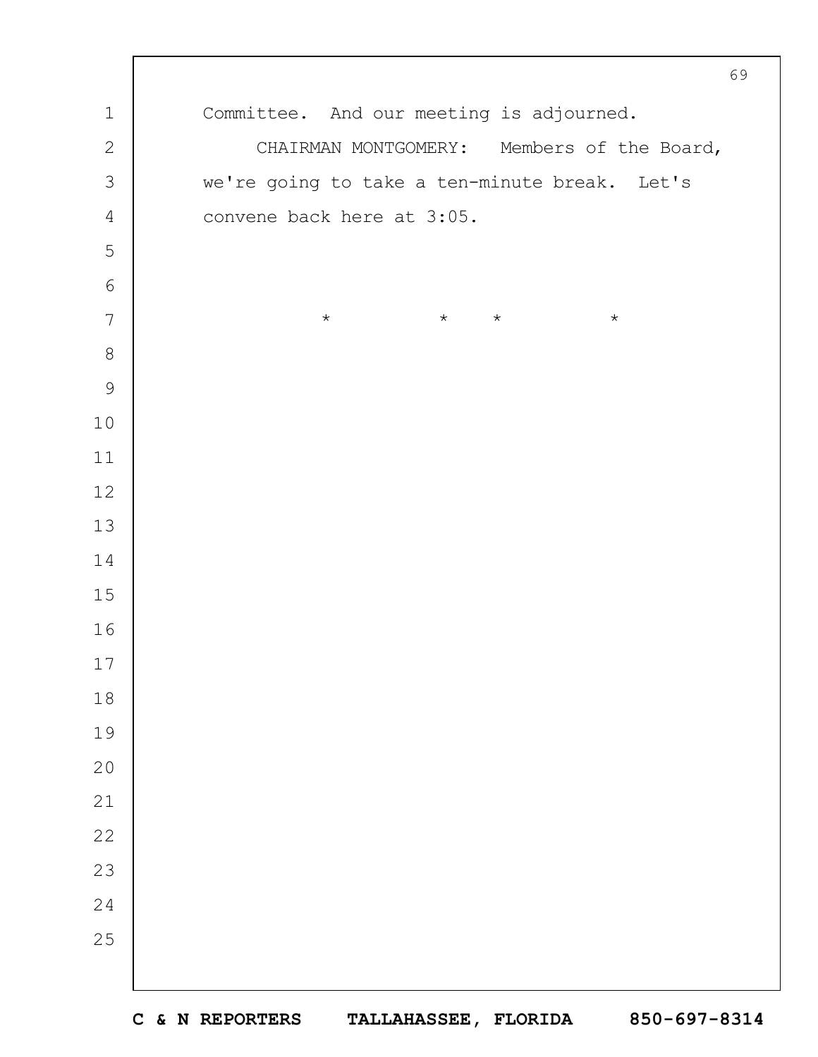Committee. And our meeting is adjourned.

CHAIRMAN MONTGOMERY: Members of the Board, we're going to take a ten-minute break. Let's convene back here at 3:05.

\* \* \* \*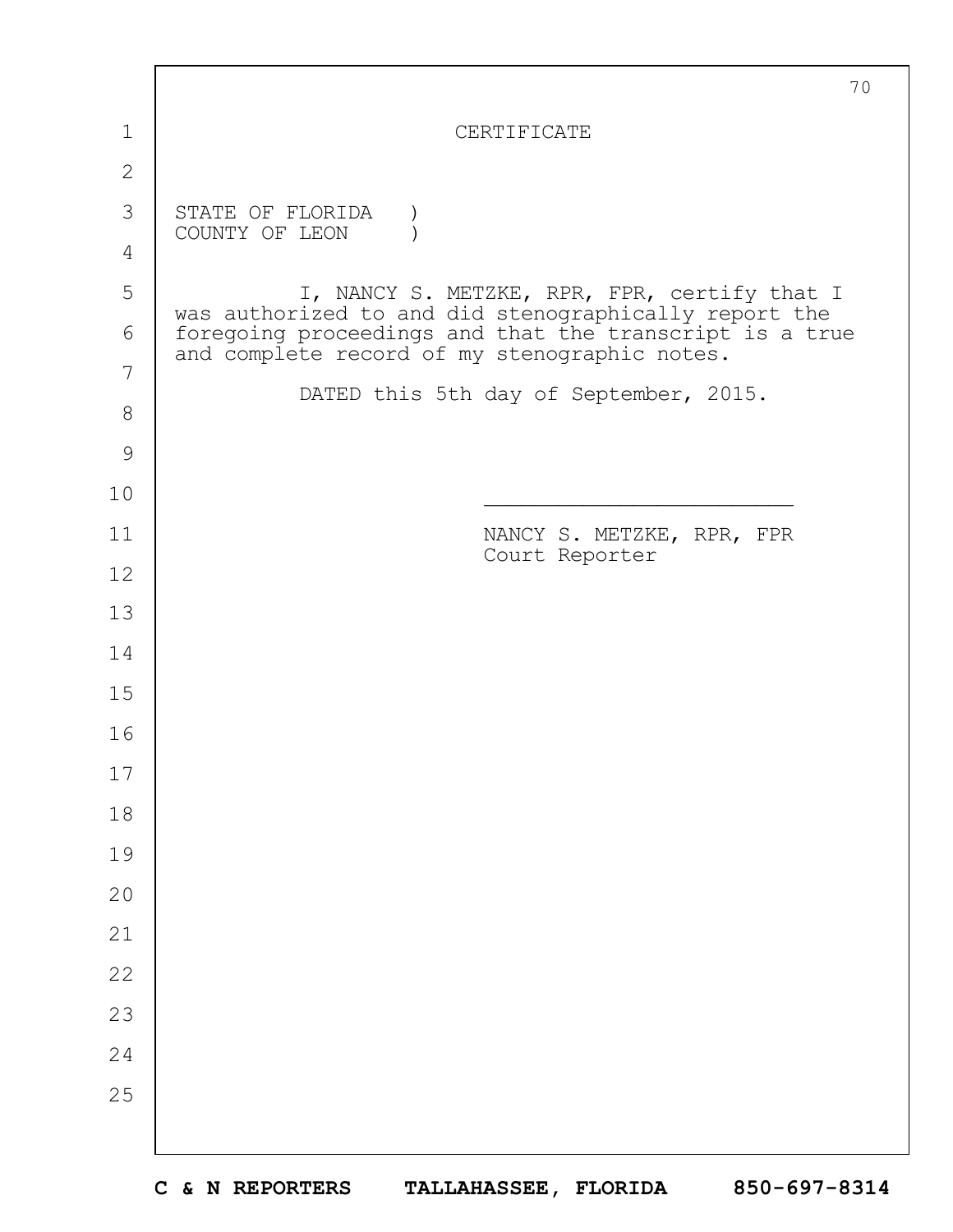# CERTIFICATE

STATE OF FLORIDA )
COUNTY OF LEON )

I, NANCY S. METZKE, RPR, FPR, certify that I was authorized to and did stenographically report the foregoing proceedings and that the transcript is a true and complete record of my stenographic notes.

DATED this 5th day of September, 2015.

\_\_\_\_\_\_\_\_\_\_\_\_\_\_\_\_\_\_\_\_\_\_\_\_\_

NANCY S. METZKE, RPR, FPR
Court Reporter

C & N REPORTERS TALLAHASSEE, FLORIDA 850-697-8314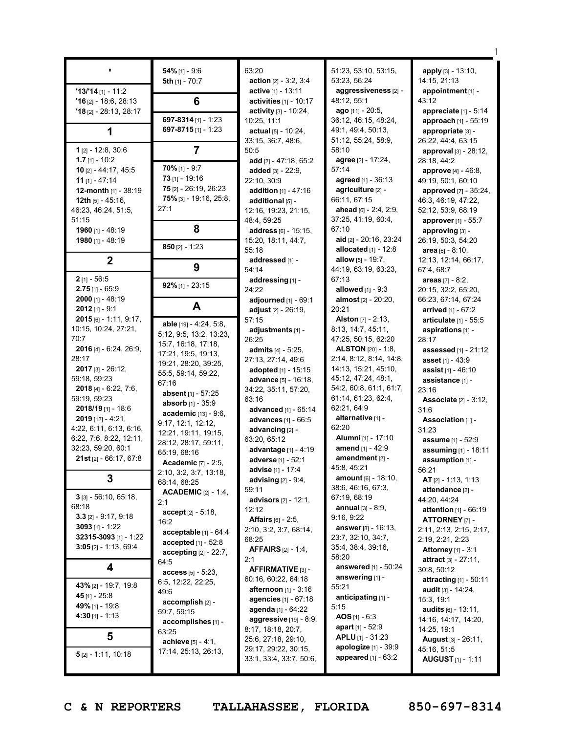## '

**'13/'14** [1] - 11:2
**'16** [2] - 18:6, 28:13
**'18** [2] - 28:13, 28:17

## 1

**1** [2] - 12:8, 30:6
**1.7** [1] - 10:2
**10** [2] - 44:17, 45:5
**11** [1] - 47:14
**12-month** [1] - 38:19
**12th** [5] - 45:16, 46:23, 46:24, 51:5, 51:15
**1960** [1] - 48:19
**1980** [1] - 48:19

## 2

**2** [1] - 56:5
**2.75** [1] - 65:9
**2000** [1] - 48:19
**2012** [1] - 9:1
**2015** [6] - 1:11, 9:17, 10:15, 10:24, 27:21, 70:7
**2016** [4] - 6:24, 26:9, 28:17
**2017** [3] - 26:12, 59:18, 59:23
**2018** [4] - 6:22, 7:6, 59:19, 59:23
**2018/19** [1] - 18:6
**2019** [12] - 4:21, 4:22, 6:11, 6:13, 6:16, 6:22, 7:6, 8:22, 12:11, 32:23, 59:20, 60:1
**21st** [2] - 66:17, 67:8

## 3

**3** [3] - 56:10, 65:18, 68:18
**3.3** [2] - 9:17, 9:18
**3093** [1] - 1:22
**32315-3093** [1] - 1:22
**3:05** [2] - 1:13, 69:4

## 4

**43%** [2] - 19:7, 19:8
**45** [1] - 25:8
**49%** [1] - 19:8
**4:30** [1] - 1:13

## 5

**5** [2] - 1:11, 10:18
**54%** [1] - 9:6
**5th** [1] - 70:7

## 6

**697-8314** [1] - 1:23
**697-8715** [1] - 1:23

## 7

**70%** [1] - 9:7
**73** [1] - 19:16
**75** [2] - 26:19, 26:23
**75%** [3] - 19:16, 25:8, 27:1

## 8

**850** [2] - 1:23

## 9

**92%** [1] - 23:15

## A

**able** [19] - 4:24, 5:8, 5:12, 9:5, 13:2, 13:23, 15:7, 16:18, 17:18, 17:21, 19:5, 19:13, 19:21, 28:20, 39:25, 55:5, 59:14, 59:22, 67:16
**absent** [1] - 57:25
**absorb** [1] - 35:9
**academic** [13] - 9:6, 9:17, 12:1, 12:12, 12:21, 19:11, 19:15, 28:12, 28:17, 59:11, 65:19, 68:16
**Academic** [7] - 2:5, 2:10, 3:2, 3:7, 13:18, 68:14, 68:25
**ACADEMIC** [2] - 1:4, 2:1
**accept** [2] - 5:18, 16:2
**acceptable** [1] - 64:4
**accepted** [1] - 52:8
**accepting** [2] - 22:7, 64:5
**access** [5] - 5:23, 6:5, 12:22, 22:25, 49:6
**accomplish** [2] - 59:7, 59:15
**accomplishes** [1] - 63:25
**achieve** [5] - 4:1, 17:14, 25:13, 26:13, 63:20
**action** [2] - 3:2, 3:4
**active** [1] - 13:11
**activities** [1] - 10:17
**activity** [3] - 10:24, 10:25, 11:1
**actual** [5] - 10:24, 33:15, 36:7, 48:6, 50:5
**add** [2] - 47:18, 65:2
**added** [3] - 22:9, 22:10, 30:9
**addition** [1] - 47:16
**additional** [5] - 12:16, 19:23, 21:15, 48:4, 59:25
**address** [6] - 15:15, 15:20, 18:11, 44:7, 55:18
**addressed** [1] - 54:14
**addressing** [1] - 24:22
**adjourned** [1] - 69:1
**adjust** [2] - 26:19, 57:15
**adjustments** [1] - 26:25
**admits** [4] - 5:25, 27:13, 27:14, 49:6
**adopted** [1] - 15:15
**advance** [5] - 16:18, 34:22, 35:11, 57:20, 63:16
**advanced** [1] - 65:14
**advances** [1] - 66:5
**advancing** [2] - 63:20, 65:12
**advantage** [1] - 4:19
**adverse** [1] - 52:1
**advise** [1] - 17:4
**advising** [2] - 9:4, 59:11
**advisors** [2] - 12:1, 12:12
**Affairs** [6] - 2:5, 2:10, 3:2, 3:7, 68:14, 68:25
**AFFAIRS** [2] - 1:4, 2:1
**AFFIRMATIVE** [3] - 60:16, 60:22, 64:18
**afternoon** [1] - 3:16
**agencies** [1] - 67:18
**agenda** [1] - 64:22
**aggressive** [19] - 8:9, 8:17, 18:18, 20:7, 25:6, 27:18, 29:10, 29:17, 29:22, 30:15, 33:1, 33:4, 33:7, 50:6, 51:23, 53:10, 53:15, 53:23, 56:24
**aggressiveness** [2] - 48:12, 55:1
**ago** [11] - 20:5, 36:12, 46:15, 48:24, 49:1, 49:4, 50:13, 51:12, 55:24, 58:9, 58:10
**agree** [2] - 17:24, 57:14
**agreed** [1] - 36:13
**agriculture** [2] - 66:11, 67:15
**ahead** [6] - 2:4, 2:9, 37:25, 41:19, 60:4, 67:10
**aid** [2] - 20:16, 23:24
**allocated** [1] - 12:8
**allow** [5] - 19:7, 44:19, 63:19, 63:23, 67:13
**allowed** [1] - 9:3
**almost** [2] - 20:20, 20:21
**Alston** [7] - 2:13, 8:13, 14:7, 45:11, 47:25, 50:15, 62:20
**ALSTON** [20] - 1:8, 2:14, 8:12, 8:14, 14:8, 14:13, 15:21, 45:10, 45:12, 47:24, 48:1, 54:2, 60:8, 61:1, 61:7, 61:14, 61:23, 62:4, 62:21, 64:9
**alternative** [1] - 62:20
**Alumni** [1] - 17:10
**amend** [1] - 42:9
**amendment** [2] - 45:8, 45:21
**amount** [6] - 18:10, 38:6, 46:16, 67:3, 67:19, 68:19
**annual** [3] - 8:9, 9:16, 9:22
**answer** [8] - 16:13, 23:7, 32:10, 34:7, 35:4, 38:4, 39:16, 58:20
**answered** [1] - 50:24
**answering** [1] - 55:21
**anticipating** [1] - 5:15
**AOS** [1] - 6:3
**apart** [1] - 52:9
**APLU** [1] - 31:23
**apologize** [1] - 39:9
**appeared** [1] - 63:2
**apply** [3] - 13:10, 14:15, 21:13
**appointment** [1] - 43:12
**appreciate** [1] - 5:14
**approach** [1] - 55:19
**appropriate** [3] - 26:22, 44:4, 63:15
**approval** [3] - 28:12, 28:18, 44:2
**approve** [4] - 46:8, 49:19, 50:1, 60:10
**approved** [7] - 35:24, 46:3, 46:19, 47:22, 52:12, 53:9, 68:19
**approver** [1] - 55:7
**approving** [3] - 26:19, 50:3, 54:20
**area** [6] - 8:10, 12:13, 12:14, 66:17, 67:4, 68:7
**areas** [7] - 8:2, 20:15, 32:2, 65:20, 66:23, 67:14, 67:24
**arrived** [1] - 67:2
**articulate** [1] - 55:5
**aspirations** [1] - 28:17
**assessed** [1] - 21:12
**asset** [1] - 43:9
**assist** [1] - 46:10
**assistance** [1] - 23:16
**Associate** [2] - 3:12, 31:6
**Association** [1] - 31:23
**assume** [1] - 52:9
**assuming** [1] - 18:11
**assumption** [1] - 56:21
**AT** [2] - 1:13, 1:13
**attendance** [2] - 44:20, 44:24
**attention** [1] - 66:19
**ATTORNEY** [7] - 2:11, 2:13, 2:15, 2:17, 2:19, 2:21, 2:23
**Attorney** [1] - 3:1
**attract** [3] - 27:11, 30:8, 50:12
**attracting** [1] - 50:11
**audit** [3] - 14:24, 15:3, 19:1
**audits** [6] - 13:11, 14:16, 14:17, 14:20, 14:25, 19:1
**August** [3] - 26:11, 45:16, 51:5
**AUGUST** [1] - 1:11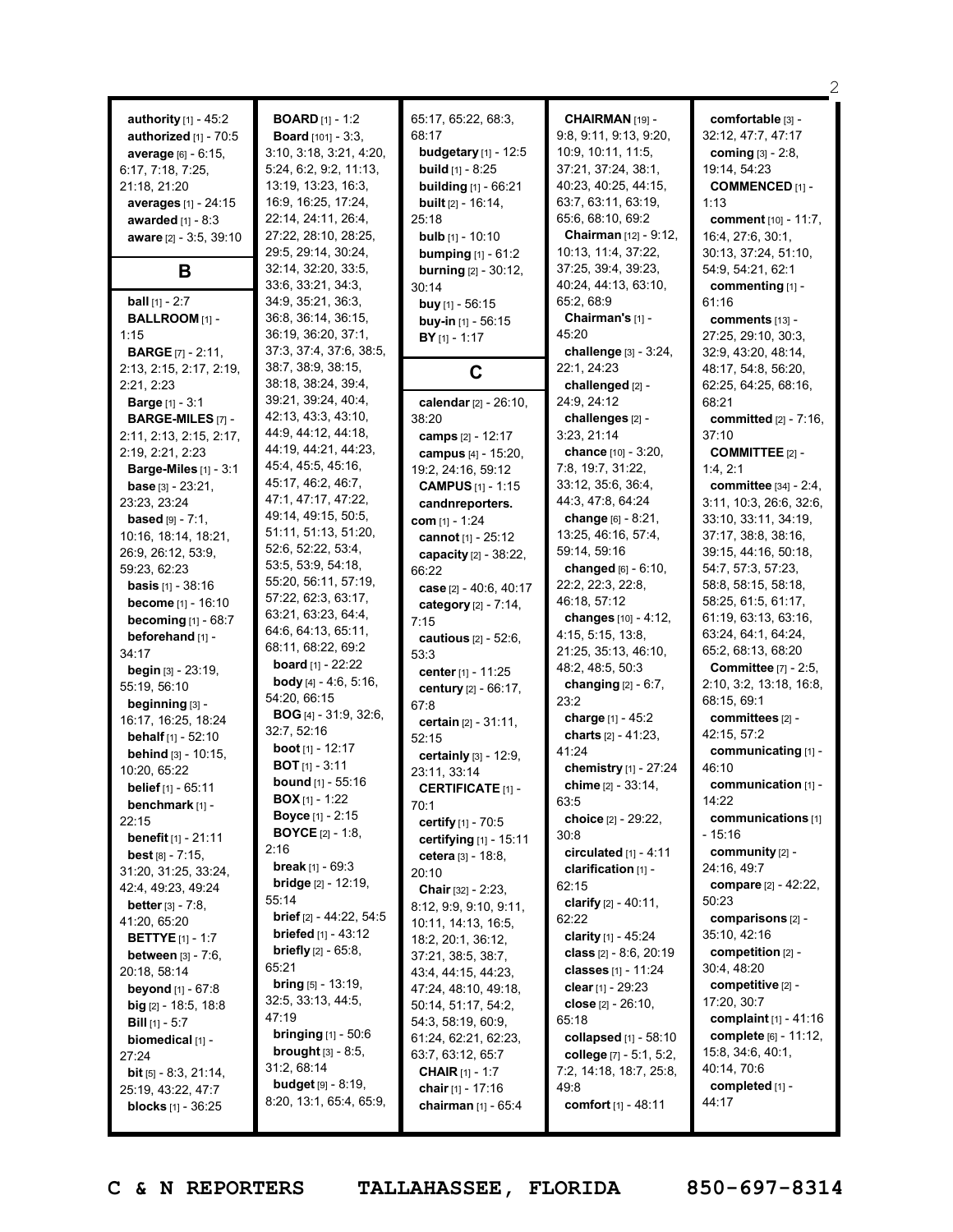**authority** [1] - 45:2
**authorized** [1] - 70:5
**average** [6] - 6:15, 6:17, 7:18, 7:25, 21:18, 21:20
**averages** [1] - 24:15
**awarded** [1] - 8:3
**aware** [2] - 3:5, 39:10

## B

**ball** [1] - 2:7
**BALLROOM** [1] - 1:15
**BARGE** [7] - 2:11, 2:13, 2:15, 2:17, 2:19, 2:21, 2:23
**Barge** [1] - 3:1
**BARGE-MILES** [7] - 2:11, 2:13, 2:15, 2:17, 2:19, 2:21, 2:23
**Barge-Miles** [1] - 3:1
**base** [3] - 23:21, 23:23, 23:24
**based** [9] - 7:1, 10:16, 18:14, 18:21, 26:9, 26:12, 53:9, 59:23, 62:23
**basis** [1] - 38:16
**become** [1] - 16:10
**becoming** [1] - 68:7
**beforehand** [1] - 34:17
**begin** [3] - 23:19, 55:19, 56:10
**beginning** [3] - 16:17, 16:25, 18:24
**behalf** [1] - 52:10
**behind** [3] - 10:15, 10:20, 65:22
**belief** [1] - 65:11
**benchmark** [1] - 22:15
**benefit** [1] - 21:11
**best** [8] - 7:15, 31:20, 31:25, 33:24, 42:4, 49:23, 49:24
**better** [3] - 7:8, 41:20, 65:20
**BETTYE** [1] - 1:7
**between** [3] - 7:6, 20:18, 58:14
**beyond** [1] - 67:8
**big** [2] - 18:5, 18:8
**Bill** [1] - 5:7
**biomedical** [1] - 27:24
**bit** [5] - 8:3, 21:14, 25:19, 43:22, 47:7
**blocks** [1] - 36:25
**BOARD** [1] - 1:2
**Board** [101] - 3:3, 3:10, 3:18, 3:21, 4:20, 5:24, 6:2, 9:2, 11:13, 13:19, 13:23, 16:3, 16:9, 16:25, 17:24, 22:14, 24:11, 26:4, 27:22, 28:10, 28:25, 29:5, 29:14, 30:24, 32:14, 32:20, 33:5, 33:6, 33:21, 34:3, 34:9, 35:21, 36:3, 36:8, 36:14, 36:15, 36:19, 36:20, 37:1, 37:3, 37:4, 37:6, 38:5, 38:7, 38:9, 38:15, 38:18, 38:24, 39:4, 39:21, 39:24, 40:4, 42:13, 43:3, 43:10, 44:9, 44:12, 44:18, 44:19, 44:21, 44:23, 45:4, 45:5, 45:16, 45:17, 46:2, 46:7, 47:1, 47:17, 47:22, 49:14, 49:15, 50:5, 51:11, 51:13, 51:20, 52:6, 52:22, 53:4, 53:5, 53:9, 54:18, 55:20, 56:11, 57:19, 57:22, 62:3, 63:17, 63:21, 63:23, 64:4, 64:6, 64:13, 65:11, 68:11, 68:22, 69:2
**board** [1] - 22:22
**body** [4] - 4:6, 5:16, 54:20, 66:15
**BOG** [4] - 31:9, 32:6, 32:7, 52:16
**boot** [1] - 12:17
**BOT** [1] - 3:11
**bound** [1] - 55:16
**BOX** [1] - 1:22
**Boyce** [1] - 2:15
**BOYCE** [2] - 1:8, 2:16
**break** [1] - 69:3
**bridge** [2] - 12:19, 55:14
**brief** [2] - 44:22, 54:5
**briefed** [1] - 43:12
**briefly** [2] - 65:8, 65:21
**bring** [5] - 13:19, 32:5, 33:13, 44:5, 47:19
**bringing** [1] - 50:6
**brought** [3] - 8:5, 31:2, 68:14
**budget** [9] - 8:19, 8:20, 13:1, 65:4, 65:9, 65:17, 65:22, 68:3, 68:17
**budgetary** [1] - 12:5
**build** [1] - 8:25
**building** [1] - 66:21
**built** [2] - 16:14, 25:18
**bulb** [1] - 10:10
**bumping** [1] - 61:2
**burning** [2] - 30:12, 30:14
**buy** [1] - 56:15
**buy-in** [1] - 56:15
**BY** [1] - 1:17

## C

**calendar** [2] - 26:10, 38:20
**camps** [2] - 12:17
**campus** [4] - 15:20, 19:2, 24:16, 59:12
**CAMPUS** [1] - 1:15
**candnreporters.com** [1] - 1:24
**cannot** [1] - 25:12
**capacity** [2] - 38:22, 66:22
**case** [2] - 40:6, 40:17
**category** [2] - 7:14, 7:15
**cautious** [2] - 52:6, 53:3
**center** [1] - 11:25
**century** [2] - 66:17, 67:8
**certain** [2] - 31:11, 52:15
**certainly** [3] - 12:9, 23:11, 33:14
**CERTIFICATE** [1] - 70:1
**certify** [1] - 70:5
**certifying** [1] - 15:11
**cetera** [3] - 18:8, 20:10
**Chair** [32] - 2:23, 8:12, 9:9, 9:10, 9:11, 10:11, 14:13, 16:5, 18:2, 20:1, 36:12, 37:21, 38:5, 38:7, 43:4, 44:15, 44:23, 47:24, 48:10, 49:18, 50:14, 51:17, 54:2, 54:3, 58:19, 60:9, 61:24, 62:21, 62:23, 63:7, 63:12, 65:7
**CHAIR** [1] - 1:7
**chair** [1] - 17:16
**chairman** [1] - 65:4
**CHAIRMAN** [19] - 9:8, 9:11, 9:13, 9:20, 10:9, 10:11, 11:5, 37:21, 37:24, 38:1, 40:23, 40:25, 44:15, 63:7, 63:11, 63:19, 65:6, 68:10, 69:2
**Chairman** [12] - 9:12, 10:13, 11:4, 37:22, 37:25, 39:4, 39:23, 40:24, 44:13, 63:10, 65:2, 68:9
**Chairman's** [1] - 45:20
**challenge** [3] - 3:24, 22:1, 24:23
**challenged** [2] - 24:9, 24:12
**challenges** [2] - 3:23, 21:14
**chance** [10] - 3:20, 7:8, 19:7, 31:22, 33:12, 35:6, 36:4, 44:3, 47:8, 64:24
**change** [6] - 8:21, 13:25, 46:16, 57:4, 59:14, 59:16
**changed** [6] - 6:10, 22:2, 22:3, 22:8, 46:18, 57:12
**changes** [10] - 4:12, 4:15, 5:15, 13:8, 21:25, 35:13, 46:10, 48:2, 48:5, 50:3
**changing** [2] - 6:7, 23:2
**charge** [1] - 45:2
**charts** [2] - 41:23, 41:24
**chemistry** [1] - 27:24
**chime** [2] - 33:14, 63:5
**choice** [2] - 29:22, 30:8
**circulated** [1] - 4:11
**clarification** [1] - 62:15
**clarify** [2] - 40:11, 62:22
**clarity** [1] - 45:24
**class** [2] - 8:6, 20:19
**classes** [1] - 11:24
**clear** [1] - 29:23
**close** [2] - 26:10, 65:18
**collapsed** [1] - 58:10
**college** [7] - 5:1, 5:2, 7:2, 14:18, 18:7, 25:8, 49:8
**comfort** [1] - 48:11
**comfortable** [3] - 32:12, 47:7, 47:17
**coming** [3] - 2:8, 19:14, 54:23
**COMMENCED** [1] - 1:13
**comment** [10] - 11:7, 16:4, 27:6, 30:1, 30:13, 37:24, 51:10, 54:9, 54:21, 62:1
**commenting** [1] - 61:16
**comments** [13] - 27:25, 29:10, 30:3, 32:9, 43:20, 48:14, 48:17, 54:8, 56:20, 62:25, 64:25, 68:16, 68:21
**committed** [2] - 7:16, 37:10
**COMMITTEE** [2] - 1:4, 2:1
**committee** [34] - 2:4, 3:11, 10:3, 26:6, 32:6, 33:10, 33:11, 34:19, 37:17, 38:8, 38:16, 39:15, 44:16, 50:18, 54:7, 57:3, 57:23, 58:8, 58:15, 58:18, 58:25, 61:5, 61:17, 61:19, 63:13, 63:16, 63:24, 64:1, 64:24, 65:2, 68:13, 68:20
**Committee** [7] - 2:5, 2:10, 3:2, 13:18, 16:8, 68:15, 69:1
**committees** [2] - 42:15, 57:2
**communicating** [1] - 46:10
**communication** [1] - 14:22
**communications** [1] - 15:16
**community** [2] - 24:16, 49:7
**compare** [2] - 42:22, 50:23
**comparisons** [2] - 35:10, 42:16
**competition** [2] - 30:4, 48:20
**competitive** [2] - 17:20, 30:7
**complaint** [1] - 41:16
**complete** [6] - 11:12, 15:8, 34:6, 40:1, 40:14, 70:6
**completed** [1] - 44:17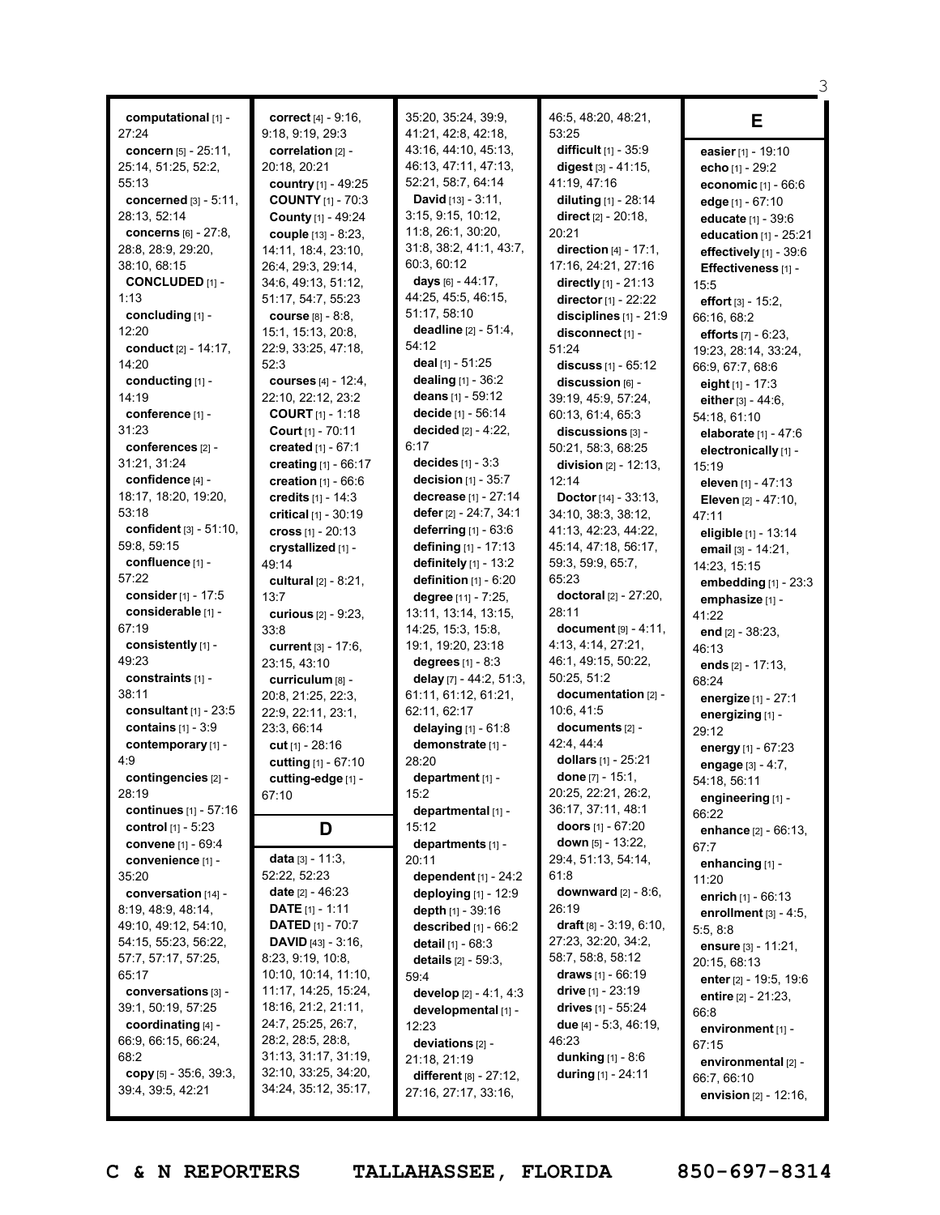**computational** [1] - 27:24
**concern** [5] - 25:11, 25:14, 51:25, 52:2, 55:13
**concerned** [3] - 5:11, 28:13, 52:14
**concerns** [6] - 27:8, 28:8, 28:9, 29:20, 38:10, 68:15
**CONCLUDED** [1] - 1:13
**concluding** [1] - 12:20
**conduct** [2] - 14:17, 14:20
**conducting** [1] - 14:19
**conference** [1] - 31:23
**conferences** [2] - 31:21, 31:24
**confidence** [4] - 18:17, 18:20, 19:20, 53:18
**confident** [3] - 51:10, 59:8, 59:15
**confluence** [1] - 57:22
**consider** [1] - 17:5
**considerable** [1] - 67:19
**consistently** [1] - 49:23
**constraints** [1] - 38:11
**consultant** [1] - 23:5
**contains** [1] - 3:9
**contemporary** [1] - 4:9
**contingencies** [2] - 28:19
**continues** [1] - 57:16
**control** [1] - 5:23
**convene** [1] - 69:4
**convenience** [1] - 35:20
**conversation** [14] - 8:19, 48:9, 48:14, 49:10, 49:12, 54:10, 54:15, 55:23, 56:22, 57:7, 57:17, 57:25, 65:17
**conversations** [3] - 39:1, 50:19, 57:25
**coordinating** [4] - 66:9, 66:15, 66:24, 68:2
**copy** [5] - 35:6, 39:3, 39:4, 39:5, 42:21
**correct** [4] - 9:16, 9:18, 9:19, 29:3
**correlation** [2] - 20:18, 20:21
**country** [1] - 49:25
**COUNTY** [1] - 70:3
**County** [1] - 49:24
**couple** [13] - 8:23, 14:11, 18:4, 23:10, 26:4, 29:3, 29:14, 34:6, 49:13, 51:12, 51:17, 54:7, 55:23
**course** [8] - 8:8, 15:1, 15:13, 20:8, 22:9, 33:25, 47:18, 52:3
**courses** [4] - 12:4, 22:10, 22:12, 23:2
**COURT** [1] - 1:18
**Court** [1] - 70:11
**created** [1] - 67:1
**creating** [1] - 66:17
**creation** [1] - 66:6
**credits** [1] - 14:3
**critical** [1] - 30:19
**cross** [1] - 20:13
**crystallized** [1] - 49:14
**cultural** [2] - 8:21, 13:7
**curious** [2] - 9:23, 33:8
**current** [3] - 17:6, 23:15, 43:10
**curriculum** [8] - 20:8, 21:25, 22:3, 22:9, 22:11, 23:1, 23:3, 66:14
**cut** [1] - 28:16
**cutting** [1] - 67:10
**cutting-edge** [1] - 67:10

# D

**data** [3] - 11:3, 52:22, 52:23
**date** [2] - 46:23
**DATE** [1] - 1:11
**DATED** [1] - 70:7
**DAVID** [43] - 3:16, 8:23, 9:19, 10:8, 10:10, 10:14, 11:10, 11:17, 14:25, 15:24, 18:16, 21:2, 21:11, 24:7, 25:25, 26:7, 28:2, 28:5, 28:8, 31:13, 31:17, 31:19, 32:10, 33:25, 34:20, 34:24, 35:12, 35:17, 35:20, 35:24, 39:9, 41:21, 42:8, 42:18, 43:16, 44:10, 45:13, 46:13, 47:11, 47:13, 52:21, 58:7, 64:14
**David** [13] - 3:11, 3:15, 9:15, 10:12, 11:8, 26:1, 30:20, 31:8, 38:2, 41:1, 43:7, 60:3, 60:12
**days** [6] - 44:17, 44:25, 45:5, 46:15, 51:17, 58:10
**deadline** [2] - 51:4, 54:12
**deal** [1] - 51:25
**dealing** [1] - 36:2
**deans** [1] - 59:12
**decide** [1] - 56:14
**decided** [2] - 4:22, 6:17
**decides** [1] - 3:3
**decision** [1] - 35:7
**decrease** [1] - 27:14
**defer** [2] - 24:7, 34:1
**deferring** [1] - 63:6
**defining** [1] - 17:13
**definitely** [1] - 13:2
**definition** [1] - 6:20
**degree** [11] - 7:25, 13:11, 13:14, 13:15, 14:25, 15:3, 15:8, 19:1, 19:20, 23:18
**degrees** [1] - 8:3
**delay** [7] - 44:2, 51:3, 61:11, 61:12, 61:21, 62:11, 62:17
**delaying** [1] - 61:8
**demonstrate** [1] - 28:20
**department** [1] - 15:2
**departmental** [1] - 15:12
**departments** [1] - 20:11
**dependent** [1] - 24:2
**deploying** [1] - 12:9
**depth** [1] - 39:16
**described** [1] - 66:2
**detail** [1] - 68:3
**details** [2] - 59:3, 59:4
**develop** [2] - 4:1, 4:3
**developmental** [1] - 12:23
**deviations** [2] - 21:18, 21:19
**different** [8] - 27:12, 27:16, 27:17, 33:16, 46:5, 48:20, 48:21, 53:25
**difficult** [1] - 35:9
**digest** [3] - 41:15, 41:19, 47:16
**diluting** [1] - 28:14
**direct** [2] - 20:18, 20:21
**direction** [4] - 17:1, 17:16, 24:21, 27:16
**directly** [1] - 21:13
**director** [1] - 22:22
**disciplines** [1] - 21:9
**disconnect** [1] - 51:24
**discuss** [1] - 65:12
**discussion** [6] - 39:19, 45:9, 57:24, 60:13, 61:4, 65:3
**discussions** [3] - 50:21, 58:3, 68:25
**division** [2] - 12:13, 12:14
**Doctor** [14] - 33:13, 34:10, 38:3, 38:12, 41:13, 42:23, 44:22, 45:14, 47:18, 56:17, 59:3, 59:9, 65:7, 65:23
**doctoral** [2] - 27:20, 28:11
**document** [9] - 4:11, 4:13, 4:14, 27:21, 46:1, 49:15, 50:22, 50:25, 51:2
**documentation** [2] - 10:6, 41:5
**documents** [2] - 42:4, 44:4
**dollars** [1] - 25:21
**done** [7] - 15:1, 20:25, 22:21, 26:2, 36:17, 37:11, 48:1
**doors** [1] - 67:20
**down** [5] - 13:22, 29:4, 51:13, 54:14, 61:8
**downward** [2] - 8:6, 26:19
**draft** [8] - 3:19, 6:10, 27:23, 32:20, 34:2, 58:7, 58:8, 58:12
**draws** [1] - 66:19
**drive** [1] - 23:19
**drives** [1] - 55:24
**due** [4] - 5:3, 46:19, 46:23
**dunking** [1] - 8:6
**during** [1] - 24:11

# E

**easier** [1] - 19:10
**echo** [1] - 29:2
**economic** [1] - 66:6
**edge** [1] - 67:10
**educate** [1] - 39:6
**education** [1] - 25:21
**effectively** [1] - 39:6
**Effectiveness** [1] - 15:5
**effort** [3] - 15:2, 66:16, 68:2
**efforts** [7] - 6:23, 19:23, 28:14, 33:24, 66:9, 67:7, 68:6
**eight** [1] - 17:3
**either** [3] - 44:6, 54:18, 61:10
**elaborate** [1] - 47:6
**electronically** [1] - 15:19
**eleven** [1] - 47:13
**Eleven** [2] - 47:10, 47:11
**eligible** [1] - 13:14
**email** [3] - 14:21, 14:23, 15:15
**embedding** [1] - 23:3
**emphasize** [1] - 41:22
**end** [2] - 38:23, 46:13
**ends** [2] - 17:13, 68:24
**energize** [1] - 27:1
**energizing** [1] - 29:12
**energy** [1] - 67:23
**engage** [3] - 4:7, 54:18, 56:11
**engineering** [1] - 66:22
**enhance** [2] - 66:13, 67:7
**enhancing** [1] - 11:20
**enrich** [1] - 66:13
**enrollment** [3] - 4:5, 5:5, 8:8
**ensure** [3] - 11:21, 20:15, 68:13
**enter** [2] - 19:5, 19:6
**entire** [2] - 21:23, 66:8
**environment** [1] - 67:15
**environmental** [2] - 66:7, 66:10
**envision** [2] - 12:16,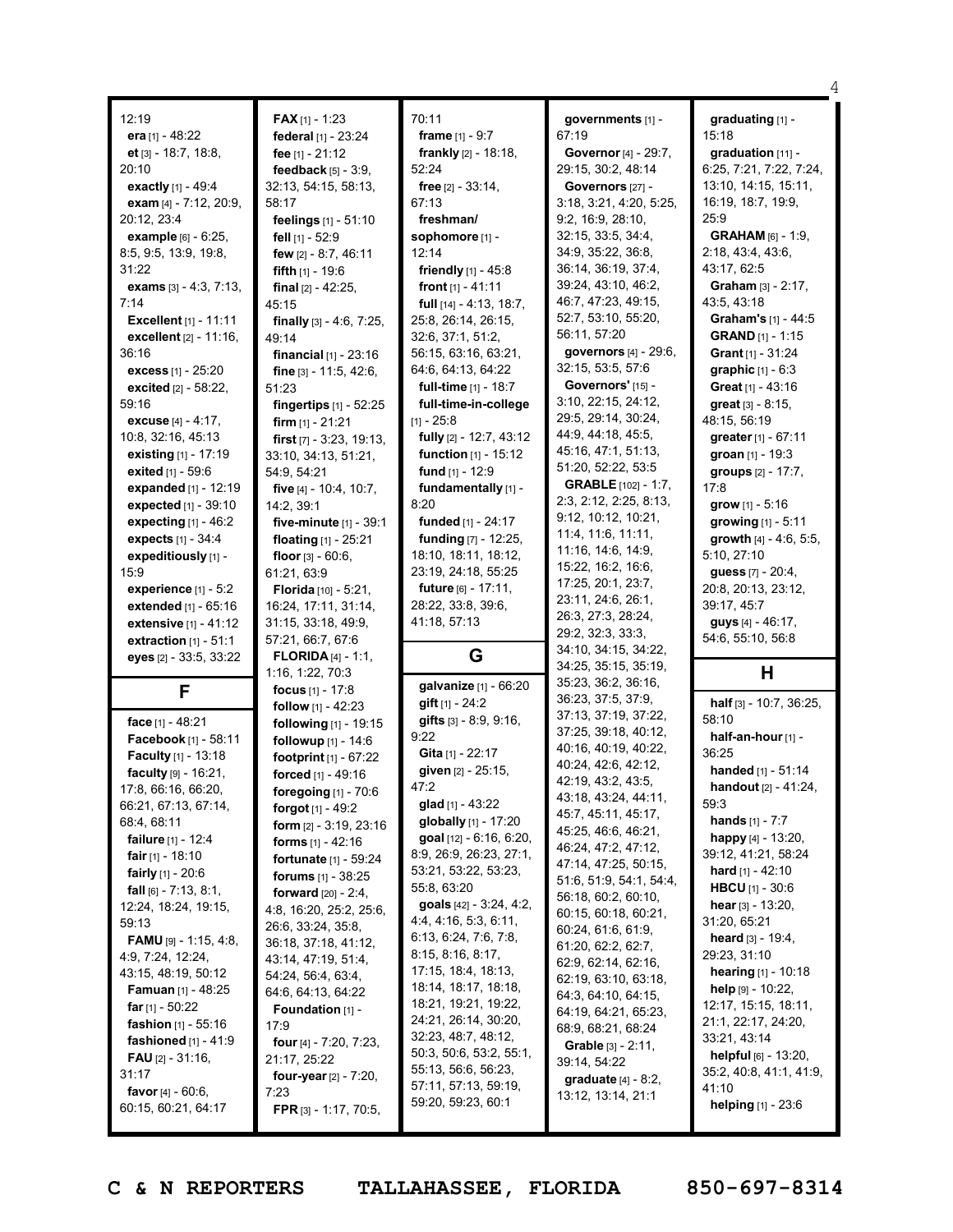12:19
**era** [1] - 48:22
**et** [3] - 18:7, 18:8, 20:10
**exactly** [1] - 49:4
**exam** [4] - 7:12, 20:9, 20:12, 23:4
**example** [6] - 6:25, 8:5, 9:5, 13:9, 19:8, 31:22
**exams** [3] - 4:3, 7:13, 7:14
**Excellent** [1] - 11:11
**excellent** [2] - 11:16, 36:16
**excess** [1] - 25:20
**excited** [2] - 58:22, 59:16
**excuse** [4] - 4:17, 10:8, 32:16, 45:13
**existing** [1] - 17:19
**exited** [1] - 59:6
**expanded** [1] - 12:19
**expected** [1] - 39:10
**expecting** [1] - 46:2
**expects** [1] - 34:4
**expeditiously** [1] - 15:9
**experience** [1] - 5:2
**extended** [1] - 65:16
**extensive** [1] - 41:12
**extraction** [1] - 51:1
**eyes** [2] - 33:5, 33:22

## F

**face** [1] - 48:21
**Facebook** [1] - 58:11
**Faculty** [1] - 13:18
**faculty** [9] - 16:21, 17:8, 66:16, 66:20, 66:21, 67:13, 67:14, 68:4, 68:11
**failure** [1] - 12:4
**fair** [1] - 18:10
**fairly** [1] - 20:6
**fall** [6] - 7:13, 8:1, 12:24, 18:24, 19:15, 59:13
**FAMU** [9] - 1:15, 4:8, 4:9, 7:24, 12:24, 43:15, 48:19, 50:12
**Famuan** [1] - 48:25
**far** [1] - 50:22
**fashion** [1] - 55:16
**fashioned** [1] - 41:9
**FAU** [2] - 31:16, 31:17
**favor** [4] - 60:6, 60:15, 60:21, 64:17
**FAX** [1] - 1:23
**federal** [1] - 23:24
**fee** [1] - 21:12
**feedback** [5] - 3:9, 32:13, 54:15, 58:13, 58:17
**feelings** [1] - 51:10
**fell** [1] - 52:9
**few** [2] - 8:7, 46:11
**fifth** [1] - 19:6
**final** [2] - 42:25, 45:15
**finally** [3] - 4:6, 7:25, 49:14
**financial** [1] - 23:16
**fine** [3] - 11:5, 42:6, 51:23
**fingertips** [1] - 52:25
**firm** [1] - 21:21
**first** [7] - 3:23, 19:13, 33:10, 34:13, 51:21, 54:9, 54:21
**five** [4] - 10:4, 10:7, 14:2, 39:1
**five-minute** [1] - 39:1
**floating** [1] - 25:21
**floor** [3] - 60:6, 61:21, 63:9
**Florida** [10] - 5:21, 16:24, 17:11, 31:14, 31:15, 33:18, 49:9, 57:21, 66:7, 67:6
**FLORIDA** [4] - 1:1, 1:16, 1:22, 70:3
**focus** [1] - 17:8
**follow** [1] - 42:23
**following** [1] - 19:15
**followup** [1] - 14:6
**footprint** [1] - 67:22
**forced** [1] - 49:16
**foregoing** [1] - 70:6
**forgot** [1] - 49:2
**form** [2] - 3:19, 23:16
**forms** [1] - 42:16
**fortunate** [1] - 59:24
**forums** [1] - 38:25
**forward** [20] - 2:4, 4:8, 16:20, 25:2, 25:6, 26:6, 33:24, 35:8, 36:18, 37:18, 41:12, 43:14, 47:19, 51:4, 54:24, 56:4, 63:4, 64:6, 64:13, 64:22
**Foundation** [1] - 17:9
**four** [4] - 7:20, 7:23, 21:17, 25:22
**four-year** [2] - 7:20, 7:23
**FPR** [3] - 1:17, 70:5, 70:11
**frame** [1] - 9:7
**frankly** [2] - 18:18, 52:24
**free** [2] - 33:14, 67:13
**freshman/ sophomore** [1] - 12:14
**friendly** [1] - 45:8
**front** [1] - 41:11
**full** [14] - 4:13, 18:7, 25:8, 26:14, 26:15, 32:6, 37:1, 51:2, 56:15, 63:16, 63:21, 64:6, 64:13, 64:22
**full-time** [1] - 18:7
**full-time-in-college** [1] - 25:8
**fully** [2] - 12:7, 43:12
**function** [1] - 15:12
**fund** [1] - 12:9
**fundamentally** [1] - 8:20
**funded** [1] - 24:17
**funding** [7] - 12:25, 18:10, 18:11, 18:12, 23:19, 24:18, 55:25
**future** [6] - 17:11, 28:22, 33:8, 39:6, 41:18, 57:13

## G

**galvanize** [1] - 66:20
**gift** [1] - 24:2
**gifts** [3] - 8:9, 9:16, 9:22
**Gita** [1] - 22:17
**given** [2] - 25:15, 47:2
**glad** [1] - 43:22
**globally** [1] - 17:20
**goal** [12] - 6:16, 6:20, 8:9, 26:9, 26:23, 27:1, 53:21, 53:22, 53:23, 55:8, 63:20
**goals** [42] - 3:24, 4:2, 4:4, 4:16, 5:3, 6:11, 6:13, 6:24, 7:6, 7:8, 8:15, 8:16, 8:17, 17:15, 18:4, 18:13, 18:14, 18:17, 18:18, 18:21, 19:21, 19:22, 24:21, 26:14, 30:20, 32:23, 48:7, 48:12, 50:3, 50:6, 53:2, 55:1, 55:13, 56:6, 56:23, 57:11, 57:13, 59:19, 59:20, 59:23, 60:1
**governments** [1] - 67:19
**Governor** [4] - 29:7, 29:15, 30:2, 48:14
**Governors** [27] - 3:18, 3:21, 4:20, 5:25, 9:2, 16:9, 28:10, 32:15, 33:5, 34:4, 34:9, 35:22, 36:8, 36:14, 36:19, 37:4, 39:24, 43:10, 46:2, 46:7, 47:23, 49:15, 52:7, 53:10, 55:20, 56:11, 57:20
**governors** [4] - 29:6, 32:15, 53:5, 57:6
**Governors'** [15] - 3:10, 22:15, 24:12, 29:5, 29:14, 30:24, 44:9, 44:18, 45:5, 45:16, 47:1, 51:13, 51:20, 52:22, 53:5
**GRABLE** [102] - 1:7, 2:3, 2:12, 2:25, 8:13, 9:12, 10:12, 10:21, 11:4, 11:6, 11:11, 11:16, 14:6, 14:9, 15:22, 16:2, 16:6, 17:25, 20:1, 23:7, 23:11, 24:6, 26:1, 26:3, 27:3, 28:24, 29:2, 32:3, 33:3, 34:10, 34:15, 34:22, 34:25, 35:15, 35:19, 35:23, 36:2, 36:16, 36:23, 37:5, 37:9, 37:13, 37:19, 37:22, 37:25, 39:18, 40:12, 40:16, 40:19, 40:22, 40:24, 42:6, 42:12, 42:19, 43:2, 43:5, 43:18, 43:24, 44:11, 45:7, 45:11, 45:17, 45:25, 46:6, 46:21, 46:24, 47:2, 47:12, 47:14, 47:25, 50:15, 51:6, 51:9, 54:1, 54:4, 56:18, 60:2, 60:10, 60:15, 60:18, 60:21, 60:24, 61:6, 61:9, 61:20, 62:2, 62:7, 62:9, 62:14, 62:16, 62:19, 63:10, 63:18, 64:3, 64:10, 64:15, 64:19, 64:21, 65:23, 68:9, 68:21, 68:24
**Grable** [3] - 2:11, 39:14, 54:22
**graduate** [4] - 8:2, 13:12, 13:14, 21:1
**graduating** [1] - 15:18
**graduation** [11] - 6:25, 7:21, 7:22, 7:24, 13:10, 14:15, 15:11, 16:19, 18:7, 19:9, 25:9
**GRAHAM** [6] - 1:9, 2:18, 43:4, 43:6, 43:17, 62:5
**Graham** [3] - 2:17, 43:5, 43:18
**Graham's** [1] - 44:5
**GRAND** [1] - 1:15
**Grant** [1] - 31:24
**graphic** [1] - 6:3
**Great** [1] - 43:16
**great** [3] - 8:15, 48:15, 56:19
**greater** [1] - 67:11
**groan** [1] - 19:3
**groups** [2] - 17:7, 17:8
**grow** [1] - 5:16
**growing** [1] - 5:11
**growth** [4] - 4:6, 5:5, 5:10, 27:10
**guess** [7] - 20:4, 20:8, 20:13, 23:12, 39:17, 45:7
**guys** [4] - 46:17, 54:6, 55:10, 56:8

## H

**half** [3] - 10:7, 36:25, 58:10
**half-an-hour** [1] - 36:25
**handed** [1] - 51:14
**handout** [2] - 41:24, 59:3
**hands** [1] - 7:7
**happy** [4] - 13:20, 39:12, 41:21, 58:24
**hard** [1] - 42:10
**HBCU** [1] - 30:6
**hear** [3] - 13:20, 31:20, 65:21
**heard** [3] - 19:4, 29:23, 31:10
**hearing** [1] - 10:18
**help** [9] - 10:22, 12:17, 15:15, 18:11, 21:1, 22:17, 24:20, 33:21, 43:14
**helpful** [6] - 13:20, 35:2, 40:8, 41:1, 41:9, 41:10
**helping** [1] - 23:6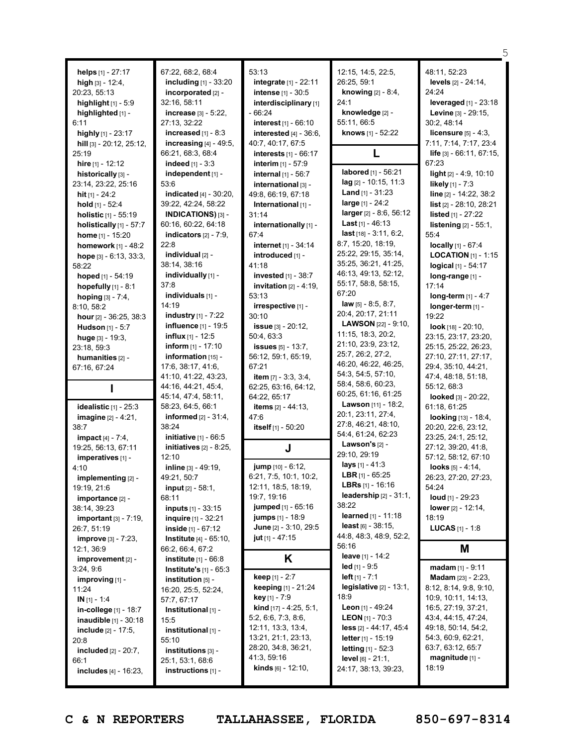**helps** [1] - 27:17
**high** [3] - 12:4, 20:23, 55:13
**highlight** [1] - 5:9
**highlighted** [1] - 6:11
**highly** [1] - 23:17
**hill** [3] - 20:12, 25:12, 25:19
**hire** [1] - 12:12
**historically** [3] - 23:14, 23:22, 25:16
**hit** [1] - 24:2
**hold** [1] - 52:4
**holistic** [1] - 55:19
**holistically** [1] - 57:7
**home** [1] - 15:20
**homework** [1] - 48:2
**hope** [3] - 6:13, 33:3, 58:22
**hoped** [1] - 54:19
**hopefully** [1] - 8:1
**hoping** [3] - 7:4, 8:10, 58:2
**hour** [2] - 36:25, 38:3
**Hudson** [1] - 5:7
**huge** [3] - 19:3, 23:18, 59:3
**humanities** [2] - 67:16, 67:24

## I

**idealistic** [1] - 25:3
**imagine** [2] - 4:21, 38:7
**impact** [4] - 7:4, 19:25, 56:13, 67:11
**imperatives** [1] - 4:10
**implementing** [2] - 19:19, 21:6
**importance** [2] - 38:14, 39:23
**important** [3] - 7:19, 26:7, 51:19
**improve** [3] - 7:23, 12:1, 36:9
**improvement** [2] - 3:24, 9:6
**improving** [1] - 11:24
**IN** [1] - 1:4
**in-college** [1] - 18:7
**inaudible** [1] - 30:18
**include** [2] - 17:5, 20:8
**included** [2] - 20:7, 66:1
**includes** [4] - 16:23, 67:22, 68:2, 68:4
**including** [1] - 33:20
**incorporated** [2] - 32:16, 58:11
**increase** [3] - 5:22, 27:13, 32:22
**increased** [1] - 8:3
**increasing** [4] - 49:5, 66:21, 68:3, 68:4
**indeed** [1] - 3:3
**independent** [1] - 53:6
**indicated** [4] - 30:20, 39:22, 42:24, 58:22
**INDICATIONS)** [3] - 60:16, 60:22, 64:18
**indicators** [2] - 7:9, 22:8
**individual** [2] - 38:14, 38:16
**individually** [1] - 37:8
**individuals** [1] - 14:19
**industry** [1] - 7:22
**influence** [1] - 19:5
**influx** [1] - 12:5
**inform** [1] - 17:10
**information** [15] - 17:6, 38:17, 41:6, 41:10, 41:22, 43:23, 44:16, 44:21, 45:4, 45:14, 47:4, 58:11, 58:23, 64:5, 66:1
**informed** [2] - 31:4, 38:24
**initiative** [1] - 66:5
**initiatives** [2] - 8:25, 12:10
**inline** [3] - 49:19, 49:21, 50:7
**input** [2] - 58:1, 68:11
**inputs** [1] - 33:15
**inquire** [1] - 32:21
**inside** [1] - 67:12
**Institute** [4] - 65:10, 66:2, 66:4, 67:2
**institute** [1] - 66:8
**Institute's** [1] - 65:3
**institution** [5] - 16:20, 25:5, 52:24, 57:7, 67:17
**Institutional** [1] - 15:5
**institutional** [1] - 55:10
**institutions** [3] - 25:1, 53:1, 68:6
**instructions** [1] - 53:13
**integrate** [1] - 22:11
**intense** [1] - 30:5
**interdisciplinary** [1] - 66:24
**interest** [1] - 66:10
**interested** [4] - 36:6, 40:7, 40:17, 67:5
**interests** [1] - 66:17
**interim** [1] - 57:9
**internal** [1] - 56:7
**international** [3] - 49:8, 66:19, 67:18
**International** [1] - 31:14
**internationally** [1] - 67:4
**internet** [1] - 34:14
**introduced** [1] - 41:18
**invested** [1] - 38:7
**invitation** [2] - 4:19, 53:13
**irrespective** [1] - 30:10
**issue** [3] - 20:12, 50:4, 63:3
**issues** [5] - 13:7, 56:12, 59:1, 65:19, 67:21
**item** [7] - 3:3, 3:4, 62:25, 63:16, 64:12, 64:22, 65:17
**items** [2] - 44:13, 47:6
**itself** [1] - 50:20

## J

**jump** [10] - 6:12, 6:21, 7:5, 10:1, 10:2, 12:11, 18:5, 18:19, 19:7, 19:16
**jumped** [1] - 65:16
**jumps** [1] - 18:9
**June** [2] - 3:10, 29:5
**jut** [1] - 47:15

## K

**keep** [1] - 2:7
**keeping** [1] - 21:24
**key** [1] - 7:9
**kind** [17] - 4:25, 5:1, 5:2, 6:6, 7:3, 8:6, 12:11, 13:3, 13:4, 13:21, 21:1, 23:13, 28:20, 34:8, 36:21, 41:3, 59:16
**kinds** [6] - 12:10, 12:15, 14:5, 22:5, 26:25, 59:1
**knowing** [2] - 8:4, 24:1
**knowledge** [2] - 55:11, 66:5
**knows** [1] - 52:22

## L

**labored** [1] - 56:21
**lag** [2] - 10:15, 11:3
**Land** [1] - 31:23
**large** [1] - 24:2
**larger** [2] - 8:6, 56:12
**Last** [1] - 46:13
**last** [18] - 3:11, 6:2, 8:7, 15:20, 18:19, 25:22, 29:15, 35:14, 35:25, 36:21, 41:25, 46:13, 49:13, 52:12, 55:17, 58:8, 58:15, 67:20
**law** [5] - 8:5, 8:7, 20:4, 20:17, 21:11
**LAWSON** [22] - 9:10, 11:15, 18:3, 20:2, 21:10, 23:9, 23:12, 25:7, 26:2, 27:2, 46:20, 46:22, 46:25, 54:3, 54:5, 57:10, 58:4, 58:6, 60:23, 60:25, 61:16, 61:25
**Lawson** [11] - 18:2, 20:1, 23:11, 27:4, 27:8, 46:21, 48:10, 54:4, 61:24, 62:23
**Lawson's** [2] - 29:10, 29:19
**lays** [1] - 41:3
**LBR** [1] - 65:25
**LBRs** [1] - 16:16
**leadership** [2] - 31:1, 38:22
**learned** [1] - 11:18
**least** [6] - 38:15, 44:8, 48:3, 48:9, 52:2, 56:16
**leave** [1] - 14:2
**led** [1] - 9:5
**left** [1] - 7:1
**legislative** [2] - 13:1, 18:9
**Leon** [1] - 49:24
**LEON** [1] - 70:3
**less** [2] - 44:17, 45:4
**letter** [1] - 15:19
**letting** [1] - 52:3
**level** [6] - 21:1, 24:17, 38:13, 39:23, 48:11, 52:23
**levels** [2] - 24:14, 24:24
**leveraged** [1] - 23:18
**Levine** [3] - 29:15, 30:2, 48:14
**licensure** [5] - 4:3, 7:11, 7:14, 7:17, 23:4
**life** [3] - 66:11, 67:15, 67:23
**light** [2] - 4:9, 10:10
**likely** [1] - 7:3
**line** [2] - 14:22, 38:2
**list** [2] - 28:10, 28:21
**listed** [1] - 27:22
**listening** [2] - 55:1, 55:4
**locally** [1] - 67:4
**LOCATION** [1] - 1:15
**logical** [1] - 54:17
**long-range** [1] - 17:14
**long-term** [1] - 4:7
**longer-term** [1] - 19:22
**look** [18] - 20:10, 23:15, 23:17, 23:20, 25:15, 25:22, 26:23, 27:10, 27:11, 27:17, 29:4, 35:10, 44:21, 47:4, 48:18, 51:18, 55:12, 68:3
**looked** [3] - 20:22, 61:18, 61:25
**looking** [13] - 18:4, 20:20, 22:6, 23:12, 23:25, 24:1, 25:12, 27:12, 39:20, 41:8, 57:12, 58:12, 67:10
**looks** [5] - 4:14, 26:23, 27:20, 27:23, 54:24
**loud** [1] - 29:23
**lower** [2] - 12:14, 18:19
**LUCAS** [1] - 1:8

## M

**madam** [1] - 9:11
**Madam** [23] - 2:23, 8:12, 8:14, 9:8, 9:10, 10:9, 10:11, 14:13, 16:5, 27:19, 37:21, 43:4, 44:15, 47:24, 49:18, 50:14, 54:2, 54:3, 60:9, 62:21, 63:7, 63:12, 65:7
**magnitude** [1] - 18:19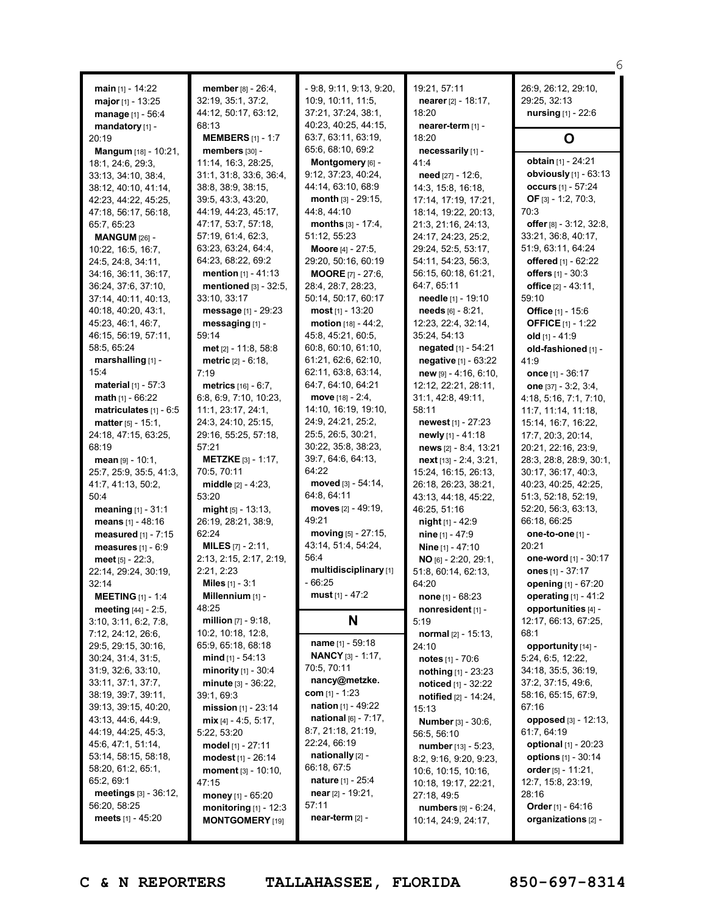**main** [1] - 14:22
**major** [1] - 13:25
**manage** [1] - 56:4
**mandatory** [1] - 20:19
**Mangum** [18] - 10:21, 18:1, 24:6, 29:3, 33:13, 34:10, 38:4, 38:12, 40:10, 41:14, 42:23, 44:22, 45:25, 47:18, 56:17, 56:18, 65:7, 65:23
**MANGUM** [26] - 10:22, 16:5, 16:7, 24:5, 24:8, 34:11, 34:16, 36:11, 36:17, 36:24, 37:6, 37:10, 37:14, 40:11, 40:13, 40:18, 40:20, 43:1, 45:23, 46:1, 46:7, 46:15, 56:19, 57:11, 58:5, 65:24
**marshalling** [1] - 15:4
**material** [1] - 57:3
**math** [1] - 66:22
**matriculates** [1] - 6:5
**matter** [5] - 15:1, 24:18, 47:15, 63:25, 68:19
**mean** [9] - 10:1, 25:7, 25:9, 35:5, 41:3, 41:7, 41:13, 50:2, 50:4
**meaning** [1] - 31:1
**means** [1] - 48:16
**measured** [1] - 7:15
**measures** [1] - 6:9
**meet** [5] - 22:3, 22:14, 29:24, 30:19, 32:14
**MEETING** [1] - 1:4
**meeting** [44] - 2:5, 3:10, 3:11, 6:2, 7:8, 7:12, 24:12, 26:6, 29:5, 29:15, 30:16, 30:24, 31:4, 31:5, 31:9, 32:6, 33:10, 33:11, 37:1, 37:7, 38:19, 39:7, 39:11, 39:13, 39:15, 40:20, 43:13, 44:6, 44:9, 44:19, 44:25, 45:3, 45:6, 47:1, 51:14, 53:14, 58:15, 58:18, 58:20, 61:2, 65:1, 65:2, 69:1
**meetings** [3] - 36:12, 56:20, 58:25
**meets** [1] - 45:20
**member** [8] - 26:4, 32:19, 35:1, 37:2, 44:12, 50:17, 63:12, 68:13
**MEMBERS** [1] - 1:7
**members** [30] - 11:14, 16:3, 28:25, 31:1, 31:8, 33:6, 36:4, 38:8, 38:9, 38:15, 39:5, 43:3, 43:20, 44:19, 44:23, 45:17, 47:17, 53:7, 57:18, 57:19, 61:4, 62:3, 63:23, 63:24, 64:4, 64:23, 68:22, 69:2
**mention** [1] - 41:13
**mentioned** [3] - 32:5, 33:10, 33:17
**message** [1] - 29:23
**messaging** [1] - 59:14
**met** [2] - 11:8, 58:8
**metric** [2] - 6:18, 7:19
**metrics** [16] - 6:7, 6:8, 6:9, 7:10, 10:23, 11:1, 23:17, 24:1, 24:3, 24:10, 25:15, 29:16, 55:25, 57:18, 57:21
**METZKE** [3] - 1:17, 70:5, 70:11
**middle** [2] - 4:23, 53:20
**might** [5] - 13:13, 26:19, 28:21, 38:9, 62:24
**MILES** [7] - 2:11, 2:13, 2:15, 2:17, 2:19, 2:21, 2:23
**Miles** [1] - 3:1
**Millennium** [1] - 48:25
**million** [7] - 9:18, 10:2, 10:18, 12:8, 65:9, 65:18, 68:18
**mind** [1] - 54:13
**minority** [1] - 30:4
**minute** [3] - 36:22, 39:1, 69:3
**mission** [1] - 23:14
**mix** [4] - 4:5, 5:17, 5:22, 53:20
**model** [1] - 27:11
**modest** [1] - 26:14
**moment** [3] - 10:10, 47:15
**money** [1] - 65:20
**monitoring** [1] - 12:3
**MONTGOMERY** [19] - 9:8, 9:11, 9:13, 9:20, 10:9, 10:11, 11:5, 37:21, 37:24, 38:1, 40:23, 40:25, 44:15, 63:7, 63:11, 63:19, 65:6, 68:10, 69:2
**Montgomery** [6] - 9:12, 37:23, 40:24, 44:14, 63:10, 68:9
**month** [3] - 29:15, 44:8, 44:10
**months** [3] - 17:4, 51:12, 55:23
**Moore** [4] - 27:5, 29:20, 50:16, 60:19
**MOORE** [7] - 27:6, 28:4, 28:7, 28:23, 50:14, 50:17, 60:17
**most** [1] - 13:20
**motion** [18] - 44:2, 45:8, 45:21, 60:5, 60:8, 60:10, 61:10, 61:21, 62:6, 62:10, 62:11, 63:8, 63:14, 64:7, 64:10, 64:21
**move** [18] - 2:4, 14:10, 16:19, 19:10, 24:9, 24:21, 25:2, 25:5, 26:5, 30:21, 30:22, 35:8, 38:23, 39:7, 64:6, 64:13, 64:22
**moved** [3] - 54:14, 64:8, 64:11
**moves** [2] - 49:19, 49:21
**moving** [5] - 27:15, 43:14, 51:4, 54:24, 56:4
**multidisciplinary** [1] - 66:25
**must** [1] - 47:2

## N

**name** [1] - 59:18
**NANCY** [3] - 1:17, 70:5, 70:11
**nancy@metzke.com** [1] - 1:23
**nation** [1] - 49:22
**national** [6] - 7:17, 8:7, 21:18, 21:19, 22:24, 66:19
**nationally** [2] - 66:18, 67:5
**nature** [1] - 25:4
**near** [2] - 19:21, 57:11
**near-term** [2] - 19:21, 57:11
**nearer** [2] - 18:17, 18:20
**nearer-term** [1] - 18:20
**necessarily** [1] - 41:4
**need** [27] - 12:6, 14:3, 15:8, 16:18, 17:14, 17:19, 17:21, 18:14, 19:22, 20:13, 21:3, 21:16, 24:13, 24:17, 24:23, 25:2, 29:24, 52:5, 53:17, 54:11, 54:23, 56:3, 56:15, 60:18, 61:21, 64:7, 65:11
**needle** [1] - 19:10
**needs** [6] - 8:21, 12:23, 22:4, 32:14, 35:24, 54:13
**negated** [1] - 54:21
**negative** [1] - 63:22
**new** [9] - 4:16, 6:10, 12:12, 22:21, 28:11, 31:1, 42:8, 49:11, 58:11
**newest** [1] - 27:23
**newly** [1] - 41:18
**news** [2] - 8:4, 13:21
**next** [13] - 2:4, 3:21, 15:24, 16:15, 26:13, 26:18, 26:23, 38:21, 43:13, 44:18, 45:22, 46:25, 51:16
**night** [1] - 42:9
**nine** [1] - 47:9
**Nine** [1] - 47:10
**NO** [6] - 2:20, 29:1, 51:8, 60:14, 62:13, 64:20
**none** [1] - 68:23
**nonresident** [1] - 5:19
**normal** [2] - 15:13, 24:10
**notes** [1] - 70:6
**nothing** [1] - 23:23
**noticed** [1] - 32:22
**notified** [2] - 14:24, 15:13
**Number** [3] - 30:6, 56:5, 56:10
**number** [13] - 5:23, 8:2, 9:16, 9:20, 9:23, 10:6, 10:15, 10:16, 10:18, 19:17, 22:21, 27:18, 49:5
**numbers** [9] - 6:24, 10:14, 24:9, 24:17, 26:9, 26:12, 29:10, 29:25, 32:13
**nursing** [1] - 22:6

## O

**obtain** [1] - 24:21
**obviously** [1] - 63:13
**occurs** [1] - 57:24
**OF** [3] - 1:2, 70:3, 70:3
**offer** [8] - 3:12, 32:8, 33:21, 36:8, 40:17, 51:9, 63:11, 64:24
**offered** [1] - 62:22
**offers** [1] - 30:3
**office** [2] - 43:11, 59:10
**Office** [1] - 15:6
**OFFICE** [1] - 1:22
**old** [1] - 41:9
**old-fashioned** [1] - 41:9
**once** [1] - 36:17
**one** [37] - 3:2, 3:4, 4:18, 5:16, 7:1, 7:10, 11:7, 11:14, 11:18, 15:14, 16:7, 16:22, 17:7, 20:3, 20:14, 20:21, 22:16, 23:9, 28:3, 28:8, 28:9, 30:1, 30:17, 36:17, 40:3, 40:23, 40:25, 42:25, 51:3, 52:18, 52:19, 52:20, 56:3, 63:13, 66:18, 66:25
**one-to-one** [1] - 20:21
**one-word** [1] - 30:17
**ones** [1] - 37:17
**opening** [1] - 67:20
**operating** [1] - 41:2
**opportunities** [4] - 12:17, 66:13, 67:25, 68:1
**opportunity** [14] - 5:24, 6:5, 12:22, 34:18, 35:5, 36:19, 37:2, 37:15, 49:6, 58:16, 65:15, 67:9, 67:16
**opposed** [3] - 12:13, 61:7, 64:19
**optional** [1] - 20:23
**options** [1] - 30:14
**order** [5] - 11:21, 12:7, 15:8, 23:19, 28:16
**Order** [1] - 64:16
**organizations** [2] -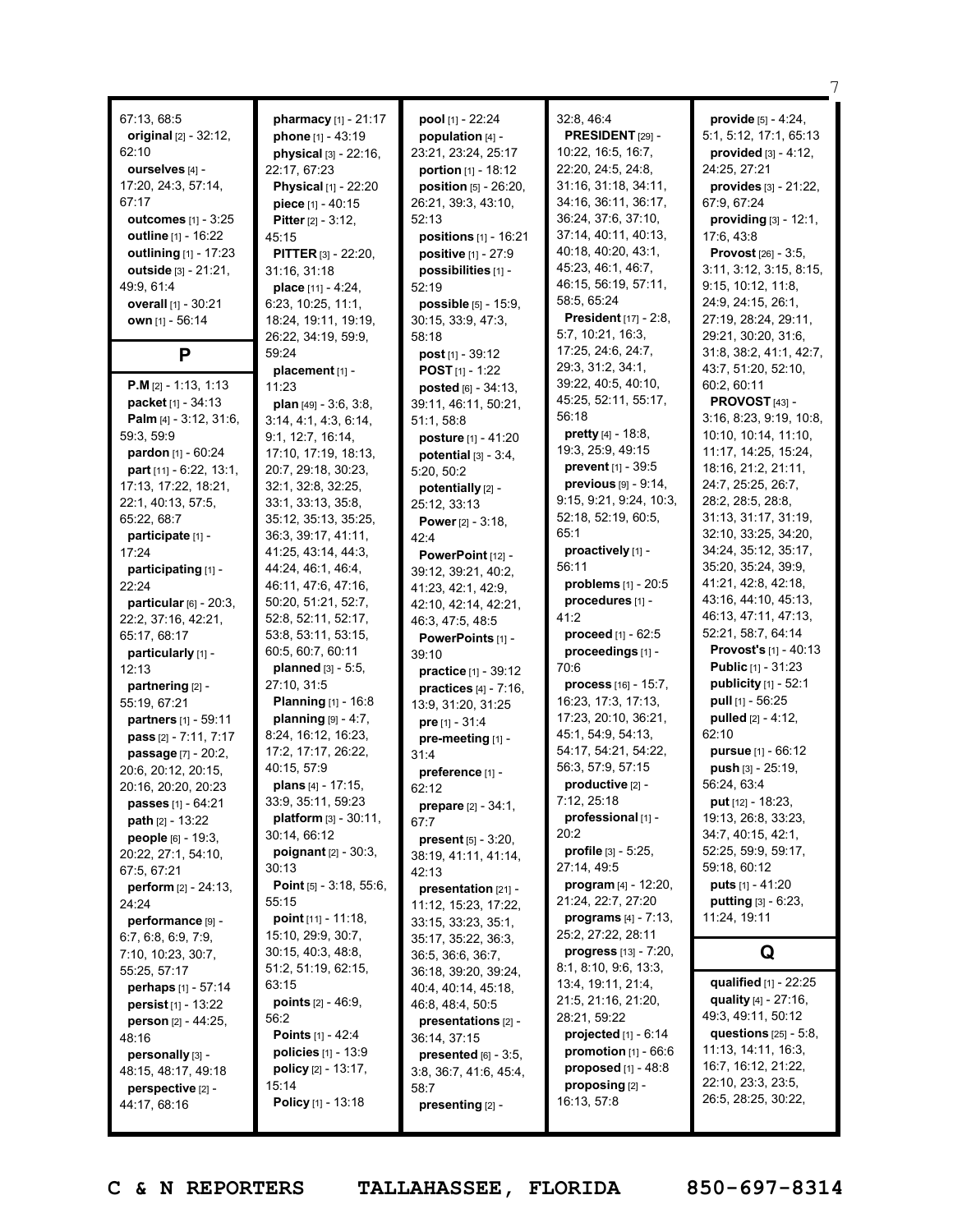67:13, 68:5
**original** [2] - 32:12, 62:10
**ourselves** [4] - 17:20, 24:3, 57:14, 67:17
**outcomes** [1] - 3:25
**outline** [1] - 16:22
**outlining** [1] - 17:23
**outside** [3] - 21:21, 49:9, 61:4
**overall** [1] - 30:21
**own** [1] - 56:14

## P

**P.M** [2] - 1:13, 1:13
**packet** [1] - 34:13
**Palm** [4] - 3:12, 31:6, 59:3, 59:9
**pardon** [1] - 60:24
**part** [11] - 6:22, 13:1, 17:13, 17:22, 18:21, 22:1, 40:13, 57:5, 65:22, 68:7
**participate** [1] - 17:24
**participating** [1] - 22:24
**particular** [6] - 20:3, 22:2, 37:16, 42:21, 65:17, 68:17
**particularly** [1] - 12:13
**partnering** [2] - 55:19, 67:21
**partners** [1] - 59:11
**pass** [2] - 7:11, 7:17
**passage** [7] - 20:2, 20:6, 20:12, 20:15, 20:16, 20:20, 20:23
**passes** [1] - 64:21
**path** [2] - 13:22
**people** [6] - 19:3, 20:22, 27:1, 54:10, 67:5, 67:21
**perform** [2] - 24:13, 24:24
**performance** [9] - 6:7, 6:8, 6:9, 7:9, 7:10, 10:23, 30:7, 55:25, 57:17
**perhaps** [1] - 57:14
**persist** [1] - 13:22
**person** [2] - 44:25, 48:16
**personally** [3] - 48:15, 48:17, 49:18
**perspective** [2] - 44:17, 68:16
**pharmacy** [1] - 21:17
**phone** [1] - 43:19
**physical** [3] - 22:16, 22:17, 67:23
**Physical** [1] - 22:20
**piece** [1] - 40:15
**Pitter** [2] - 3:12, 45:15
**PITTER** [3] - 22:20, 31:16, 31:18
**place** [11] - 4:24, 6:23, 10:25, 11:1, 18:24, 19:11, 19:19, 26:22, 34:19, 59:9, 59:24
**placement** [1] - 11:23
**plan** [49] - 3:6, 3:8, 3:14, 4:1, 4:3, 6:14, 9:1, 12:7, 16:14, 17:10, 17:19, 18:13, 20:7, 29:18, 30:23, 32:1, 32:8, 32:25, 33:1, 33:13, 35:8, 35:12, 35:13, 35:25, 36:3, 39:17, 41:11, 41:25, 43:14, 44:3, 44:24, 46:1, 46:4, 46:11, 47:6, 47:16, 50:20, 51:21, 52:7, 52:8, 52:11, 52:17, 53:8, 53:11, 53:15, 60:5, 60:7, 60:11
**planned** [3] - 5:5, 27:10, 31:5
**Planning** [1] - 16:8
**planning** [9] - 4:7, 8:24, 16:12, 16:23, 17:2, 17:17, 26:22, 40:15, 57:9
**plans** [4] - 17:15, 33:9, 35:11, 59:23
**platform** [3] - 30:11, 30:14, 66:12
**poignant** [2] - 30:3, 30:13
**Point** [5] - 3:18, 55:6, 55:15
**point** [11] - 11:18, 15:10, 29:9, 30:7, 30:15, 40:3, 48:8, 51:2, 51:19, 62:15, 63:15
**points** [2] - 46:9, 56:2
**Points** [1] - 42:4
**policies** [1] - 13:9
**policy** [2] - 13:17, 15:14
**Policy** [1] - 13:18
**pool** [1] - 22:24
**population** [4] - 23:21, 23:24, 25:17
**portion** [1] - 18:12
**position** [5] - 26:20, 26:21, 39:3, 43:10, 52:13
**positions** [1] - 16:21
**positive** [1] - 27:9
**possibilities** [1] - 52:19
**possible** [5] - 15:9, 30:15, 33:9, 47:3, 58:18
**post** [1] - 39:12
**POST** [1] - 1:22
**posted** [6] - 34:13, 39:11, 46:11, 50:21, 51:1, 58:8
**posture** [1] - 41:20
**potential** [3] - 3:4, 5:20, 50:2
**potentially** [2] - 25:12, 33:13
**Power** [2] - 3:18, 42:4
**PowerPoint** [12] - 39:12, 39:21, 40:2, 41:23, 42:1, 42:9, 42:10, 42:14, 42:21, 46:3, 47:5, 48:5
**PowerPoints** [1] - 39:10
**practice** [1] - 39:12
**practices** [4] - 7:16, 13:9, 31:20, 31:25
**pre** [1] - 31:4
**pre-meeting** [1] - 31:4
**preference** [1] - 62:12
**prepare** [2] - 34:1, 67:7
**present** [5] - 3:20, 38:19, 41:11, 41:14, 42:13
**presentation** [21] - 11:12, 15:23, 17:22, 33:15, 33:23, 35:1, 35:17, 35:22, 36:3, 36:5, 36:6, 36:7, 36:18, 39:20, 39:24, 40:4, 40:14, 45:18, 46:8, 48:4, 50:5
**presentations** [2] - 36:14, 37:15
**presented** [6] - 3:5, 3:8, 36:7, 41:6, 45:4, 58:7
**presenting** [2] - 32:8, 46:4
**PRESIDENT** [29] - 10:22, 16:5, 16:7, 22:20, 24:5, 24:8, 31:16, 31:18, 34:11, 34:16, 36:11, 36:17, 36:24, 37:6, 37:10, 37:14, 40:11, 40:13, 40:18, 40:20, 43:1, 45:23, 46:1, 46:7, 46:15, 56:19, 57:11, 58:5, 65:24
**President** [17] - 2:8, 5:7, 10:21, 16:3, 17:25, 24:6, 24:7, 29:3, 31:2, 34:1, 39:22, 40:5, 40:10, 45:25, 52:11, 55:17, 56:18
**pretty** [4] - 18:8, 19:3, 25:9, 49:15
**prevent** [1] - 39:5
**previous** [9] - 9:14, 9:15, 9:21, 9:24, 10:3, 52:18, 52:19, 60:5, 65:1
**proactively** [1] - 56:11
**problems** [1] - 20:5
**procedures** [1] - 41:2
**proceed** [1] - 62:5
**proceedings** [1] - 70:6
**process** [16] - 15:7, 16:23, 17:3, 17:13, 17:23, 20:10, 36:21, 45:1, 54:9, 54:13, 54:17, 54:21, 54:22, 56:3, 57:9, 57:15
**productive** [2] - 7:12, 25:18
**professional** [1] - 20:2
**profile** [3] - 5:25, 27:14, 49:5
**program** [4] - 12:20, 21:24, 22:7, 27:20
**programs** [4] - 7:13, 25:2, 27:22, 28:11
**progress** [13] - 7:20, 8:1, 8:10, 9:6, 13:3, 13:4, 19:11, 21:4, 21:5, 21:16, 21:20, 28:21, 59:22
**projected** [1] - 6:14
**promotion** [1] - 66:6
**proposed** [1] - 48:8
**proposing** [2] - 16:13, 57:8
**provide** [5] - 4:24, 5:1, 5:12, 17:1, 65:13
**provided** [3] - 4:12, 24:25, 27:21
**provides** [3] - 21:22, 67:9, 67:24
**providing** [3] - 12:1, 17:6, 43:8
**Provost** [26] - 3:5, 3:11, 3:12, 3:15, 8:15, 9:15, 10:12, 11:8, 24:9, 24:15, 26:1, 27:19, 28:24, 29:11, 29:21, 30:20, 31:6, 31:8, 38:2, 41:1, 42:7, 43:7, 51:20, 52:10, 60:2, 60:11
**PROVOST** [43] - 3:16, 8:23, 9:19, 10:8, 10:10, 10:14, 11:10, 11:17, 14:25, 15:24, 18:16, 21:2, 21:11, 24:7, 25:25, 26:7, 28:2, 28:5, 28:8, 31:13, 31:17, 31:19, 32:10, 33:25, 34:20, 34:24, 35:12, 35:17, 35:20, 35:24, 39:9, 41:21, 42:8, 42:18, 43:16, 44:10, 45:13, 46:13, 47:11, 47:13, 52:21, 58:7, 64:14
**Provost's** [1] - 40:13
**Public** [1] - 31:23
**publicity** [1] - 52:1
**pull** [1] - 56:25
**pulled** [2] - 4:12, 62:10
**pursue** [1] - 66:12
**push** [3] - 25:19, 56:24, 63:4
**put** [12] - 18:23, 19:13, 26:8, 33:23, 34:7, 40:15, 42:1, 52:25, 59:9, 59:17, 59:18, 60:12
**puts** [1] - 41:20
**putting** [3] - 6:23, 11:24, 19:11

## Q

**qualified** [1] - 22:25
**quality** [4] - 27:16, 49:3, 49:11, 50:12
**questions** [25] - 5:8, 11:13, 14:11, 16:3, 16:7, 16:12, 21:22, 22:10, 23:3, 23:5, 26:5, 28:25, 30:22,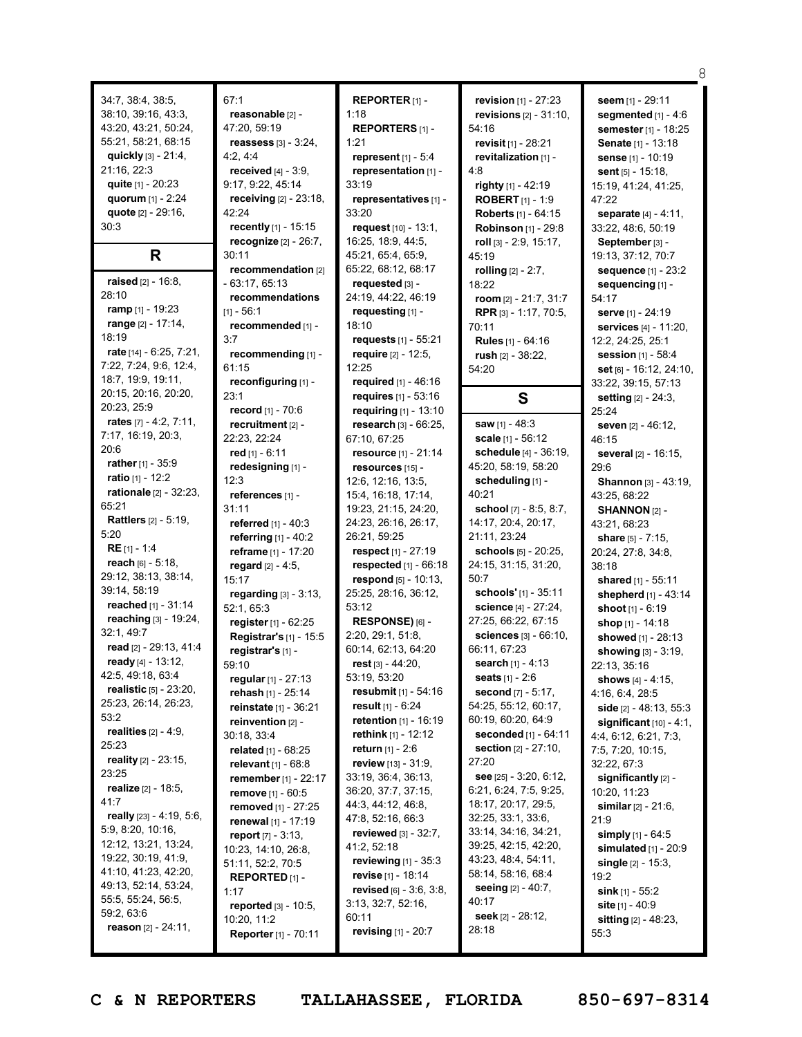34:7, 38:4, 38:5, 38:10, 39:16, 43:3, 43:20, 43:21, 50:24, 55:21, 58:21, 68:15
**quickly** [3] - 21:4, 21:16, 22:3
**quite** [1] - 20:23
**quorum** [1] - 2:24
**quote** [2] - 29:16, 30:3

## R

**raised** [2] - 16:8, 28:10
**ramp** [1] - 19:23
**range** [2] - 17:14, 18:19
**rate** [14] - 6:25, 7:21, 7:22, 7:24, 9:6, 12:4, 18:7, 19:9, 19:11, 20:15, 20:16, 20:20, 20:23, 25:9
**rates** [7] - 4:2, 7:11, 7:17, 16:19, 20:3, 20:6
**rather** [1] - 35:9
**ratio** [1] - 12:2
**rationale** [2] - 32:23, 65:21
**Rattlers** [2] - 5:19, 5:20
**RE** [1] - 1:4
**reach** [6] - 5:18, 29:12, 38:13, 38:14, 39:14, 58:19
**reached** [1] - 31:14
**reaching** [3] - 19:24, 32:1, 49:7
**read** [2] - 29:13, 41:4
**ready** [4] - 13:12, 42:5, 49:18, 63:4
**realistic** [5] - 23:20, 25:23, 26:14, 26:23, 53:2
**realities** [2] - 4:9, 25:23
**reality** [2] - 23:15, 23:25
**realize** [2] - 18:5, 41:7
**really** [23] - 4:19, 5:6, 5:9, 8:20, 10:16, 12:12, 13:21, 13:24, 19:22, 30:19, 41:9, 41:10, 41:23, 42:20, 49:13, 52:14, 53:24, 55:5, 55:24, 56:5, 59:2, 63:6
**reason** [2] - 24:11, 67:1
**reasonable** [2] - 47:20, 59:19
**reassess** [3] - 3:24, 4:2, 4:4
**received** [4] - 3:9, 9:17, 9:22, 45:14
**receiving** [2] - 23:18, 42:24
**recently** [1] - 15:15
**recognize** [2] - 26:7, 30:11
**recommendation** [2] - 63:17, 65:13
**recommendations** [1] - 56:1
**recommended** [1] - 3:7
**recommending** [1] - 61:15
**reconfiguring** [1] - 23:1
**record** [1] - 70:6
**recruitment** [2] - 22:23, 22:24
**red** [1] - 6:11
**redesigning** [1] - 12:3
**references** [1] - 31:11
**referred** [1] - 40:3
**referring** [1] - 40:2
**reframe** [1] - 17:20
**regard** [2] - 4:5, 15:17
**regarding** [3] - 3:13, 52:1, 65:3
**register** [1] - 62:25
**Registrar's** [1] - 15:5
**registrar's** [1] - 59:10
**regular** [1] - 27:13
**rehash** [1] - 25:14
**reinstate** [1] - 36:21
**reinvention** [2] - 30:18, 33:4
**related** [1] - 68:25
**relevant** [1] - 68:8
**remember** [1] - 22:17
**remove** [1] - 60:5
**removed** [1] - 27:25
**renewal** [1] - 17:19
**report** [7] - 3:13, 10:23, 14:10, 26:8, 51:11, 52:2, 70:5
**REPORTED** [1] - 1:17
**reported** [3] - 10:5, 10:20, 11:2
**Reporter** [1] - 70:11
**REPORTER** [1] - 1:18
**REPORTERS** [1] - 1:21
**represent** [1] - 5:4
**representation** [1] - 33:19
**representatives** [1] - 33:20
**request** [10] - 13:1, 16:25, 18:9, 44:5, 45:21, 65:4, 65:9, 65:22, 68:12, 68:17
**requested** [3] - 24:19, 44:22, 46:19
**requesting** [1] - 18:10
**requests** [1] - 55:21
**require** [2] - 12:5, 12:25
**required** [1] - 46:16
**requires** [1] - 53:16
**requiring** [1] - 13:10
**research** [3] - 66:25, 67:10, 67:25
**resource** [1] - 21:14
**resources** [15] - 12:6, 12:16, 13:5, 15:4, 16:18, 17:14, 19:23, 21:15, 24:20, 24:23, 26:16, 26:17, 26:21, 59:25
**respect** [1] - 27:19
**respected** [1] - 66:18
**respond** [5] - 10:13, 25:25, 28:16, 36:12, 53:12
**RESPONSE)** [6] - 2:20, 29:1, 51:8, 60:14, 62:13, 64:20
**rest** [3] - 44:20, 53:19, 53:20
**resubmit** [1] - 54:16
**result** [1] - 6:24
**retention** [1] - 16:19
**rethink** [1] - 12:12
**return** [1] - 2:6
**review** [13] - 31:9, 33:19, 36:4, 36:13, 36:20, 37:7, 37:15, 44:3, 44:12, 46:8, 47:8, 52:16, 66:3
**reviewed** [3] - 32:7, 41:2, 52:18
**reviewing** [1] - 35:3
**revise** [1] - 18:14
**revised** [6] - 3:6, 3:8, 3:13, 32:7, 52:16, 60:11
**revising** [1] - 20:7
**revision** [1] - 27:23
**revisions** [2] - 31:10, 54:16
**revisit** [1] - 28:21
**revitalization** [1] - 4:8
**righty** [1] - 42:19
**ROBERT** [1] - 1:9
**Roberts** [1] - 64:15
**Robinson** [1] - 29:8
**roll** [3] - 2:9, 15:17, 45:19
**rolling** [2] - 2:7, 18:22
**room** [2] - 21:7, 31:7
**RPR** [3] - 1:17, 70:5, 70:11
**Rules** [1] - 64:16
**rush** [2] - 38:22, 54:20

## S

**saw** [1] - 48:3
**scale** [1] - 56:12
**schedule** [4] - 36:19, 45:20, 58:19, 58:20
**scheduling** [1] - 40:21
**school** [7] - 8:5, 8:7, 14:17, 20:4, 20:17, 21:11, 23:24
**schools** [5] - 20:25, 24:15, 31:15, 31:20, 50:7
**schools'** [1] - 35:11
**science** [4] - 27:24, 27:25, 66:22, 67:15
**sciences** [3] - 66:10, 66:11, 67:23
**search** [1] - 4:13
**seats** [1] - 2:6
**second** [7] - 5:17, 54:25, 55:12, 60:17, 60:19, 60:20, 64:9
**seconded** [1] - 64:11
**section** [2] - 27:10, 27:20
**see** [25] - 3:20, 6:12, 6:21, 6:24, 7:5, 9:25, 18:17, 20:17, 29:5, 32:25, 33:1, 33:6, 33:14, 34:16, 34:21, 39:25, 42:15, 42:20, 43:23, 48:4, 54:11, 58:14, 58:16, 68:4
**seeing** [2] - 40:7, 40:17
**seek** [2] - 28:12, 28:18
**seem** [1] - 29:11
**segmented** [1] - 4:6
**semester** [1] - 18:25
**Senate** [1] - 13:18
**sense** [1] - 10:19
**sent** [5] - 15:18, 15:19, 41:24, 41:25, 47:22
**separate** [4] - 4:11, 33:22, 48:6, 50:19
**September** [3] - 19:13, 37:12, 70:7
**sequence** [1] - 23:2
**sequencing** [1] - 54:17
**serve** [1] - 24:19
**services** [4] - 11:20, 12:2, 24:25, 25:1
**session** [1] - 58:4
**set** [6] - 16:12, 24:10, 33:22, 39:15, 57:13
**setting** [2] - 24:3, 25:24
**seven** [2] - 46:12, 46:15
**several** [2] - 16:15, 29:6
**Shannon** [3] - 43:19, 43:25, 68:22
**SHANNON** [2] - 43:21, 68:23
**share** [5] - 7:15, 20:24, 27:8, 34:8, 38:18
**shared** [1] - 55:11
**shepherd** [1] - 43:14
**shoot** [1] - 6:19
**shop** [1] - 14:18
**showed** [1] - 28:13
**showing** [3] - 3:19, 22:13, 35:16
**shows** [4] - 4:15, 4:16, 6:4, 28:5
**side** [2] - 48:13, 55:3
**significant** [10] - 4:1, 4:4, 6:12, 6:21, 7:3, 7:5, 7:20, 10:15, 32:22, 67:3
**significantly** [2] - 10:20, 11:23
**similar** [2] - 21:6, 21:9
**simply** [1] - 64:5
**simulated** [1] - 20:9
**single** [2] - 15:3, 19:2
**sink** [1] - 55:2
**site** [1] - 40:9
**sitting** [2] - 48:23, 55:3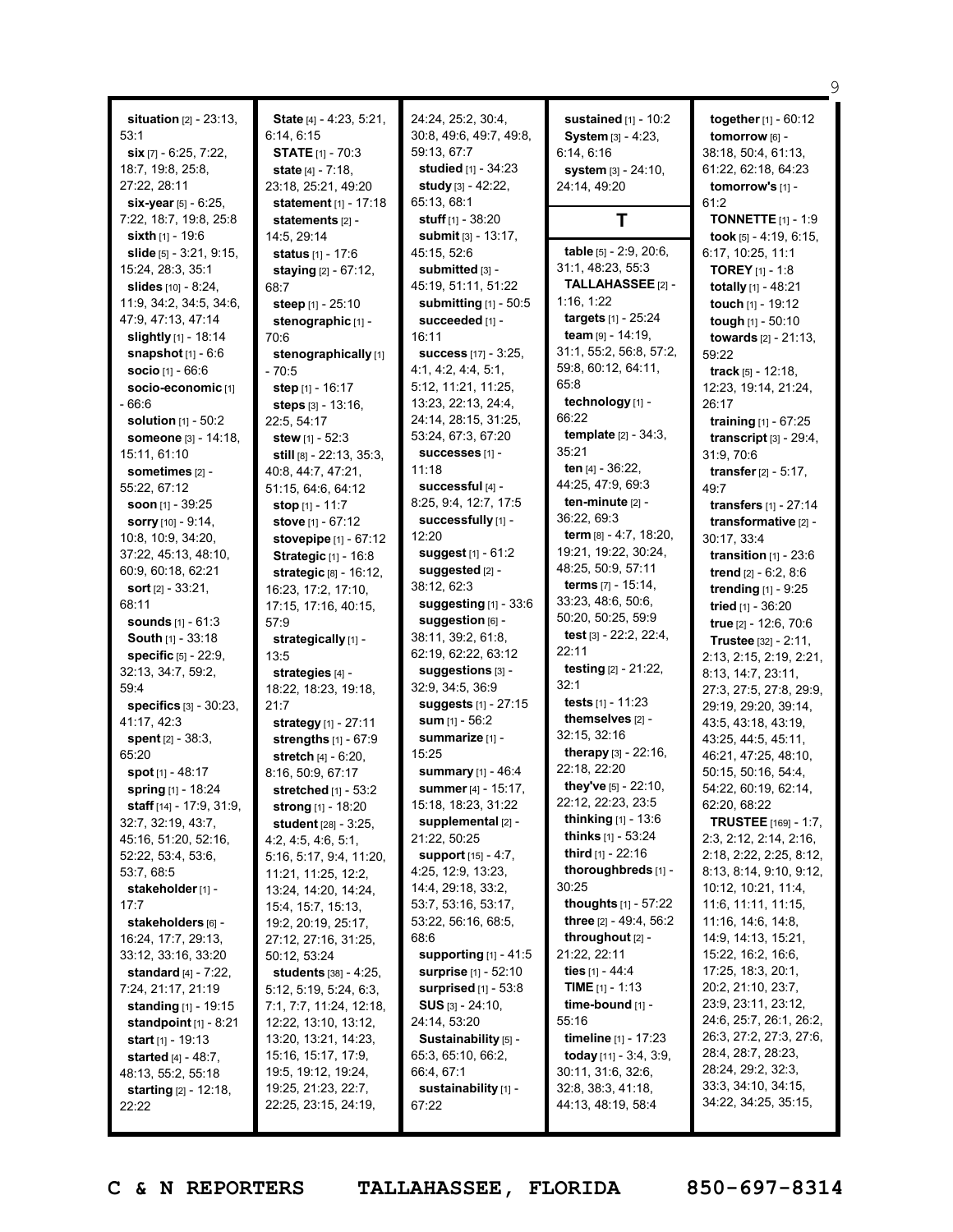**situation** [2] - 23:13, 53:1
**six** [7] - 6:25, 7:22, 18:7, 19:8, 25:8, 27:22, 28:11
**six-year** [5] - 6:25, 7:22, 18:7, 19:8, 25:8
**sixth** [1] - 19:6
**slide** [5] - 3:21, 9:15, 15:24, 28:3, 35:1
**slides** [10] - 8:24, 11:9, 34:2, 34:5, 34:6, 47:9, 47:13, 47:14
**slightly** [1] - 18:14
**snapshot** [1] - 6:6
**socio** [1] - 66:6
**socio-economic** [1] - 66:6
**solution** [1] - 50:2
**someone** [3] - 14:18, 15:11, 61:10
**sometimes** [2] - 55:22, 67:12
**soon** [1] - 39:25
**sorry** [10] - 9:14, 10:8, 10:9, 34:20, 37:22, 45:13, 48:10, 60:9, 60:18, 62:21
**sort** [2] - 33:21, 68:11
**sounds** [1] - 61:3
**South** [1] - 33:18
**specific** [5] - 22:9, 32:13, 34:7, 59:2, 59:4
**specifics** [3] - 30:23, 41:17, 42:3
**spent** [2] - 38:3, 65:20
**spot** [1] - 48:17
**spring** [1] - 18:24
**staff** [14] - 17:9, 31:9, 32:7, 32:19, 43:7, 45:16, 51:20, 52:16, 52:22, 53:4, 53:6, 53:7, 68:5
**stakeholder** [1] - 17:7
**stakeholders** [6] - 16:24, 17:7, 29:13, 33:12, 33:16, 33:20
**standard** [4] - 7:22, 7:24, 21:17, 21:19
**standing** [1] - 19:15
**standpoint** [1] - 8:21
**start** [1] - 19:13
**started** [4] - 48:7, 48:13, 55:2, 55:18
**starting** [2] - 12:18, 22:22
**State** [4] - 4:23, 5:21, 6:14, 6:15
**STATE** [1] - 70:3
**state** [4] - 7:18, 23:18, 25:21, 49:20
**statement** [1] - 17:18
**statements** [2] - 14:5, 29:14
**status** [1] - 17:6
**staying** [2] - 67:12, 68:7
**steep** [1] - 25:10
**stenographic** [1] - 70:6
**stenographically** [1] - 70:5
**step** [1] - 16:17
**steps** [3] - 13:16, 22:5, 54:17
**stew** [1] - 52:3
**still** [8] - 22:13, 35:3, 40:8, 44:7, 47:21, 51:15, 64:6, 64:12
**stop** [1] - 11:7
**stove** [1] - 67:12
**stovepipe** [1] - 67:12
**Strategic** [1] - 16:8
**strategic** [8] - 16:12, 16:23, 17:2, 17:10, 17:15, 17:16, 40:15, 57:9
**strategically** [1] - 13:5
**strategies** [4] - 18:22, 18:23, 19:18, 21:7
**strategy** [1] - 27:11
**strengths** [1] - 67:9
**stretch** [4] - 6:20, 8:16, 50:9, 67:17
**stretched** [1] - 53:2
**strong** [1] - 18:20
**student** [28] - 3:25, 4:2, 4:5, 4:6, 5:1, 5:16, 5:17, 9:4, 11:20, 11:21, 11:25, 12:2, 13:24, 14:20, 14:24, 15:4, 15:7, 15:13, 19:2, 20:19, 25:17, 27:12, 27:16, 31:25, 50:12, 53:24
**students** [38] - 4:25, 5:12, 5:19, 5:24, 6:3, 7:1, 7:7, 11:24, 12:18, 12:22, 13:10, 13:12, 13:20, 13:21, 14:23, 15:16, 15:17, 17:9, 19:5, 19:12, 19:24, 19:25, 21:23, 22:7, 22:25, 23:15, 24:19, 24:24, 25:2, 30:4, 30:8, 49:6, 49:7, 49:8, 59:13, 67:7
**studied** [1] - 34:23
**study** [3] - 42:22, 65:13, 68:1
**stuff** [1] - 38:20
**submit** [3] - 13:17, 45:15, 52:6
**submitted** [3] - 45:19, 51:11, 51:22
**submitting** [1] - 50:5
**succeeded** [1] - 16:11
**success** [17] - 3:25, 4:1, 4:2, 4:4, 5:1, 5:12, 11:21, 11:25, 13:23, 22:13, 24:4, 24:14, 28:15, 31:25, 53:24, 67:3, 67:20
**successes** [1] - 11:18
**successful** [4] - 8:25, 9:4, 12:7, 17:5
**successfully** [1] - 12:20
**suggest** [1] - 61:2
**suggested** [2] - 38:12, 62:3
**suggesting** [1] - 33:6
**suggestion** [6] - 38:11, 39:2, 61:8, 62:19, 62:22, 63:12
**suggestions** [3] - 32:9, 34:5, 36:9
**suggests** [1] - 27:15
**sum** [1] - 56:2
**summarize** [1] - 15:25
**summary** [1] - 46:4
**summer** [4] - 15:17, 15:18, 18:23, 31:22
**supplemental** [2] - 21:22, 50:25
**support** [15] - 4:7, 4:25, 12:9, 13:23, 14:4, 29:18, 33:2, 53:7, 53:16, 53:17, 53:22, 56:16, 68:5, 68:6
**supporting** [1] - 41:5
**surprise** [1] - 52:10
**surprised** [1] - 53:8
**SUS** [3] - 24:10, 24:14, 53:20
**Sustainability** [5] - 65:3, 65:10, 66:2, 66:4, 67:1
**sustainability** [1] - 67:22
**sustained** [1] - 10:2
**System** [3] - 4:23, 6:14, 6:16
**system** [3] - 24:10, 24:14, 49:20

## T

**table** [5] - 2:9, 20:6, 31:1, 48:23, 55:3
**TALLAHASSEE** [2] - 1:16, 1:22
**targets** [1] - 25:24
**team** [9] - 14:19, 31:1, 55:2, 56:8, 57:2, 59:8, 60:12, 64:11, 65:8
**technology** [1] - 66:22
**template** [2] - 34:3, 35:21
**ten** [4] - 36:22, 44:25, 47:9, 69:3
**ten-minute** [2] - 36:22, 69:3
**term** [8] - 4:7, 18:20, 19:21, 19:22, 30:24, 48:25, 50:9, 57:11
**terms** [7] - 15:14, 33:23, 48:6, 50:6, 50:20, 50:25, 59:9
**test** [3] - 22:2, 22:4, 22:11
**testing** [2] - 21:22, 32:1
**tests** [1] - 11:23
**themselves** [2] - 32:15, 32:16
**therapy** [3] - 22:16, 22:18, 22:20
**they've** [5] - 22:10, 22:12, 22:23, 23:5
**thinking** [1] - 13:6
**thinks** [1] - 53:24
**third** [1] - 22:16
**thoroughbreds** [1] - 30:25
**thoughts** [1] - 57:22
**three** [2] - 49:4, 56:2
**throughout** [2] - 21:22, 22:11
**ties** [1] - 44:4
**TIME** [1] - 1:13
**time-bound** [1] - 55:16
**timeline** [1] - 17:23
**today** [11] - 3:4, 3:9, 30:11, 31:6, 32:6, 32:8, 38:3, 41:18, 44:13, 48:19, 58:4
**together** [1] - 60:12
**tomorrow** [6] - 38:18, 50:4, 61:13, 61:22, 62:18, 64:23
**tomorrow's** [1] - 61:2
**TONNETTE** [1] - 1:9
**took** [5] - 4:19, 6:15, 6:17, 10:25, 11:1
**TOREY** [1] - 1:8
**totally** [1] - 48:21
**touch** [1] - 19:12
**tough** [1] - 50:10
**towards** [2] - 21:13, 59:22
**track** [5] - 12:18, 12:23, 19:14, 21:24, 26:17
**training** [1] - 67:25
**transcript** [3] - 29:4, 31:9, 70:6
**transfer** [2] - 5:17, 49:7
**transfers** [1] - 27:14
**transformative** [2] - 30:17, 33:4
**transition** [1] - 23:6
**trend** [2] - 6:2, 8:6
**trending** [1] - 9:25
**tried** [1] - 36:20
**true** [2] - 12:6, 70:6
**Trustee** [32] - 2:11, 2:13, 2:15, 2:19, 2:21, 8:13, 14:7, 23:11, 27:3, 27:5, 27:8, 29:9, 29:19, 29:20, 39:14, 43:5, 43:18, 43:19, 43:25, 44:5, 45:11, 46:21, 47:25, 48:10, 50:15, 50:16, 54:4, 54:22, 60:19, 62:14, 62:20, 68:22
**TRUSTEE** [169] - 1:7, 2:3, 2:12, 2:14, 2:16, 2:18, 2:22, 2:25, 8:12, 8:13, 8:14, 9:10, 9:12, 10:12, 10:21, 11:4, 11:6, 11:11, 11:15, 11:16, 14:6, 14:8, 14:9, 14:13, 15:21, 15:22, 16:2, 16:6, 17:25, 18:3, 20:1, 20:2, 21:10, 23:7, 23:9, 23:11, 23:12, 24:6, 25:7, 26:1, 26:2, 26:3, 27:2, 27:3, 27:6, 28:4, 28:7, 28:23, 28:24, 29:2, 32:3, 33:3, 34:10, 34:15, 34:22, 34:25, 35:15,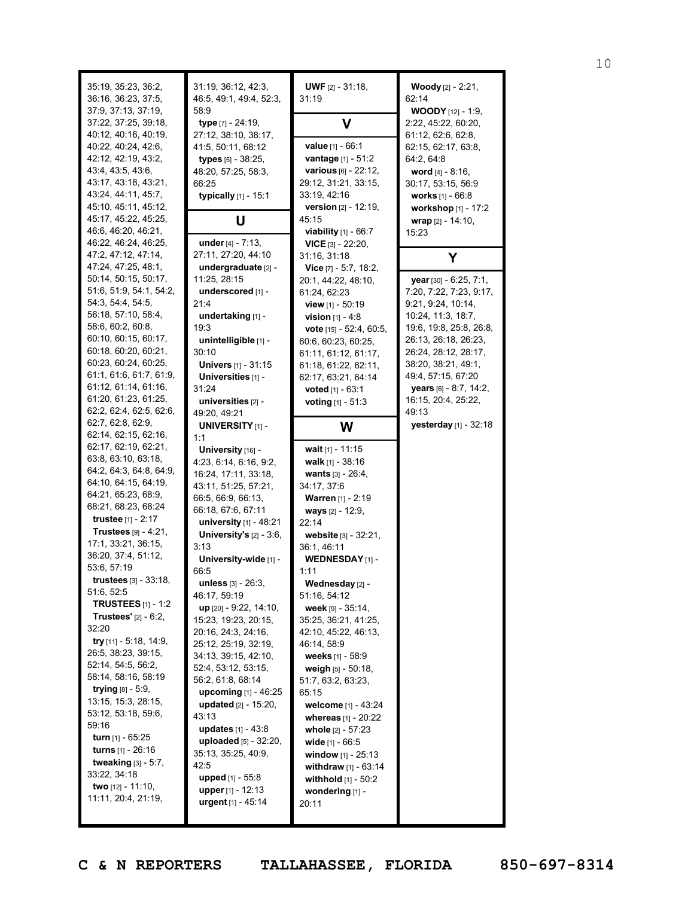35:19, 35:23, 36:2, 36:16, 36:23, 37:5, 37:9, 37:13, 37:19, 37:22, 37:25, 39:18, 40:12, 40:16, 40:19, 40:22, 40:24, 42:6, 42:12, 42:19, 43:2, 43:4, 43:5, 43:6, 43:17, 43:18, 43:21, 43:24, 44:11, 45:7, 45:10, 45:11, 45:12, 45:17, 45:22, 45:25, 46:6, 46:20, 46:21, 46:22, 46:24, 46:25, 47:2, 47:12, 47:14, 47:24, 47:25, 48:1, 50:14, 50:15, 50:17, 51:6, 51:9, 54:1, 54:2, 54:3, 54:4, 54:5, 56:18, 57:10, 58:4, 58:6, 60:2, 60:8, 60:10, 60:15, 60:17, 60:18, 60:20, 60:21, 60:23, 60:24, 60:25, 61:1, 61:6, 61:7, 61:9, 61:12, 61:14, 61:16, 61:20, 61:23, 61:25, 62:2, 62:4, 62:5, 62:6, 62:7, 62:8, 62:9, 62:14, 62:15, 62:16, 62:17, 62:19, 62:21, 63:8, 63:10, 63:18, 64:2, 64:3, 64:8, 64:9, 64:10, 64:15, 64:19, 64:21, 65:23, 68:9, 68:21, 68:23, 68:24

**trustee** [1] - 2:17
**Trustees** [9] - 4:21, 17:1, 33:21, 36:15, 36:20, 37:4, 51:12, 53:6, 57:19
**trustees** [3] - 33:18, 51:6, 52:5
**TRUSTEES** [1] - 1:2
**Trustees'** [2] - 6:2, 32:20
**try** [11] - 5:18, 14:9, 26:5, 38:23, 39:15, 52:14, 54:5, 56:2, 58:14, 58:16, 58:19
**trying** [8] - 5:9, 13:15, 15:3, 28:15, 53:12, 53:18, 59:6, 59:16
**turn** [1] - 65:25
**turns** [1] - 26:16
**tweaking** [3] - 5:7, 33:22, 34:18
**two** [12] - 11:10, 11:11, 20:4, 21:19, 31:19, 36:12, 42:3, 46:5, 49:1, 49:4, 52:3, 58:9
**type** [7] - 24:19, 27:12, 38:10, 38:17, 41:5, 50:11, 68:12
**types** [5] - 38:25, 48:20, 57:25, 58:3, 66:25
**typically** [1] - 15:1

## U

**under** [4] - 7:13, 27:11, 27:20, 44:10
**undergraduate** [2] - 11:25, 28:15
**underscored** [1] - 21:4
**undertaking** [1] - 19:3
**unintelligible** [1] - 30:10
**Univers** [1] - 31:15
**Universities** [1] - 31:24
**universities** [2] - 49:20, 49:21
**UNIVERSITY** [1] - 1:1
**University** [16] - 4:23, 6:14, 6:16, 9:2, 16:24, 17:11, 33:18, 43:11, 51:25, 57:21, 66:5, 66:9, 66:13, 66:18, 67:6, 67:11
**university** [1] - 48:21
**University's** [2] - 3:6, 3:13
**University-wide** [1] - 66:5
**unless** [3] - 26:3, 46:17, 59:19
**up** [20] - 9:22, 14:10, 15:23, 19:23, 20:15, 20:16, 24:3, 24:16, 25:12, 25:19, 32:19, 34:13, 39:15, 42:10, 52:4, 53:12, 53:15, 56:2, 61:8, 68:14
**upcoming** [1] - 46:25
**updated** [2] - 15:20, 43:13
**updates** [1] - 43:8
**uploaded** [5] - 32:20, 35:13, 35:25, 40:9, 42:5
**upped** [1] - 55:8
**upper** [1] - 12:13
**urgent** [1] - 45:14
**UWF** [2] - 31:18, 31:19

## V

**value** [1] - 66:1
**vantage** [1] - 51:2
**various** [6] - 22:12, 29:12, 31:21, 33:15, 33:19, 42:16
**version** [2] - 12:19, 45:15
**viability** [1] - 66:7
**VICE** [3] - 22:20, 31:16, 31:18
**Vice** [7] - 5:7, 18:2, 20:1, 44:22, 48:10, 61:24, 62:23
**view** [1] - 50:19
**vision** [1] - 4:8
**vote** [15] - 52:4, 60:5, 60:6, 60:23, 60:25, 61:11, 61:12, 61:17, 61:18, 61:22, 62:11, 62:17, 63:21, 64:14
**voted** [1] - 63:1
**voting** [1] - 51:3

## W

**wait** [1] - 11:15
**walk** [1] - 38:16
**wants** [3] - 26:4, 34:17, 37:6
**Warren** [1] - 2:19
**ways** [2] - 12:9, 22:14
**website** [3] - 32:21, 36:1, 46:11
**WEDNESDAY** [1] - 1:11
**Wednesday** [2] - 51:16, 54:12
**week** [9] - 35:14, 35:25, 36:21, 41:25, 42:10, 45:22, 46:13, 46:14, 58:9
**weeks** [1] - 58:9
**weigh** [5] - 50:18, 51:7, 63:2, 63:23, 65:15
**welcome** [1] - 43:24
**whereas** [1] - 20:22
**whole** [2] - 57:23
**wide** [1] - 66:5
**window** [1] - 25:13
**withdraw** [1] - 63:14
**withhold** [1] - 50:2
**wondering** [1] - 20:11
**Woody** [2] - 2:21, 62:14
**WOODY** [12] - 1:9, 2:22, 45:22, 60:20, 61:12, 62:6, 62:8, 62:15, 62:17, 63:8, 64:2, 64:8
**word** [4] - 8:16, 30:17, 53:15, 56:9
**works** [1] - 66:8
**workshop** [1] - 17:2
**wrap** [2] - 14:10, 15:23

## Y

**year** [30] - 6:25, 7:1, 7:20, 7:22, 7:23, 9:17, 9:21, 9:24, 10:14, 10:24, 11:3, 18:7, 19:6, 19:8, 25:8, 26:8, 26:13, 26:18, 26:23, 26:24, 28:12, 28:17, 38:20, 38:21, 49:1, 49:4, 57:15, 67:20
**years** [6] - 8:7, 14:2, 16:15, 20:4, 25:22, 49:13
**yesterday** [1] - 32:18

C & N REPORTERS TALLAHASSEE, FLORIDA 850-697-8314